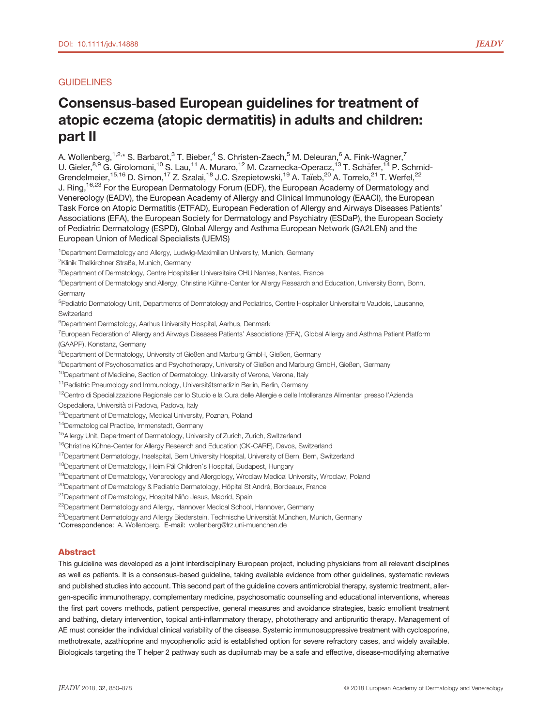GUIDELINES

# Consensus-based European guidelines for treatment of atopic eczema (atopic dermatitis) in adults and children: part II

A. Wollenberg,[1,2,*] S. Barbarot,[3] T. Bieber,[4] S. Christen-Zaech,[5] M. Deleuran,[6] A. Fink-Wagner,[7] U. Gieler,[8,9] G. Girolomoni,[10] S. Lau,[11] A. Muraro,[12] M. Czarnecka-Operacz,[13] T. Schäfer,[14] P. Schmid-Grendelmeier,[15,16] D. Simon,[17] Z. Szalai,[18] J.C. Szepietowski,[19] A. Taïeb,[20] A. Torrelo,[21] T. Werfel,[22] J. Ring,[16,23] For the European Dermatology Forum (EDF), the European Academy of Dermatology and Venereology (EADV), the European Academy of Allergy and Clinical Immunology (EAACI), the European Task Force on Atopic Dermatitis (ETFAD), European Federation of Allergy and Airways Diseases Patients' Associations (EFA), the European Society for Dermatology and Psychiatry (ESDaP), the European Society of Pediatric Dermatology (ESPD), Global Allergy and Asthma European Network (GA2LEN) and the European Union of Medical Specialists (UEMS)

[1]Department Dermatology and Allergy, Ludwig-Maximilian University, Munich, Germany
[2]Klinik Thalkirchner Straße, Munich, Germany
[3]Department of Dermatology, Centre Hospitalier Universitaire CHU Nantes, Nantes, France
[4]Department of Dermatology and Allergy, Christine Kühne-Center for Allergy Research and Education, University Bonn, Bonn, Germany
[5]Pediatric Dermatology Unit, Departments of Dermatology and Pediatrics, Centre Hospitalier Universitaire Vaudois, Lausanne, Switzerland
[6]Department Dermatology, Aarhus University Hospital, Aarhus, Denmark
[7]European Federation of Allergy and Airways Diseases Patients' Associations (EFA), Global Allergy and Asthma Patient Platform (GAAPP), Konstanz, Germany
[8]Department of Dermatology, University of Gießen and Marburg GmbH, Gießen, Germany
[9]Department of Psychosomatics and Psychotherapy, University of Gießen and Marburg GmbH, Gießen, Germany
[10]Department of Medicine, Section of Dermatology, University of Verona, Verona, Italy
[11]Pediatric Pneumology and Immunology, Universitätsmedizin Berlin, Berlin, Germany
[12]Centro di Specializzazione Regionale per lo Studio e la Cura delle Allergie e delle Intolleranze Alimentari presso l'Azienda Ospedaliera, Università di Padova, Padova, Italy
[13]Department of Dermatology, Medical University, Poznan, Poland
[14]Dermatological Practice, Immenstadt, Germany
[15]Allergy Unit, Department of Dermatology, University of Zurich, Zurich, Switzerland
[16]Christine Kühne-Center for Allergy Research and Education (CK-CARE), Davos, Switzerland
[17]Department Dermatology, Inselspital, Bern University Hospital, University of Bern, Bern, Switzerland
[18]Department of Dermatology, Heim Pál Children's Hospital, Budapest, Hungary
[19]Department of Dermatology, Venereology and Allergology, Wroclaw Medical University, Wroclaw, Poland
[20]Department of Dermatology & Pediatric Dermatology, Hôpital St André, Bordeaux, France
[21]Department of Dermatology, Hospital Niño Jesus, Madrid, Spain
[22]Department Dermatology and Allergy, Hannover Medical School, Hannover, Germany
[23]Department Dermatology and Allergy Biederstein, Technische Universität München, Munich, Germany
*Correspondence: A. Wollenberg. E-mail: wollenberg@lrz.uni-muenchen.de

## Abstract

This guideline was developed as a joint interdisciplinary European project, including physicians from all relevant disciplines as well as patients. It is a consensus-based guideline, taking available evidence from other guidelines, systematic reviews and published studies into account. This second part of the guideline covers antimicrobial therapy, systemic treatment, allergen-specific immunotherapy, complementary medicine, psychosomatic counselling and educational interventions, whereas the first part covers methods, patient perspective, general measures and avoidance strategies, basic emollient treatment and bathing, dietary intervention, topical anti-inflammatory therapy, phototherapy and antipruritic therapy. Management of AE must consider the individual clinical variability of the disease. Systemic immunosuppressive treatment with cyclosporine, methotrexate, azathioprine and mycophenolic acid is established option for severe refractory cases, and widely available. Biologicals targeting the T helper 2 pathway such as dupilumab may be a safe and effective, disease-modifying alternative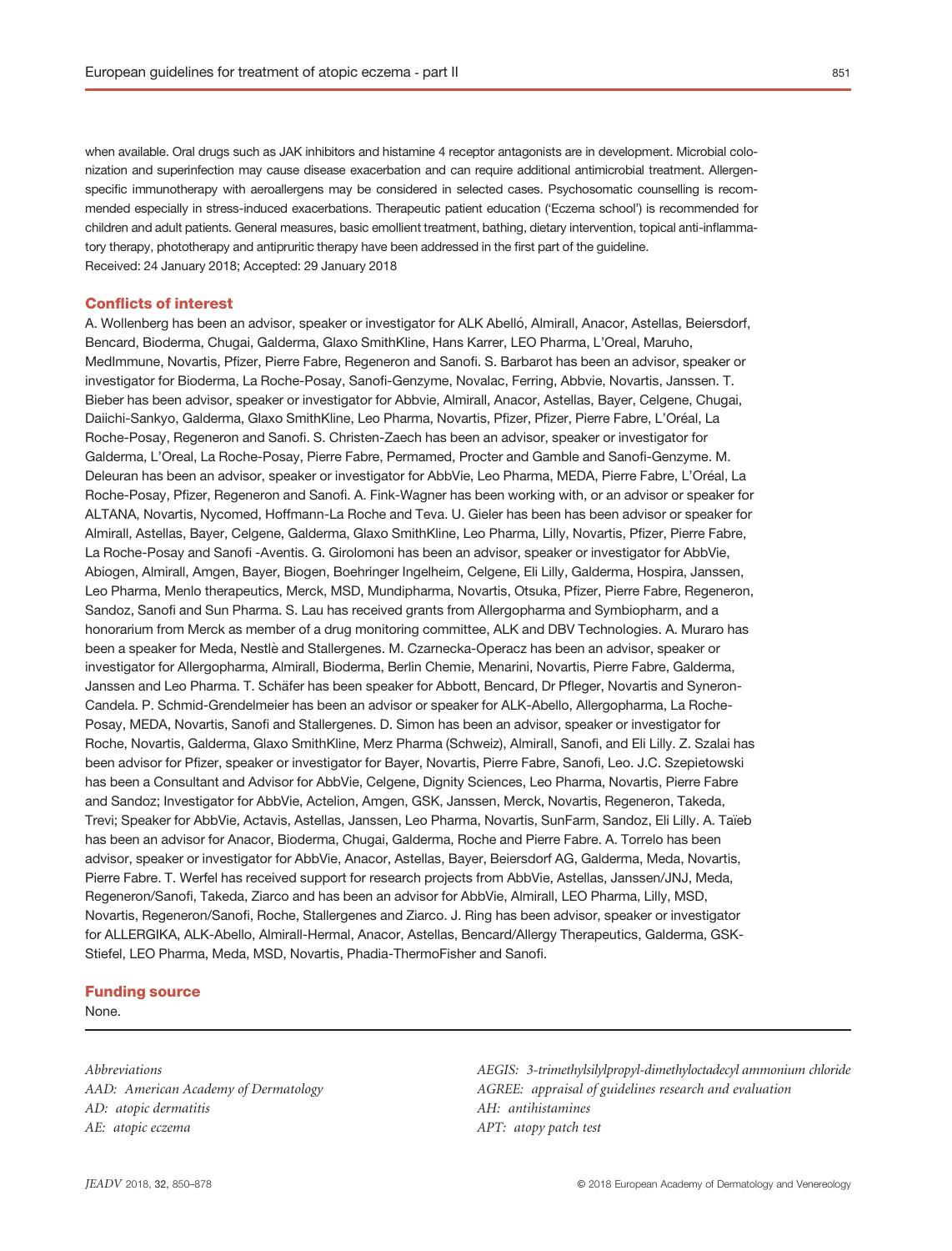when available. Oral drugs such as JAK inhibitors and histamine 4 receptor antagonists are in development. Microbial colonization and superinfection may cause disease exacerbation and can require additional antimicrobial treatment. Allergen-specific immunotherapy with aeroallergens may be considered in selected cases. Psychosomatic counselling is recommended especially in stress-induced exacerbations. Therapeutic patient education ('Eczema school') is recommended for children and adult patients. General measures, basic emollient treatment, bathing, dietary intervention, topical anti-inflammatory therapy, phototherapy and antipruritic therapy have been addressed in the first part of the guideline.
Received: 24 January 2018; Accepted: 29 January 2018

## Conflicts of interest

A. Wollenberg has been an advisor, speaker or investigator for ALK Abelló, Almirall, Anacor, Astellas, Beiersdorf, Bencard, Bioderma, Chugai, Galderma, Glaxo SmithKline, Hans Karrer, LEO Pharma, L'Oreal, Maruho, MedImmune, Novartis, Pfizer, Pierre Fabre, Regeneron and Sanofi. S. Barbarot has been an advisor, speaker or investigator for Bioderma, La Roche-Posay, Sanofi-Genzyme, Novalac, Ferring, Abbvie, Novartis, Janssen. T. Bieber has been advisor, speaker or investigator for Abbvie, Almirall, Anacor, Astellas, Bayer, Celgene, Chugai, Daiichi-Sankyo, Galderma, Glaxo SmithKline, Leo Pharma, Novartis, Pfizer, Pfizer, Pierre Fabre, L'Oréal, La Roche-Posay, Regeneron and Sanofi. S. Christen-Zaech has been an advisor, speaker or investigator for Galderma, L'Oreal, La Roche-Posay, Pierre Fabre, Permamed, Procter and Gamble and Sanofi-Genzyme. M. Deleuran has been an advisor, speaker or investigator for AbbVie, Leo Pharma, MEDA, Pierre Fabre, L'Oréal, La Roche-Posay, Pfizer, Regeneron and Sanofi. A. Fink-Wagner has been working with, or an advisor or speaker for ALTANA, Novartis, Nycomed, Hoffmann-La Roche and Teva. U. Gieler has been has been advisor or speaker for Almirall, Astellas, Bayer, Celgene, Galderma, Glaxo SmithKline, Leo Pharma, Lilly, Novartis, Pfizer, Pierre Fabre, La Roche-Posay and Sanofi -Aventis. G. Girolomoni has been an advisor, speaker or investigator for AbbVie, Abiogen, Almirall, Amgen, Bayer, Biogen, Boehringer Ingelheim, Celgene, Eli Lilly, Galderma, Hospira, Janssen, Leo Pharma, Menlo therapeutics, Merck, MSD, Mundipharma, Novartis, Otsuka, Pfizer, Pierre Fabre, Regeneron, Sandoz, Sanofi and Sun Pharma. S. Lau has received grants from Allergopharma and Symbiopharm, and a honorarium from Merck as member of a drug monitoring committee, ALK and DBV Technologies. A. Muraro has been a speaker for Meda, Nestlè and Stallergenes. M. Czarnecka-Operacz has been an advisor, speaker or investigator for Allergopharma, Almirall, Bioderma, Berlin Chemie, Menarini, Novartis, Pierre Fabre, Galderma, Janssen and Leo Pharma. T. Schäfer has been speaker for Abbott, Bencard, Dr Pfleger, Novartis and Syneron-Candela. P. Schmid-Grendelmeier has been an advisor or speaker for ALK-Abello, Allergopharma, La Roche-Posay, MEDA, Novartis, Sanofi and Stallergenes. D. Simon has been an advisor, speaker or investigator for Roche, Novartis, Galderma, Glaxo SmithKline, Merz Pharma (Schweiz), Almirall, Sanofi, and Eli Lilly. Z. Szalai has been advisor for Pfizer, speaker or investigator for Bayer, Novartis, Pierre Fabre, Sanofi, Leo. J.C. Szepietowski has been a Consultant and Advisor for AbbVie, Celgene, Dignity Sciences, Leo Pharma, Novartis, Pierre Fabre and Sandoz; Investigator for AbbVie, Actelion, Amgen, GSK, Janssen, Merck, Novartis, Regeneron, Takeda, Trevi; Speaker for AbbVie, Actavis, Astellas, Janssen, Leo Pharma, Novartis, SunFarm, Sandoz, Eli Lilly. A. Taïeb has been an advisor for Anacor, Bioderma, Chugai, Galderma, Roche and Pierre Fabre. A. Torrelo has been advisor, speaker or investigator for AbbVie, Anacor, Astellas, Bayer, Beiersdorf AG, Galderma, Meda, Novartis, Pierre Fabre. T. Werfel has received support for research projects from AbbVie, Astellas, Janssen/JNJ, Meda, Regeneron/Sanofi, Takeda, Ziarco and has been an advisor for AbbVie, Almirall, LEO Pharma, Lilly, MSD, Novartis, Regeneron/Sanofi, Roche, Stallergenes and Ziarco. J. Ring has been advisor, speaker or investigator for ALLERGIKA, ALK-Abello, Almirall-Hermal, Anacor, Astellas, Bencard/Allergy Therapeutics, Galderma, GSK-Stiefel, LEO Pharma, Meda, MSD, Novartis, Phadia-ThermoFisher and Sanofi.

## Funding source

None.

*Abbreviations*
*AAD: American Academy of Dermatology*
*AD: atopic dermatitis*
*AE: atopic eczema*
*AEGIS: 3-trimethylsilylpropyl-dimethyloctadecyl ammonium chloride*
*AGREE: appraisal of guidelines research and evaluation*
*AH: antihistamines*
*APT: atopy patch test*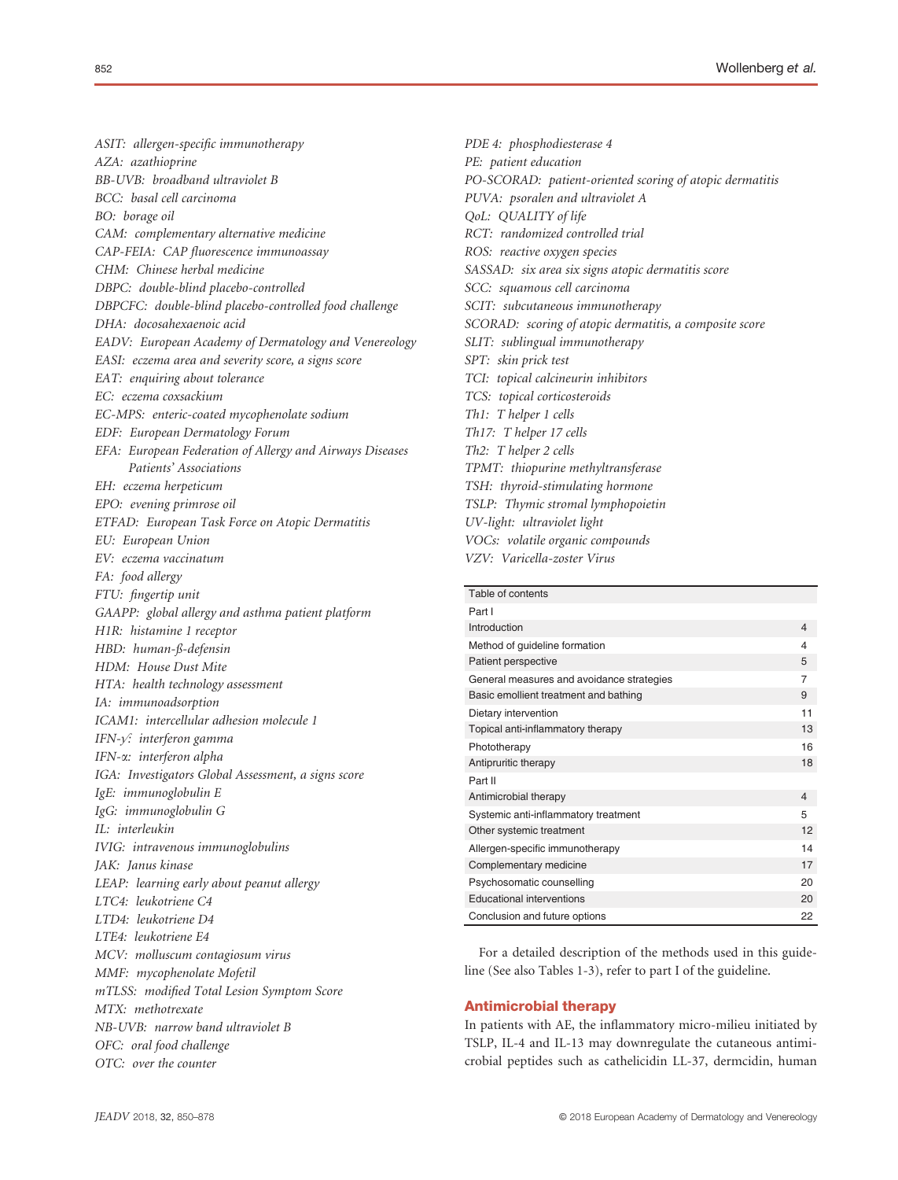*ASIT: allergen-specific immunotherapy*
*AZA: azathioprine*
*BB-UVB: broadband ultraviolet B*
*BCC: basal cell carcinoma*
*BO: borage oil*
*CAM: complementary alternative medicine*
*CAP-FEIA: CAP fluorescence immunoassay*
*CHM: Chinese herbal medicine*
*DBPC: double-blind placebo-controlled*
*DBPCFC: double-blind placebo-controlled food challenge*
*DHA: docosahexaenoic acid*
*EADV: European Academy of Dermatology and Venereology*
*EASI: eczema area and severity score, a signs score*
*EAT: enquiring about tolerance*
*EC: eczema coxsackium*
*EC-MPS: enteric-coated mycophenolate sodium*
*EDF: European Dermatology Forum*
*EFA: European Federation of Allergy and Airways Diseases Patients' Associations*
*EH: eczema herpeticum*
*EPO: evening primrose oil*
*ETFAD: European Task Force on Atopic Dermatitis*
*EU: European Union*
*EV: eczema vaccinatum*
*FA: food allergy*
*FTU: fingertip unit*
*GAAPP: global allergy and asthma patient platform*
*H1R: histamine 1 receptor*
*HBD: human-ß-defensin*
*HDM: House Dust Mite*
*HTA: health technology assessment*
*IA: immunoadsorption*
*ICAM1: intercellular adhesion molecule 1*
*IFN-γ: interferon gamma*
*IFN-α: interferon alpha*
*IGA: Investigators Global Assessment, a signs score*
*IgE: immunoglobulin E*
*IgG: immunoglobulin G*
*IL: interleukin*
*IVIG: intravenous immunoglobulins*
*JAK: Janus kinase*
*LEAP: learning early about peanut allergy*
*LTC4: leukotriene C4*
*LTD4: leukotriene D4*
*LTE4: leukotriene E4*
*MCV: molluscum contagiosum virus*
*MMF: mycophenolate Mofetil*
*mTLSS: modified Total Lesion Symptom Score*
*MTX: methotrexate*
*NB-UVB: narrow band ultraviolet B*
*OFC: oral food challenge*
*OTC: over the counter*
*PDE 4: phosphodiesterase 4*
*PE: patient education*
*PO-SCORAD: patient-oriented scoring of atopic dermatitis*
*PUVA: psoralen and ultraviolet A*
*QoL: QUALITY of life*
*RCT: randomized controlled trial*
*ROS: reactive oxygen species*
*SASSAD: six area six signs atopic dermatitis score*
*SCC: squamous cell carcinoma*
*SCIT: subcutaneous immunotherapy*
*SCORAD: scoring of atopic dermatitis, a composite score*
*SLIT: sublingual immunotherapy*
*SPT: skin prick test*
*TCI: topical calcineurin inhibitors*
*TCS: topical corticosteroids*
*Th1: T helper 1 cells*
*Th17: T helper 17 cells*
*Th2: T helper 2 cells*
*TPMT: thiopurine methyltransferase*
*TSH: thyroid-stimulating hormone*
*TSLP: Thymic stromal lymphopoietin*
*UV-light: ultraviolet light*
*VOCs: volatile organic compounds*
*VZV: Varicella-zoster Virus*

| Table of contents | |
|---|---|
| Part I | |
| Introduction | 4 |
| Method of guideline formation | 4 |
| Patient perspective | 5 |
| General measures and avoidance strategies | 7 |
| Basic emollient treatment and bathing | 9 |
| Dietary intervention | 11 |
| Topical anti-inflammatory therapy | 13 |
| Phototherapy | 16 |
| Antipruritic therapy | 18 |
| Part II | |
| Antimicrobial therapy | 4 |
| Systemic anti-inflammatory treatment | 5 |
| Other systemic treatment | 12 |
| Allergen-specific immunotherapy | 14 |
| Complementary medicine | 17 |
| Psychosomatic counselling | 20 |
| Educational interventions | 20 |
| Conclusion and future options | 22 |

For a detailed description of the methods used in this guideline (See also Tables 1-3), refer to part I of the guideline.

## Antimicrobial therapy

In patients with AE, the inflammatory micro-milieu initiated by TSLP, IL-4 and IL-13 may downregulate the cutaneous antimicrobial peptides such as cathelicidin LL-37, dermcidin, human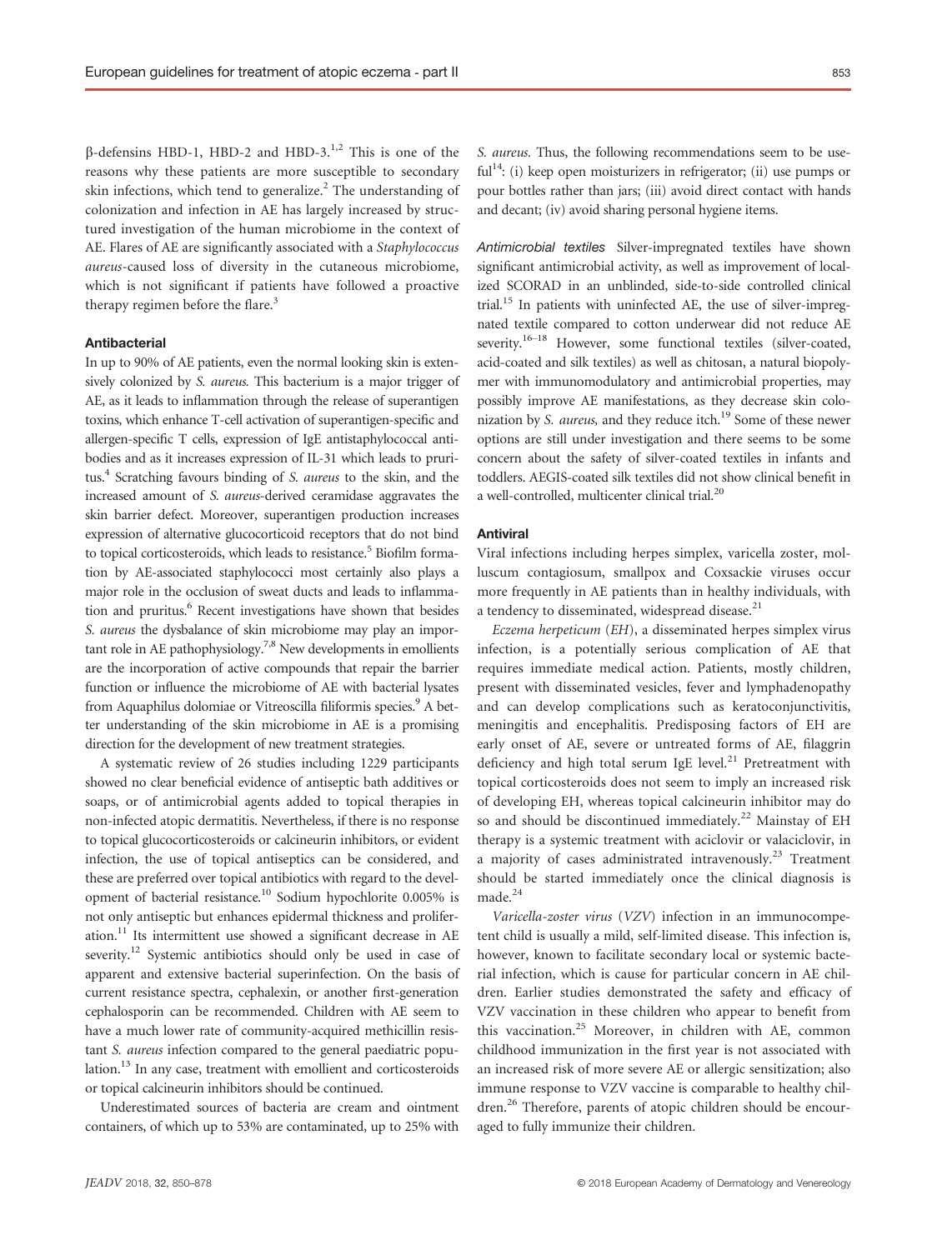β-defensins HBD-1, HBD-2 and HBD-3.[1,2] This is one of the reasons why these patients are more susceptible to secondary skin infections, which tend to generalize.[2] The understanding of colonization and infection in AE has largely increased by structured investigation of the human microbiome in the context of AE. Flares of AE are significantly associated with a *Staphylococcus aureus*-caused loss of diversity in the cutaneous microbiome, which is not significant if patients have followed a proactive therapy regimen before the flare.[3]

### Antibacterial

In up to 90% of AE patients, even the normal looking skin is extensively colonized by *S. aureus.* This bacterium is a major trigger of AE, as it leads to inflammation through the release of superantigen toxins, which enhance T-cell activation of superantigen-specific and allergen-specific T cells, expression of IgE antistaphylococcal antibodies and as it increases expression of IL-31 which leads to pruritus.[4] Scratching favours binding of *S. aureus* to the skin, and the increased amount of *S. aureus*-derived ceramidase aggravates the skin barrier defect. Moreover, superantigen production increases expression of alternative glucocorticoid receptors that do not bind to topical corticosteroids, which leads to resistance.[5] Biofilm formation by AE-associated staphylococci most certainly also plays a major role in the occlusion of sweat ducts and leads to inflammation and pruritus.[6] Recent investigations have shown that besides *S. aureus* the dysbalance of skin microbiome may play an important role in AE pathophysiology.[7,8] New developments in emollients are the incorporation of active compounds that repair the barrier function or influence the microbiome of AE with bacterial lysates from Aquaphilus dolomiae or Vitreoscilla filiformis species.[9] A better understanding of the skin microbiome in AE is a promising direction for the development of new treatment strategies.

A systematic review of 26 studies including 1229 participants showed no clear beneficial evidence of antiseptic bath additives or soaps, or of antimicrobial agents added to topical therapies in non-infected atopic dermatitis. Nevertheless, if there is no response to topical glucocorticosteroids or calcineurin inhibitors, or evident infection, the use of topical antiseptics can be considered, and these are preferred over topical antibiotics with regard to the development of bacterial resistance.[10] Sodium hypochlorite 0.005% is not only antiseptic but enhances epidermal thickness and proliferation.[11] Its intermittent use showed a significant decrease in AE severity.[12] Systemic antibiotics should only be used in case of apparent and extensive bacterial superinfection. On the basis of current resistance spectra, cephalexin, or another first-generation cephalosporin can be recommended. Children with AE seem to have a much lower rate of community-acquired methicillin resistant *S. aureus* infection compared to the general paediatric population.[13] In any case, treatment with emollient and corticosteroids or topical calcineurin inhibitors should be continued.

Underestimated sources of bacteria are cream and ointment containers, of which up to 53% are contaminated, up to 25% with *S. aureus.* Thus, the following recommendations seem to be useful[14]: (i) keep open moisturizers in refrigerator; (ii) use pumps or pour bottles rather than jars; (iii) avoid direct contact with hands and decant; (iv) avoid sharing personal hygiene items.

*Antimicrobial textiles* Silver-impregnated textiles have shown significant antimicrobial activity, as well as improvement of localized SCORAD in an unblinded, side-to-side controlled clinical trial.[15] In patients with uninfected AE, the use of silver-impregnated textile compared to cotton underwear did not reduce AE severity.[16–18] However, some functional textiles (silver-coated, acid-coated and silk textiles) as well as chitosan, a natural biopolymer with immunomodulatory and antimicrobial properties, may possibly improve AE manifestations, as they decrease skin colonization by *S. aureus,* and they reduce itch.[19] Some of these newer options are still under investigation and there seems to be some concern about the safety of silver-coated textiles in infants and toddlers. AEGIS-coated silk textiles did not show clinical benefit in a well-controlled, multicenter clinical trial.[20]

### Antiviral

Viral infections including herpes simplex, varicella zoster, molluscum contagiosum, smallpox and Coxsackie viruses occur more frequently in AE patients than in healthy individuals, with a tendency to disseminated, widespread disease.[21]

*Eczema herpeticum* (*EH*), a disseminated herpes simplex virus infection, is a potentially serious complication of AE that requires immediate medical action. Patients, mostly children, present with disseminated vesicles, fever and lymphadenopathy and can develop complications such as keratoconjunctivitis, meningitis and encephalitis. Predisposing factors of EH are early onset of AE, severe or untreated forms of AE, filaggrin deficiency and high total serum IgE level.[21] Pretreatment with topical corticosteroids does not seem to imply an increased risk of developing EH, whereas topical calcineurin inhibitor may do so and should be discontinued immediately.[22] Mainstay of EH therapy is a systemic treatment with aciclovir or valaciclovir, in a majority of cases administrated intravenously.[23] Treatment should be started immediately once the clinical diagnosis is made.[24]

*Varicella-zoster virus* (*VZV*) infection in an immunocompetent child is usually a mild, self-limited disease. This infection is, however, known to facilitate secondary local or systemic bacterial infection, which is cause for particular concern in AE children. Earlier studies demonstrated the safety and efficacy of VZV vaccination in these children who appear to benefit from this vaccination.[25] Moreover, in children with AE, common childhood immunization in the first year is not associated with an increased risk of more severe AE or allergic sensitization; also immune response to VZV vaccine is comparable to healthy children.[26] Therefore, parents of atopic children should be encouraged to fully immunize their children.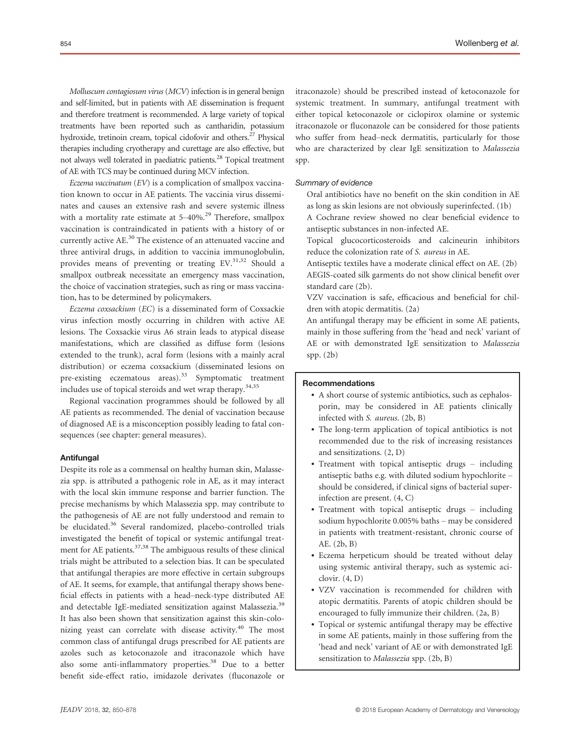*Molluscum contagiosum virus* (*MCV*) infection is in general benign and self-limited, but in patients with AE dissemination is frequent and therefore treatment is recommended. A large variety of topical treatments have been reported such as cantharidin, potassium hydroxide, tretinoin cream, topical cidofovir and others.[27] Physical therapies including cryotherapy and curettage are also effective, but not always well tolerated in paediatric patients.[28] Topical treatment of AE with TCS may be continued during MCV infection.

*Eczema vaccinatum* (*EV*) is a complication of smallpox vaccination known to occur in AE patients. The vaccinia virus disseminates and causes an extensive rash and severe systemic illness with a mortality rate estimate at 5–40%.[29] Therefore, smallpox vaccination is contraindicated in patients with a history of or currently active AE.[30] The existence of an attenuated vaccine and three antiviral drugs, in addition to vaccinia immunoglobulin, provides means of preventing or treating EV.[31,32] Should a smallpox outbreak necessitate an emergency mass vaccination, the choice of vaccination strategies, such as ring or mass vaccination, has to be determined by policymakers.

*Eczema coxsackium* (*EC*) is a disseminated form of Coxsackie virus infection mostly occurring in children with active AE lesions. The Coxsackie virus A6 strain leads to atypical disease manifestations, which are classified as diffuse form (lesions extended to the trunk), acral form (lesions with a mainly acral distribution) or eczema coxsackium (disseminated lesions on pre-existing eczematous areas).[33] Symptomatic treatment includes use of topical steroids and wet wrap therapy.[34,35]

Regional vaccination programmes should be followed by all AE patients as recommended. The denial of vaccination because of diagnosed AE is a misconception possibly leading to fatal consequences (see chapter: general measures).

### Antifungal

Despite its role as a commensal on healthy human skin, Malassezia spp. is attributed a pathogenic role in AE, as it may interact with the local skin immune response and barrier function. The precise mechanisms by which Malassezia spp. may contribute to the pathogenesis of AE are not fully understood and remain to be elucidated.[36] Several randomized, placebo-controlled trials investigated the benefit of topical or systemic antifungal treatment for AE patients.[37,38] The ambiguous results of these clinical trials might be attributed to a selection bias. It can be speculated that antifungal therapies are more effective in certain subgroups of AE. It seems, for example, that antifungal therapy shows beneficial effects in patients with a head–neck-type distributed AE and detectable IgE-mediated sensitization against Malassezia.[39] It has also been shown that sensitization against this skin-colonizing yeast can correlate with disease activity.[40] The most common class of antifungal drugs prescribed for AE patients are azoles such as ketoconazole and itraconazole which have also some anti-inflammatory properties.[38] Due to a better benefit side-effect ratio, imidazole derivates (fluconazole or itraconazole) should be prescribed instead of ketoconazole for systemic treatment. In summary, antifungal treatment with either topical ketoconazole or ciclopirox olamine or systemic itraconazole or fluconazole can be considered for those patients who suffer from head–neck dermatitis, particularly for those who are characterized by clear IgE sensitization to *Malassezia* spp.

#### *Summary of evidence*

Oral antibiotics have no benefit on the skin condition in AE as long as skin lesions are not obviously superinfected. (1b)

A Cochrane review showed no clear beneficial evidence to antiseptic substances in non-infected AE.

Topical glucocorticosteroids and calcineurin inhibitors reduce the colonization rate of *S. aureus* in AE.

Antiseptic textiles have a moderate clinical effect on AE. (2b)

AEGIS-coated silk garments do not show clinical benefit over standard care (2b).

VZV vaccination is safe, efficacious and beneficial for children with atopic dermatitis. (2a)

An antifungal therapy may be efficient in some AE patients, mainly in those suffering from the 'head and neck' variant of AE or with demonstrated IgE sensitization to *Malassezia* spp. (2b)

#### Recommendations

- A short course of systemic antibiotics, such as cephalosporin, may be considered in AE patients clinically infected with *S. aureus*. (2b, B)
- The long-term application of topical antibiotics is not recommended due to the risk of increasing resistances and sensitizations. (2, D)
- Treatment with topical antiseptic drugs – including antiseptic baths e.g. with diluted sodium hypochlorite – should be considered, if clinical signs of bacterial superinfection are present. (4, C)
- Treatment with topical antiseptic drugs – including sodium hypochlorite 0.005% baths – may be considered in patients with treatment-resistant, chronic course of AE. (2b, B)
- Eczema herpeticum should be treated without delay using systemic antiviral therapy, such as systemic aciclovir. (4, D)
- VZV vaccination is recommended for children with atopic dermatitis. Parents of atopic children should be encouraged to fully immunize their children. (2a, B)
- Topical or systemic antifungal therapy may be effective in some AE patients, mainly in those suffering from the 'head and neck' variant of AE or with demonstrated IgE sensitization to *Malassezia* spp. (2b, B)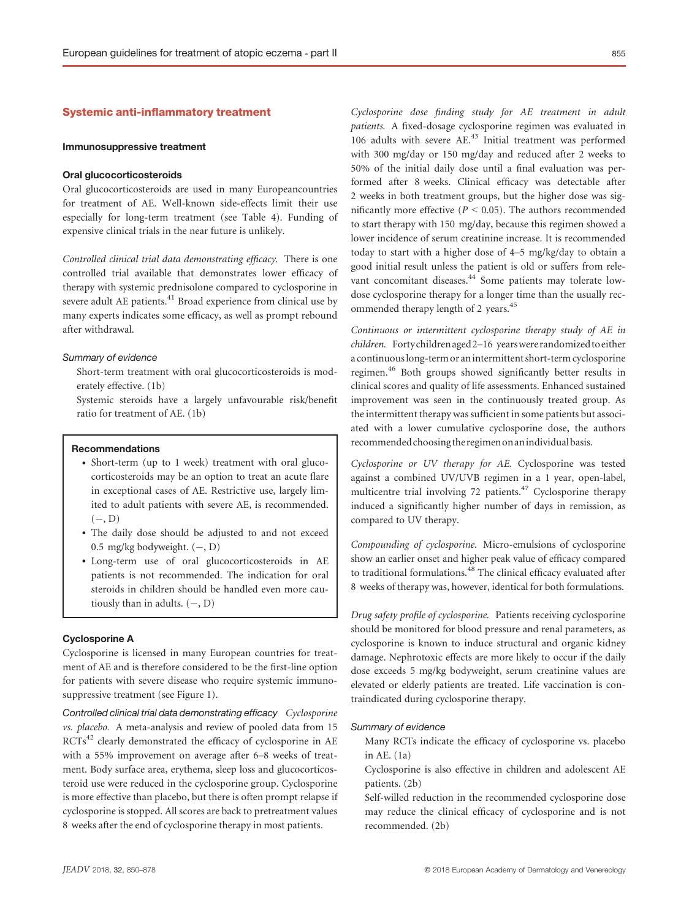## Systemic anti-inflammatory treatment

### Immunosuppressive treatment

### Oral glucocorticosteroids

Oral glucocorticosteroids are used in many Europeancountries for treatment of AE. Well-known side-effects limit their use especially for long-term treatment (see Table 4). Funding of expensive clinical trials in the near future is unlikely.

*Controlled clinical trial data demonstrating efficacy.* There is one controlled trial available that demonstrates lower efficacy of therapy with systemic prednisolone compared to cyclosporine in severe adult AE patients.[41] Broad experience from clinical use by many experts indicates some efficacy, as well as prompt rebound after withdrawal.

*Summary of evidence*

Short-term treatment with oral glucocorticosteroids is moderately effective. (1b)

Systemic steroids have a largely unfavourable risk/benefit ratio for treatment of AE. (1b)

**Recommendations**

- Short-term (up to 1 week) treatment with oral glucocorticosteroids may be an option to treat an acute flare in exceptional cases of AE. Restrictive use, largely limited to adult patients with severe AE, is recommended. (−, D)
- The daily dose should be adjusted to and not exceed 0.5 mg/kg bodyweight. (−, D)
- Long-term use of oral glucocorticosteroids in AE patients is not recommended. The indication for oral steroids in children should be handled even more cautiously than in adults. (−, D)

### Cyclosporine A

Cyclosporine is licensed in many European countries for treatment of AE and is therefore considered to be the first-line option for patients with severe disease who require systemic immunosuppressive treatment (see Figure 1).

*Controlled clinical trial data demonstrating efficacy* *Cyclosporine vs. placebo.* A meta-analysis and review of pooled data from 15 RCTs[42] clearly demonstrated the efficacy of cyclosporine in AE with a 55% improvement on average after 6–8 weeks of treatment. Body surface area, erythema, sleep loss and glucocorticosteroid use were reduced in the cyclosporine group. Cyclosporine is more effective than placebo, but there is often prompt relapse if cyclosporine is stopped. All scores are back to pretreatment values 8 weeks after the end of cyclosporine therapy in most patients.

*Cyclosporine dose finding study for AE treatment in adult patients.* A fixed-dosage cyclosporine regimen was evaluated in 106 adults with severe AE.[43] Initial treatment was performed with 300 mg/day or 150 mg/day and reduced after 2 weeks to 50% of the initial daily dose until a final evaluation was performed after 8 weeks. Clinical efficacy was detectable after 2 weeks in both treatment groups, but the higher dose was significantly more effective ($P < 0.05$). The authors recommended to start therapy with 150 mg/day, because this regimen showed a lower incidence of serum creatinine increase. It is recommended today to start with a higher dose of 4–5 mg/kg/day to obtain a good initial result unless the patient is old or suffers from relevant concomitant diseases.[44] Some patients may tolerate low-dose cyclosporine therapy for a longer time than the usually recommended therapy length of 2 years.[45]

*Continuous or intermittent cyclosporine therapy study of AE in children.* Forty children aged 2–16 years were randomized to either a continuous long-term or an intermittent short-term cyclosporine regimen.[46] Both groups showed significantly better results in clinical scores and quality of life assessments. Enhanced sustained improvement was seen in the continuously treated group. As the intermittent therapy was sufficient in some patients but associated with a lower cumulative cyclosporine dose, the authors recommended choosing the regimen on an individual basis.

*Cyclosporine or UV therapy for AE.* Cyclosporine was tested against a combined UV/UVB regimen in a 1 year, open-label, multicentre trial involving 72 patients.[47] Cyclosporine therapy induced a significantly higher number of days in remission, as compared to UV therapy.

*Compounding of cyclosporine.* Micro-emulsions of cyclosporine show an earlier onset and higher peak value of efficacy compared to traditional formulations.[48] The clinical efficacy evaluated after 8 weeks of therapy was, however, identical for both formulations.

*Drug safety profile of cyclosporine.* Patients receiving cyclosporine should be monitored for blood pressure and renal parameters, as cyclosporine is known to induce structural and organic kidney damage. Nephrotoxic effects are more likely to occur if the daily dose exceeds 5 mg/kg bodyweight, serum creatinine values are elevated or elderly patients are treated. Life vaccination is contraindicated during cyclosporine therapy.

*Summary of evidence*

Many RCTs indicate the efficacy of cyclosporine vs. placebo in AE. (1a)

Cyclosporine is also effective in children and adolescent AE patients. (2b)

Self-willed reduction in the recommended cyclosporine dose may reduce the clinical efficacy of cyclosporine and is not recommended. (2b)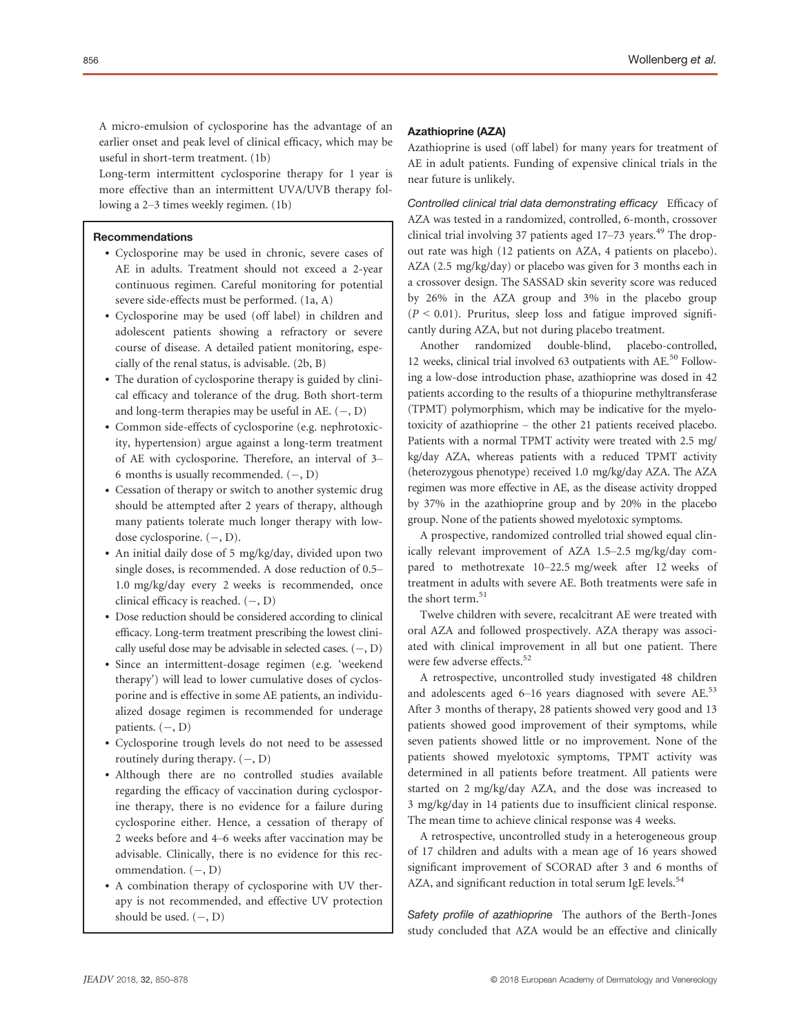A micro-emulsion of cyclosporine has the advantage of an earlier onset and peak level of clinical efficacy, which may be useful in short-term treatment. (1b)

Long-term intermittent cyclosporine therapy for 1 year is more effective than an intermittent UVA/UVB therapy following a 2–3 times weekly regimen. (1b)

**Recommendations**

- Cyclosporine may be used in chronic, severe cases of AE in adults. Treatment should not exceed a 2-year continuous regimen. Careful monitoring for potential severe side-effects must be performed. (1a, A)
- Cyclosporine may be used (off label) in children and adolescent patients showing a refractory or severe course of disease. A detailed patient monitoring, especially of the renal status, is advisable. (2b, B)
- The duration of cyclosporine therapy is guided by clinical efficacy and tolerance of the drug. Both short-term and long-term therapies may be useful in AE. (−, D)
- Common side-effects of cyclosporine (e.g. nephrotoxicity, hypertension) argue against a long-term treatment of AE with cyclosporine. Therefore, an interval of 3–6 months is usually recommended. (−, D)
- Cessation of therapy or switch to another systemic drug should be attempted after 2 years of therapy, although many patients tolerate much longer therapy with low-dose cyclosporine. (−, D).
- An initial daily dose of 5 mg/kg/day, divided upon two single doses, is recommended. A dose reduction of 0.5–1.0 mg/kg/day every 2 weeks is recommended, once clinical efficacy is reached. (−, D)
- Dose reduction should be considered according to clinical efficacy. Long-term treatment prescribing the lowest clinically useful dose may be advisable in selected cases. (−, D)
- Since an intermittent-dosage regimen (e.g. 'weekend therapy') will lead to lower cumulative doses of cyclosporine and is effective in some AE patients, an individualized dosage regimen is recommended for underage patients. (−, D)
- Cyclosporine trough levels do not need to be assessed routinely during therapy. (−, D)
- Although there are no controlled studies available regarding the efficacy of vaccination during cyclosporine therapy, there is no evidence for a failure during cyclosporine either. Hence, a cessation of therapy of 2 weeks before and 4–6 weeks after vaccination may be advisable. Clinically, there is no evidence for this recommendation. (−, D)
- A combination therapy of cyclosporine with UV therapy is not recommended, and effective UV protection should be used. (−, D)

### Azathioprine (AZA)

Azathioprine is used (off label) for many years for treatment of AE in adult patients. Funding of expensive clinical trials in the near future is unlikely.

*Controlled clinical trial data demonstrating efficacy* Efficacy of AZA was tested in a randomized, controlled, 6-month, crossover clinical trial involving 37 patients aged 17–73 years.[49] The dropout rate was high (12 patients on AZA, 4 patients on placebo). AZA (2.5 mg/kg/day) or placebo was given for 3 months each in a crossover design. The SASSAD skin severity score was reduced by 26% in the AZA group and 3% in the placebo group ($P < 0.01$). Pruritus, sleep loss and fatigue improved significantly during AZA, but not during placebo treatment.

Another randomized double-blind, placebo-controlled, 12 weeks, clinical trial involved 63 outpatients with AE.[50] Following a low-dose introduction phase, azathioprine was dosed in 42 patients according to the results of a thiopurine methyltransferase (TPMT) polymorphism, which may be indicative for the myelotoxicity of azathioprine – the other 21 patients received placebo. Patients with a normal TPMT activity were treated with 2.5 mg/kg/day AZA, whereas patients with a reduced TPMT activity (heterozygous phenotype) received 1.0 mg/kg/day AZA. The AZA regimen was more effective in AE, as the disease activity dropped by 37% in the azathioprine group and by 20% in the placebo group. None of the patients showed myelotoxic symptoms.

A prospective, randomized controlled trial showed equal clinically relevant improvement of AZA 1.5–2.5 mg/kg/day compared to methotrexate 10–22.5 mg/week after 12 weeks of treatment in adults with severe AE. Both treatments were safe in the short term.[51]

Twelve children with severe, recalcitrant AE were treated with oral AZA and followed prospectively. AZA therapy was associated with clinical improvement in all but one patient. There were few adverse effects.[52]

A retrospective, uncontrolled study investigated 48 children and adolescents aged 6–16 years diagnosed with severe AE.[53] After 3 months of therapy, 28 patients showed very good and 13 patients showed good improvement of their symptoms, while seven patients showed little or no improvement. None of the patients showed myelotoxic symptoms, TPMT activity was determined in all patients before treatment. All patients were started on 2 mg/kg/day AZA, and the dose was increased to 3 mg/kg/day in 14 patients due to insufficient clinical response. The mean time to achieve clinical response was 4 weeks.

A retrospective, uncontrolled study in a heterogeneous group of 17 children and adults with a mean age of 16 years showed significant improvement of SCORAD after 3 and 6 months of AZA, and significant reduction in total serum IgE levels.[54]

*Safety profile of azathioprine* The authors of the Berth-Jones study concluded that AZA would be an effective and clinically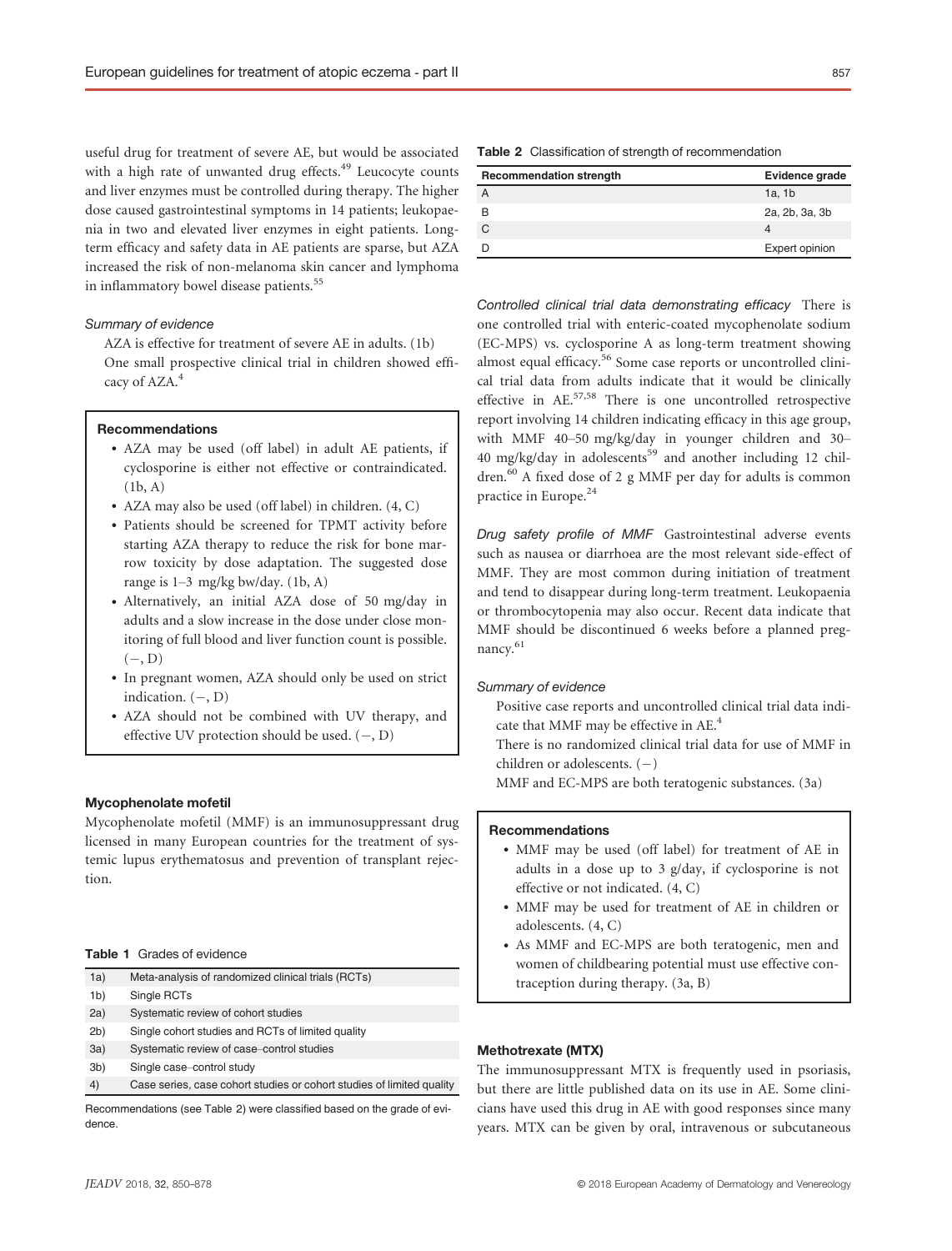useful drug for treatment of severe AE, but would be associated with a high rate of unwanted drug effects.[49] Leucocyte counts and liver enzymes must be controlled during therapy. The higher dose caused gastrointestinal symptoms in 14 patients; leukopaenia in two and elevated liver enzymes in eight patients. Long-term efficacy and safety data in AE patients are sparse, but AZA increased the risk of non-melanoma skin cancer and lymphoma in inflammatory bowel disease patients.[55]

*Summary of evidence*

AZA is effective for treatment of severe AE in adults. (1b)

One small prospective clinical trial in children showed efficacy of AZA.[4]

**Recommendations**

- AZA may be used (off label) in adult AE patients, if cyclosporine is either not effective or contraindicated. (1b, A)
- AZA may also be used (off label) in children. (4, C)
- Patients should be screened for TPMT activity before starting AZA therapy to reduce the risk for bone marrow toxicity by dose adaptation. The suggested dose range is 1–3 mg/kg bw/day. (1b, A)
- Alternatively, an initial AZA dose of 50 mg/day in adults and a slow increase in the dose under close monitoring of full blood and liver function count is possible. (−, D)
- In pregnant women, AZA should only be used on strict indication. (−, D)
- AZA should not be combined with UV therapy, and effective UV protection should be used. (−, D)

### Mycophenolate mofetil

Mycophenolate mofetil (MMF) is an immunosuppressant drug licensed in many European countries for the treatment of systemic lupus erythematosus and prevention of transplant rejection.

**Table 1** Grades of evidence

| | |
|---|---|
| 1a) | Meta-analysis of randomized clinical trials (RCTs) |
| 1b) | Single RCTs |
| 2a) | Systematic review of cohort studies |
| 2b) | Single cohort studies and RCTs of limited quality |
| 3a) | Systematic review of case–control studies |
| 3b) | Single case–control study |
| 4) | Case series, case cohort studies or cohort studies of limited quality |

Recommendations (see Table 2) were classified based on the grade of evidence.

**Table 2** Classification of strength of recommendation

| Recommendation strength | Evidence grade |
|---|---|
| A | 1a, 1b |
| B | 2a, 2b, 3a, 3b |
| C | 4 |
| D | Expert opinion |

*Controlled clinical trial data demonstrating efficacy* There is one controlled trial with enteric-coated mycophenolate sodium (EC-MPS) vs. cyclosporine A as long-term treatment showing almost equal efficacy.[56] Some case reports or uncontrolled clinical trial data from adults indicate that it would be clinically effective in AE.[57,58] There is one uncontrolled retrospective report involving 14 children indicating efficacy in this age group, with MMF 40–50 mg/kg/day in younger children and 30–40 mg/kg/day in adolescents[59] and another including 12 children.[60] A fixed dose of 2 g MMF per day for adults is common practice in Europe.[24]

*Drug safety profile of MMF* Gastrointestinal adverse events such as nausea or diarrhoea are the most relevant side-effect of MMF. They are most common during initiation of treatment and tend to disappear during long-term treatment. Leukopaenia or thrombocytopenia may also occur. Recent data indicate that MMF should be discontinued 6 weeks before a planned pregnancy.[61]

*Summary of evidence*

Positive case reports and uncontrolled clinical trial data indicate that MMF may be effective in AE.[4]

There is no randomized clinical trial data for use of MMF in children or adolescents. (−)

MMF and EC-MPS are both teratogenic substances. (3a)

**Recommendations**

- MMF may be used (off label) for treatment of AE in adults in a dose up to 3 g/day, if cyclosporine is not effective or not indicated. (4, C)
- MMF may be used for treatment of AE in children or adolescents. (4, C)
- As MMF and EC-MPS are both teratogenic, men and women of childbearing potential must use effective contraception during therapy. (3a, B)

### Methotrexate (MTX)

The immunosuppressant MTX is frequently used in psoriasis, but there are little published data on its use in AE. Some clinicians have used this drug in AE with good responses since many years. MTX can be given by oral, intravenous or subcutaneous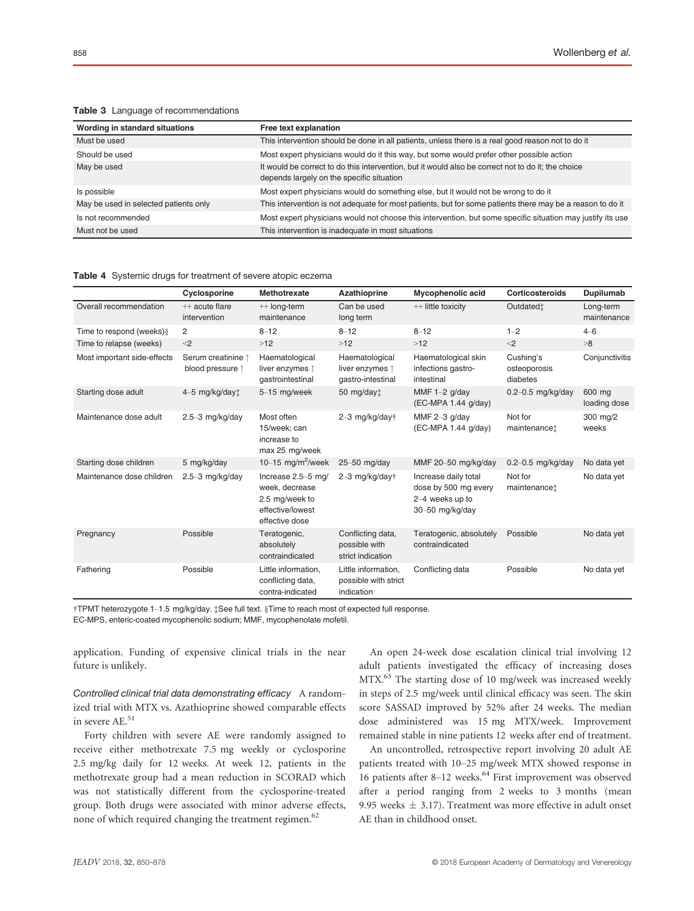**Table 3** Language of recommendations

| Wording in standard situations | Free text explanation |
|---|---|
| Must be used | This intervention should be done in all patients, unless there is a real good reason not to do it |
| Should be used | Most expert physicians would do it this way, but some would prefer other possible action |
| May be used | It would be correct to do this intervention, but it would also be correct not to do it; the choice depends largely on the specific situation |
| Is possible | Most expert physicians would do something else, but it would not be wrong to do it |
| May be used in selected patients only | This intervention is not adequate for most patients, but for some patients there may be a reason to do it |
| Is not recommended | Most expert physicians would not choose this intervention, but some specific situation may justify its use |
| Must not be used | This intervention is inadequate in most situations |

**Table 4** Systemic drugs for treatment of severe atopic eczema

| | Cyclosporine | Methotrexate | Azathioprine | Mycophenolic acid | Corticosteroids | Dupilumab |
|---|---|---|---|---|---|---|
| Overall recommendation | ++ acute flare intervention | ++ long-term maintenance | Can be used long term | ++ little toxicity | Outdated‡ | Long-term maintenance |
| Time to respond (weeks)§ | 2 | 8–12 | 8–12 | 8–12 | 1–2 | 4–6 |
| Time to relapse (weeks) | <2 | >12 | >12 | >12 | <2 | >8 |
| Most important side-effects | Serum creatinine ↑ blood pressure ↑ | Haematological liver enzymes ↑ gastrointestinal | Haematological liver enzymes ↑ gastro-intestinal | Haematological skin infections gastro-intestinal | Cushing's osteoporosis diabetes | Conjunctivitis |
| Starting dose adult | 4–5 mg/kg/day‡ | 5–15 mg/week | 50 mg/day‡ | MMF 1–2 g/day (EC-MPA 1.44 g/day) | 0.2–0.5 mg/kg/day | 600 mg loading dose |
| Maintenance dose adult | 2.5–3 mg/kg/day | Most often 15/week; can increase to max 25 mg/week | 2–3 mg/kg/day† | MMF 2–3 g/day (EC-MPA 1.44 g/day) | Not for maintenance‡ | 300 mg/2 weeks |
| Starting dose children | 5 mg/kg/day | 10–15 mg/m²/week | 25–50 mg/day | MMF 20–50 mg/kg/day | 0.2–0.5 mg/kg/day | No data yet |
| Maintenance dose children | 2.5–3 mg/kg/day | Increase 2.5–5 mg/week, decrease 2.5 mg/week to effective/lowest effective dose | 2–3 mg/kg/day† | Increase daily total dose by 500 mg every 2–4 weeks up to 30–50 mg/kg/day | Not for maintenance‡ | No data yet |
| Pregnancy | Possible | Teratogenic, absolutely contraindicated | Conflicting data, possible with strict indication | Teratogenic, absolutely contraindicated | Possible | No data yet |
| Fathering | Possible | Little information, conflicting data, contra-indicated | Little information, possible with strict indication | Conflicting data | Possible | No data yet |

†TPMT heterozygote 1–1.5 mg/kg/day. ‡See full text. §Time to reach most of expected full response.
EC-MPS, enteric-coated mycophenolic sodium; MMF, mycophenolate mofetil.

application. Funding of expensive clinical trials in the near future is unlikely.

*Controlled clinical trial data demonstrating efficacy* A randomized trial with MTX vs. Azathioprine showed comparable effects in severe AE.[51]

Forty children with severe AE were randomly assigned to receive either methotrexate 7.5 mg weekly or cyclosporine 2.5 mg/kg daily for 12 weeks. At week 12, patients in the methotrexate group had a mean reduction in SCORAD which was not statistically different from the cyclosporine-treated group. Both drugs were associated with minor adverse effects, none of which required changing the treatment regimen.[62]

An open 24-week dose escalation clinical trial involving 12 adult patients investigated the efficacy of increasing doses MTX.[63] The starting dose of 10 mg/week was increased weekly in steps of 2.5 mg/week until clinical efficacy was seen. The skin score SASSAD improved by 52% after 24 weeks. The median dose administered was 15 mg MTX/week. Improvement remained stable in nine patients 12 weeks after end of treatment.

An uncontrolled, retrospective report involving 20 adult AE patients treated with 10–25 mg/week MTX showed response in 16 patients after 8–12 weeks.[64] First improvement was observed after a period ranging from 2 weeks to 3 months (mean 9.95 weeks ± 3.17). Treatment was more effective in adult onset AE than in childhood onset.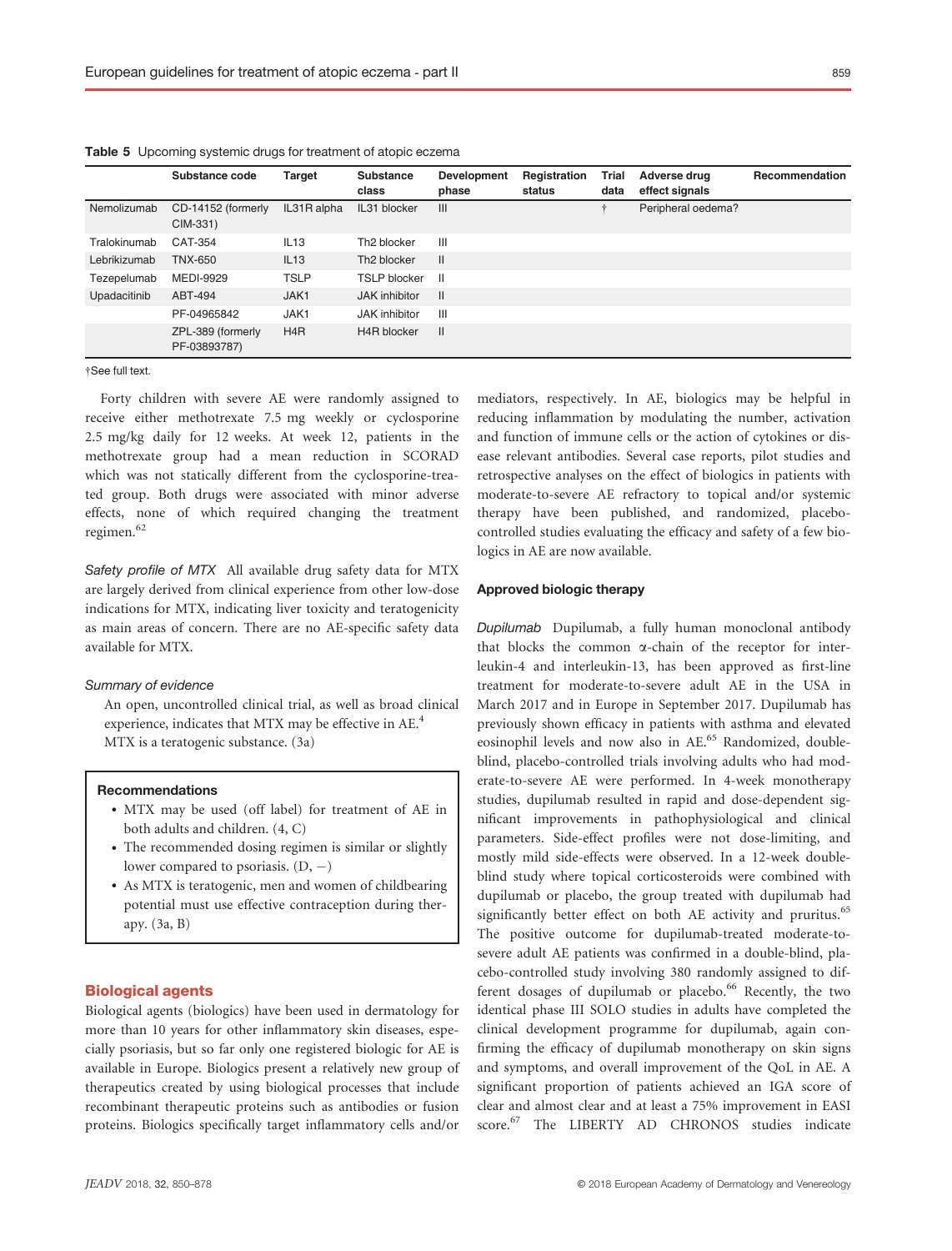Table 5 Upcoming systemic drugs for treatment of atopic eczema

| | Substance code | Target | Substance class | Development phase | Registration status | Trial data | Adverse drug effect signals | Recommendation |
|---|---|---|---|---|---|---|---|---|
| Nemolizumab | CD-14152 (formerly CIM-331) | IL31R alpha | IL31 blocker | III | | † | Peripheral oedema? | |
| Tralokinumab | CAT-354 | IL13 | Th2 blocker | III | | | | |
| Lebrikizumab | TNX-650 | IL13 | Th2 blocker | II | | | | |
| Tezepelumab | MEDI-9929 | TSLP | TSLP blocker | II | | | | |
| Upadacitinib | ABT-494 | JAK1 | JAK inhibitor | II | | | | |
| | PF-04965842 | JAK1 | JAK inhibitor | III | | | | |
| | ZPL-389 (formerly PF-03893787) | H4R | H4R blocker | II | | | | |

†See full text.

Forty children with severe AE were randomly assigned to receive either methotrexate 7.5 mg weekly or cyclosporine 2.5 mg/kg daily for 12 weeks. At week 12, patients in the methotrexate group had a mean reduction in SCORAD which was not statically different from the cyclosporine-treated group. Both drugs were associated with minor adverse effects, none of which required changing the treatment regimen.[62]

*Safety profile of MTX* All available drug safety data for MTX are largely derived from clinical experience from other low-dose indications for MTX, indicating liver toxicity and teratogenicity as main areas of concern. There are no AE-specific safety data available for MTX.

*Summary of evidence*

An open, uncontrolled clinical trial, as well as broad clinical experience, indicates that MTX may be effective in AE.[4]
MTX is a teratogenic substance. (3a)

**Recommendations**

- MTX may be used (off label) for treatment of AE in both adults and children. (4, C)
- The recommended dosing regimen is similar or slightly lower compared to psoriasis. (D, −)
- As MTX is teratogenic, men and women of childbearing potential must use effective contraception during therapy. (3a, B)

## Biological agents

Biological agents (biologics) have been used in dermatology for more than 10 years for other inflammatory skin diseases, especially psoriasis, but so far only one registered biologic for AE is available in Europe. Biologics present a relatively new group of therapeutics created by using biological processes that include recombinant therapeutic proteins such as antibodies or fusion proteins. Biologics specifically target inflammatory cells and/or mediators, respectively. In AE, biologics may be helpful in reducing inflammation by modulating the number, activation and function of immune cells or the action of cytokines or disease relevant antibodies. Several case reports, pilot studies and retrospective analyses on the effect of biologics in patients with moderate-to-severe AE refractory to topical and/or systemic therapy have been published, and randomized, placebo-controlled studies evaluating the efficacy and safety of a few biologics in AE are now available.

### Approved biologic therapy

*Dupilumab* Dupilumab, a fully human monoclonal antibody that blocks the common α-chain of the receptor for interleukin-4 and interleukin-13, has been approved as first-line treatment for moderate-to-severe adult AE in the USA in March 2017 and in Europe in September 2017. Dupilumab has previously shown efficacy in patients with asthma and elevated eosinophil levels and now also in AE.[65] Randomized, double-blind, placebo-controlled trials involving adults who had moderate-to-severe AE were performed. In 4-week monotherapy studies, dupilumab resulted in rapid and dose-dependent significant improvements in pathophysiological and clinical parameters. Side-effect profiles were not dose-limiting, and mostly mild side-effects were observed. In a 12-week double-blind study where topical corticosteroids were combined with dupilumab or placebo, the group treated with dupilumab had significantly better effect on both AE activity and pruritus.[65] The positive outcome for dupilumab-treated moderate-to-severe adult AE patients was confirmed in a double-blind, placebo-controlled study involving 380 randomly assigned to different dosages of dupilumab or placebo.[66] Recently, the two identical phase III SOLO studies in adults have completed the clinical development programme for dupilumab, again confirming the efficacy of dupilumab monotherapy on skin signs and symptoms, and overall improvement of the QoL in AE. A significant proportion of patients achieved an IGA score of clear and almost clear and at least a 75% improvement in EASI score.[67] The LIBERTY AD CHRONOS studies indicate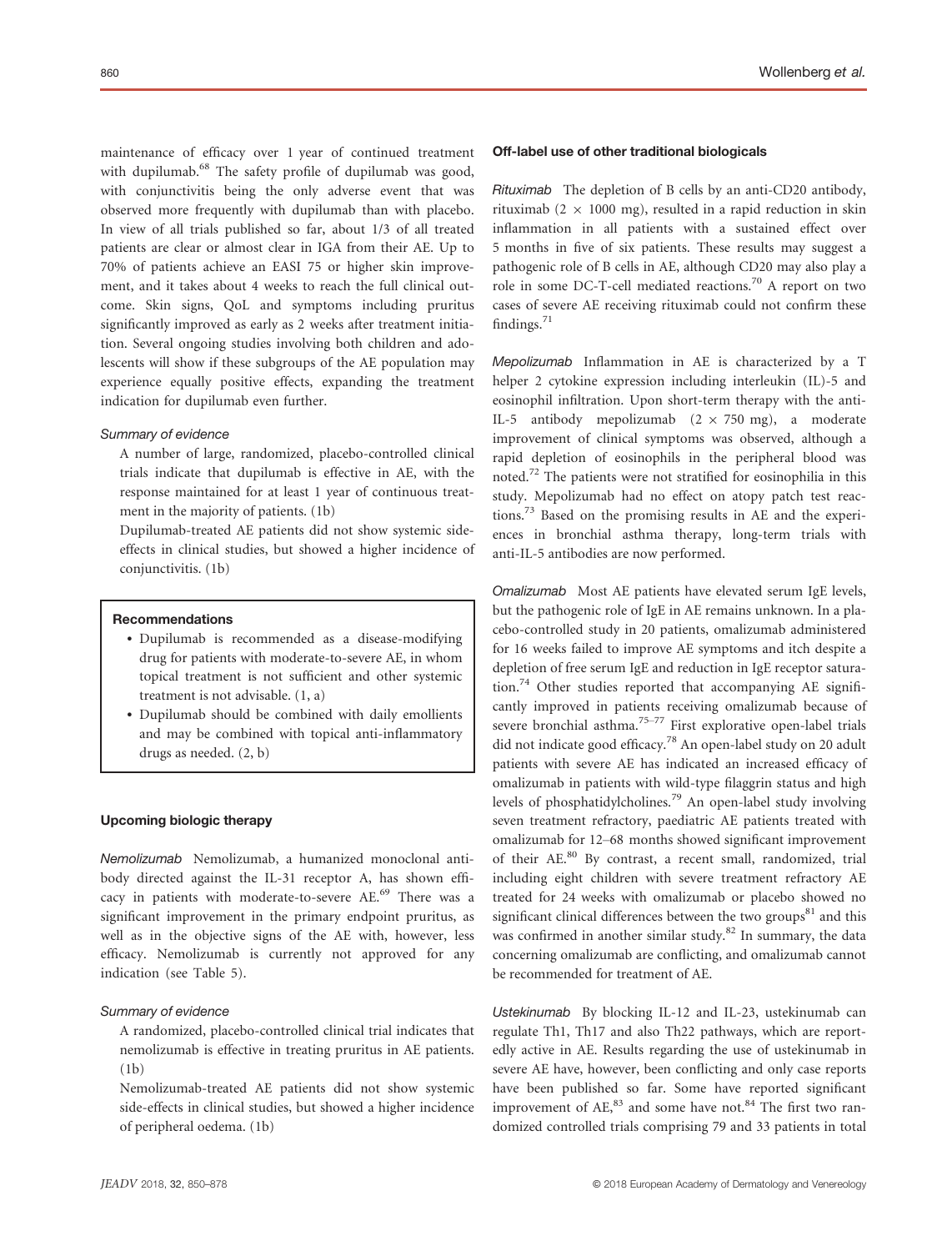maintenance of efficacy over 1 year of continued treatment with dupilumab.[68] The safety profile of dupilumab was good, with conjunctivitis being the only adverse event that was observed more frequently with dupilumab than with placebo. In view of all trials published so far, about 1/3 of all treated patients are clear or almost clear in IGA from their AE. Up to 70% of patients achieve an EASI 75 or higher skin improvement, and it takes about 4 weeks to reach the full clinical outcome. Skin signs, QoL and symptoms including pruritus significantly improved as early as 2 weeks after treatment initiation. Several ongoing studies involving both children and adolescents will show if these subgroups of the AE population may experience equally positive effects, expanding the treatment indication for dupilumab even further.

#### *Summary of evidence*

A number of large, randomized, placebo-controlled clinical trials indicate that dupilumab is effective in AE, with the response maintained for at least 1 year of continuous treatment in the majority of patients. (1b)

Dupilumab-treated AE patients did not show systemic side-effects in clinical studies, but showed a higher incidence of conjunctivitis. (1b)

#### Recommendations

- Dupilumab is recommended as a disease-modifying drug for patients with moderate-to-severe AE, in whom topical treatment is not sufficient and other systemic treatment is not advisable. (1, a)
- Dupilumab should be combined with daily emollients and may be combined with topical anti-inflammatory drugs as needed. (2, b)

### Upcoming biologic therapy

*Nemolizumab* Nemolizumab, a humanized monoclonal antibody directed against the IL-31 receptor A, has shown efficacy in patients with moderate-to-severe AE.[69] There was a significant improvement in the primary endpoint pruritus, as well as in the objective signs of the AE with, however, less efficacy. Nemolizumab is currently not approved for any indication (see Table 5).

#### *Summary of evidence*

A randomized, placebo-controlled clinical trial indicates that nemolizumab is effective in treating pruritus in AE patients. (1b)

Nemolizumab-treated AE patients did not show systemic side-effects in clinical studies, but showed a higher incidence of peripheral oedema. (1b)

### Off-label use of other traditional biologicals

*Rituximab* The depletion of B cells by an anti-CD20 antibody, rituximab ($2 \times 1000$ mg), resulted in a rapid reduction in skin inflammation in all patients with a sustained effect over 5 months in five of six patients. These results may suggest a pathogenic role of B cells in AE, although CD20 may also play a role in some DC-T-cell mediated reactions.[70] A report on two cases of severe AE receiving rituximab could not confirm these findings.[71]

*Mepolizumab* Inflammation in AE is characterized by a T helper 2 cytokine expression including interleukin (IL)-5 and eosinophil infiltration. Upon short-term therapy with the anti-IL-5 antibody mepolizumab ($2 \times 750$ mg), a moderate improvement of clinical symptoms was observed, although a rapid depletion of eosinophils in the peripheral blood was noted.[72] The patients were not stratified for eosinophilia in this study. Mepolizumab had no effect on atopy patch test reactions.[73] Based on the promising results in AE and the experiences in bronchial asthma therapy, long-term trials with anti-IL-5 antibodies are now performed.

*Omalizumab* Most AE patients have elevated serum IgE levels, but the pathogenic role of IgE in AE remains unknown. In a placebo-controlled study in 20 patients, omalizumab administered for 16 weeks failed to improve AE symptoms and itch despite a depletion of free serum IgE and reduction in IgE receptor saturation.[74] Other studies reported that accompanying AE significantly improved in patients receiving omalizumab because of severe bronchial asthma.[75–77] First explorative open-label trials did not indicate good efficacy.[78] An open-label study on 20 adult patients with severe AE has indicated an increased efficacy of omalizumab in patients with wild-type filaggrin status and high levels of phosphatidylcholines.[79] An open-label study involving seven treatment refractory, paediatric AE patients treated with omalizumab for 12–68 months showed significant improvement of their AE.[80] By contrast, a recent small, randomized, trial including eight children with severe treatment refractory AE treated for 24 weeks with omalizumab or placebo showed no significant clinical differences between the two groups[81] and this was confirmed in another similar study.[82] In summary, the data concerning omalizumab are conflicting, and omalizumab cannot be recommended for treatment of AE.

*Ustekinumab* By blocking IL-12 and IL-23, ustekinumab can regulate Th1, Th17 and also Th22 pathways, which are reportedly active in AE. Results regarding the use of ustekinumab in severe AE have, however, been conflicting and only case reports have been published so far. Some have reported significant improvement of AE,[83] and some have not.[84] The first two randomized controlled trials comprising 79 and 33 patients in total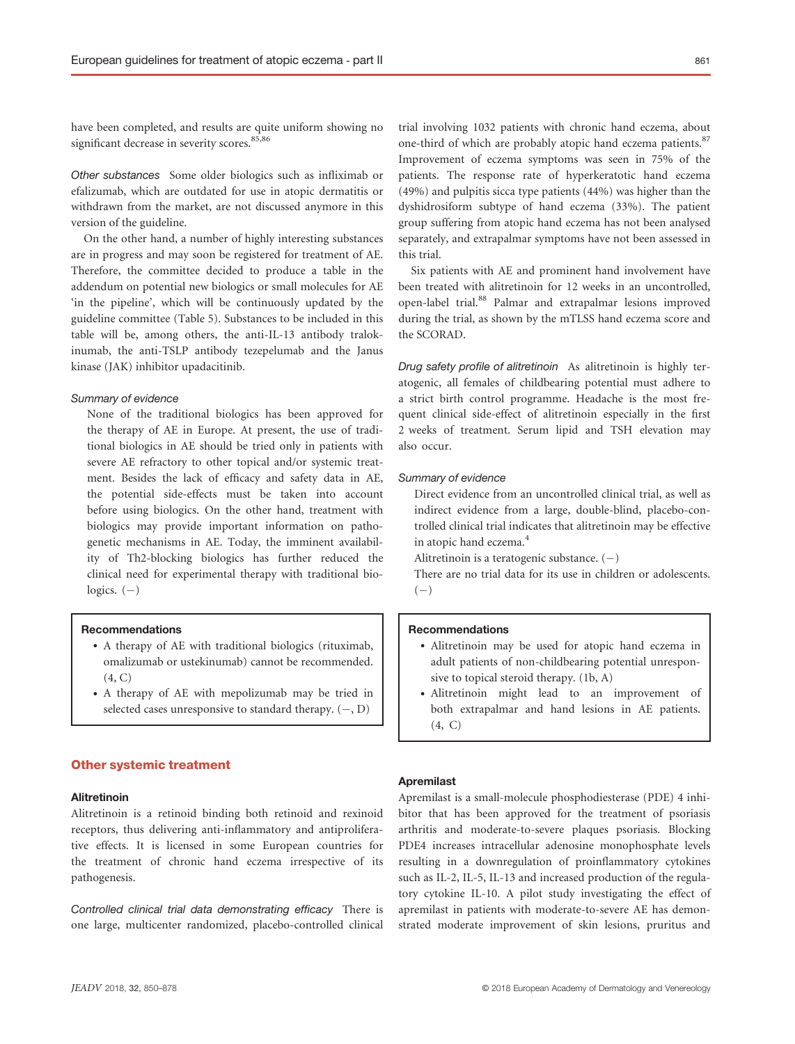have been completed, and results are quite uniform showing no significant decrease in severity scores.[85,86]

*Other substances* Some older biologics such as infliximab or efalizumab, which are outdated for use in atopic dermatitis or withdrawn from the market, are not discussed anymore in this version of the guideline.

On the other hand, a number of highly interesting substances are in progress and may soon be registered for treatment of AE. Therefore, the committee decided to produce a table in the addendum on potential new biologics or small molecules for AE 'in the pipeline', which will be continuously updated by the guideline committee (Table 5). Substances to be included in this table will be, among others, the anti-IL-13 antibody tralokinumab, the anti-TSLP antibody tezepelumab and the Janus kinase (JAK) inhibitor upadacitinib.

*Summary of evidence*

None of the traditional biologics has been approved for the therapy of AE in Europe. At present, the use of traditional biologics in AE should be tried only in patients with severe AE refractory to other topical and/or systemic treatment. Besides the lack of efficacy and safety data in AE, the potential side-effects must be taken into account before using biologics. On the other hand, treatment with biologics may provide important information on pathogenetic mechanisms in AE. Today, the imminent availability of Th2-blocking biologics has further reduced the clinical need for experimental therapy with traditional biologics. (−)

**Recommendations**

- A therapy of AE with traditional biologics (rituximab, omalizumab or ustekinumab) cannot be recommended. (4, C)
- A therapy of AE with mepolizumab may be tried in selected cases unresponsive to standard therapy. (−, D)

## Other systemic treatment

### Alitretinoin

Alitretinoin is a retinoid binding both retinoid and rexinoid receptors, thus delivering anti-inflammatory and antiproliferative effects. It is licensed in some European countries for the treatment of chronic hand eczema irrespective of its pathogenesis.

*Controlled clinical trial data demonstrating efficacy* There is one large, multicenter randomized, placebo-controlled clinical trial involving 1032 patients with chronic hand eczema, about one-third of which are probably atopic hand eczema patients.[87] Improvement of eczema symptoms was seen in 75% of the patients. The response rate of hyperkeratotic hand eczema (49%) and pulpitis sicca type patients (44%) was higher than the dyshidrosiform subtype of hand eczema (33%). The patient group suffering from atopic hand eczema has not been analysed separately, and extrapalmar symptoms have not been assessed in this trial.

Six patients with AE and prominent hand involvement have been treated with alitretinoin for 12 weeks in an uncontrolled, open-label trial.[88] Palmar and extrapalmar lesions improved during the trial, as shown by the mTLSS hand eczema score and the SCORAD.

*Drug safety profile of alitretinoin* As alitretinoin is highly teratogenic, all females of childbearing potential must adhere to a strict birth control programme. Headache is the most frequent clinical side-effect of alitretinoin especially in the first 2 weeks of treatment. Serum lipid and TSH elevation may also occur.

*Summary of evidence*

Direct evidence from an uncontrolled clinical trial, as well as indirect evidence from a large, double-blind, placebo-controlled clinical trial indicates that alitretinoin may be effective in atopic hand eczema.[4]

Alitretinoin is a teratogenic substance. (−)

There are no trial data for its use in children or adolescents. (−)

**Recommendations**

- Alitretinoin may be used for atopic hand eczema in adult patients of non-childbearing potential unresponsive to topical steroid therapy. (1b, A)
- Alitretinoin might lead to an improvement of both extrapalmar and hand lesions in AE patients. (4, C)

### Apremilast

Apremilast is a small-molecule phosphodiesterase (PDE) 4 inhibitor that has been approved for the treatment of psoriasis arthritis and moderate-to-severe plaques psoriasis. Blocking PDE4 increases intracellular adenosine monophosphate levels resulting in a downregulation of proinflammatory cytokines such as IL-2, IL-5, IL-13 and increased production of the regulatory cytokine IL-10. A pilot study investigating the effect of apremilast in patients with moderate-to-severe AE has demonstrated moderate improvement of skin lesions, pruritus and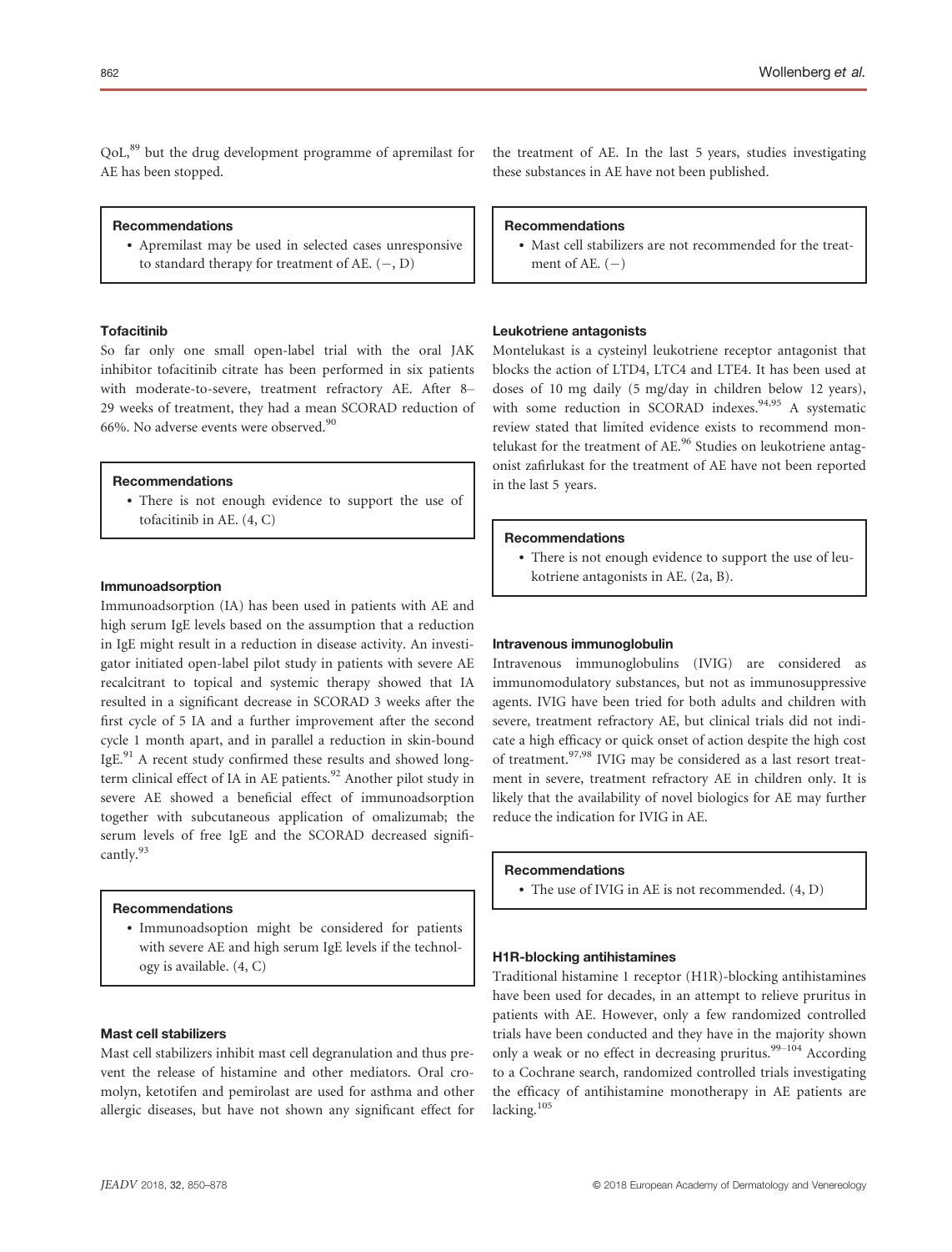QoL,[89] but the drug development programme of apremilast for AE has been stopped.

**Recommendations**

- Apremilast may be used in selected cases unresponsive to standard therapy for treatment of AE. (−, D)

### Tofacitinib

So far only one small open-label trial with the oral JAK inhibitor tofacitinib citrate has been performed in six patients with moderate-to-severe, treatment refractory AE. After 8–29 weeks of treatment, they had a mean SCORAD reduction of 66%. No adverse events were observed.[90]

**Recommendations**

- There is not enough evidence to support the use of tofacitinib in AE. (4, C)

### Immunoadsorption

Immunoadsorption (IA) has been used in patients with AE and high serum IgE levels based on the assumption that a reduction in IgE might result in a reduction in disease activity. An investigator initiated open-label pilot study in patients with severe AE recalcitrant to topical and systemic therapy showed that IA resulted in a significant decrease in SCORAD 3 weeks after the first cycle of 5 IA and a further improvement after the second cycle 1 month apart, and in parallel a reduction in skin-bound IgE.[91] A recent study confirmed these results and showed long-term clinical effect of IA in AE patients.[92] Another pilot study in severe AE showed a beneficial effect of immunoadsorption together with subcutaneous application of omalizumab; the serum levels of free IgE and the SCORAD decreased significantly.[93]

**Recommendations**

- Immunoadsoption might be considered for patients with severe AE and high serum IgE levels if the technology is available. (4, C)

### Mast cell stabilizers

Mast cell stabilizers inhibit mast cell degranulation and thus prevent the release of histamine and other mediators. Oral cromolyn, ketotifen and pemirolast are used for asthma and other allergic diseases, but have not shown any significant effect for the treatment of AE. In the last 5 years, studies investigating these substances in AE have not been published.

**Recommendations**

- Mast cell stabilizers are not recommended for the treatment of AE. (−)

### Leukotriene antagonists

Montelukast is a cysteinyl leukotriene receptor antagonist that blocks the action of LTD4, LTC4 and LTE4. It has been used at doses of 10 mg daily (5 mg/day in children below 12 years), with some reduction in SCORAD indexes.[94,95] A systematic review stated that limited evidence exists to recommend montelukast for the treatment of AE.[96] Studies on leukotriene antagonist zafirlukast for the treatment of AE have not been reported in the last 5 years.

**Recommendations**

- There is not enough evidence to support the use of leukotriene antagonists in AE. (2a, B).

### Intravenous immunoglobulin

Intravenous immunoglobulins (IVIG) are considered as immunomodulatory substances, but not as immunosuppressive agents. IVIG have been tried for both adults and children with severe, treatment refractory AE, but clinical trials did not indicate a high efficacy or quick onset of action despite the high cost of treatment.[97,98] IVIG may be considered as a last resort treatment in severe, treatment refractory AE in children only. It is likely that the availability of novel biologics for AE may further reduce the indication for IVIG in AE.

**Recommendations**

- The use of IVIG in AE is not recommended. (4, D)

### H1R-blocking antihistamines

Traditional histamine 1 receptor (H1R)-blocking antihistamines have been used for decades, in an attempt to relieve pruritus in patients with AE. However, only a few randomized controlled trials have been conducted and they have in the majority shown only a weak or no effect in decreasing pruritus.[99–104] According to a Cochrane search, randomized controlled trials investigating the efficacy of antihistamine monotherapy in AE patients are lacking.[105]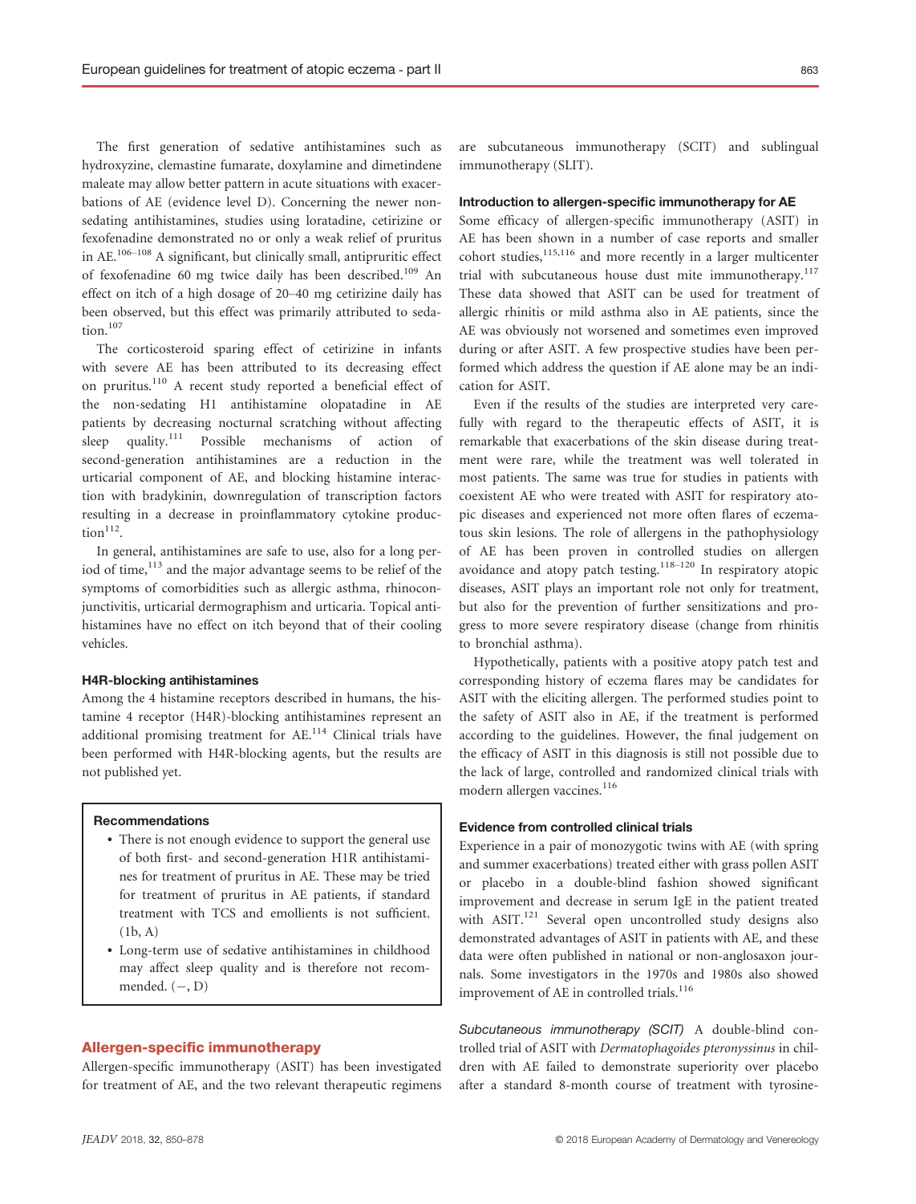The first generation of sedative antihistamines such as hydroxyzine, clemastine fumarate, doxylamine and dimetindene maleate may allow better pattern in acute situations with exacerbations of AE (evidence level D). Concerning the newer non-sedating antihistamines, studies using loratadine, cetirizine or fexofenadine demonstrated no or only a weak relief of pruritus in AE.[106–108] A significant, but clinically small, antipruritic effect of fexofenadine 60 mg twice daily has been described.[109] An effect on itch of a high dosage of 20–40 mg cetirizine daily has been observed, but this effect was primarily attributed to sedation.[107]

The corticosteroid sparing effect of cetirizine in infants with severe AE has been attributed to its decreasing effect on pruritus.[110] A recent study reported a beneficial effect of the non-sedating H1 antihistamine olopatadine in AE patients by decreasing nocturnal scratching without affecting sleep quality.[111] Possible mechanisms of action of second-generation antihistamines are a reduction in the urticarial component of AE, and blocking histamine interaction with bradykinin, downregulation of transcription factors resulting in a decrease in proinflammatory cytokine production[112].

In general, antihistamines are safe to use, also for a long period of time,[113] and the major advantage seems to be relief of the symptoms of comorbidities such as allergic asthma, rhinoconjunctivitis, urticarial dermographism and urticaria. Topical antihistamines have no effect on itch beyond that of their cooling vehicles.

#### H4R-blocking antihistamines

Among the 4 histamine receptors described in humans, the histamine 4 receptor (H4R)-blocking antihistamines represent an additional promising treatment for AE.[114] Clinical trials have been performed with H4R-blocking agents, but the results are not published yet.

> **Recommendations**
>
> - There is not enough evidence to support the general use of both first- and second-generation H1R antihistamines for treatment of pruritus in AE. These may be tried for treatment of pruritus in AE patients, if standard treatment with TCS and emollients is not sufficient. (1b, A)
> - Long-term use of sedative antihistamines in childhood may affect sleep quality and is therefore not recommended. (−, D)

### Allergen-specific immunotherapy

Allergen-specific immunotherapy (ASIT) has been investigated for treatment of AE, and the two relevant therapeutic regimens are subcutaneous immunotherapy (SCIT) and sublingual immunotherapy (SLIT).

#### Introduction to allergen-specific immunotherapy for AE

Some efficacy of allergen-specific immunotherapy (ASIT) in AE has been shown in a number of case reports and smaller cohort studies,[115,116] and more recently in a larger multicenter trial with subcutaneous house dust mite immunotherapy.[117] These data showed that ASIT can be used for treatment of allergic rhinitis or mild asthma also in AE patients, since the AE was obviously not worsened and sometimes even improved during or after ASIT. A few prospective studies have been performed which address the question if AE alone may be an indication for ASIT.

Even if the results of the studies are interpreted very carefully with regard to the therapeutic effects of ASIT, it is remarkable that exacerbations of the skin disease during treatment were rare, while the treatment was well tolerated in most patients. The same was true for studies in patients with coexistent AE who were treated with ASIT for respiratory atopic diseases and experienced not more often flares of eczematous skin lesions. The role of allergens in the pathophysiology of AE has been proven in controlled studies on allergen avoidance and atopy patch testing.[118–120] In respiratory atopic diseases, ASIT plays an important role not only for treatment, but also for the prevention of further sensitizations and progress to more severe respiratory disease (change from rhinitis to bronchial asthma).

Hypothetically, patients with a positive atopy patch test and corresponding history of eczema flares may be candidates for ASIT with the eliciting allergen. The performed studies point to the safety of ASIT also in AE, if the treatment is performed according to the guidelines. However, the final judgement on the efficacy of ASIT in this diagnosis is still not possible due to the lack of large, controlled and randomized clinical trials with modern allergen vaccines.[116]

#### Evidence from controlled clinical trials

Experience in a pair of monozygotic twins with AE (with spring and summer exacerbations) treated either with grass pollen ASIT or placebo in a double-blind fashion showed significant improvement and decrease in serum IgE in the patient treated with ASIT.[121] Several open uncontrolled study designs also demonstrated advantages of ASIT in patients with AE, and these data were often published in national or non-anglosaxon journals. Some investigators in the 1970s and 1980s also showed improvement of AE in controlled trials.[116]

*Subcutaneous immunotherapy (SCIT)* A double-blind controlled trial of ASIT with *Dermatophagoides pteronyssinus* in children with AE failed to demonstrate superiority over placebo after a standard 8-month course of treatment with tyrosine-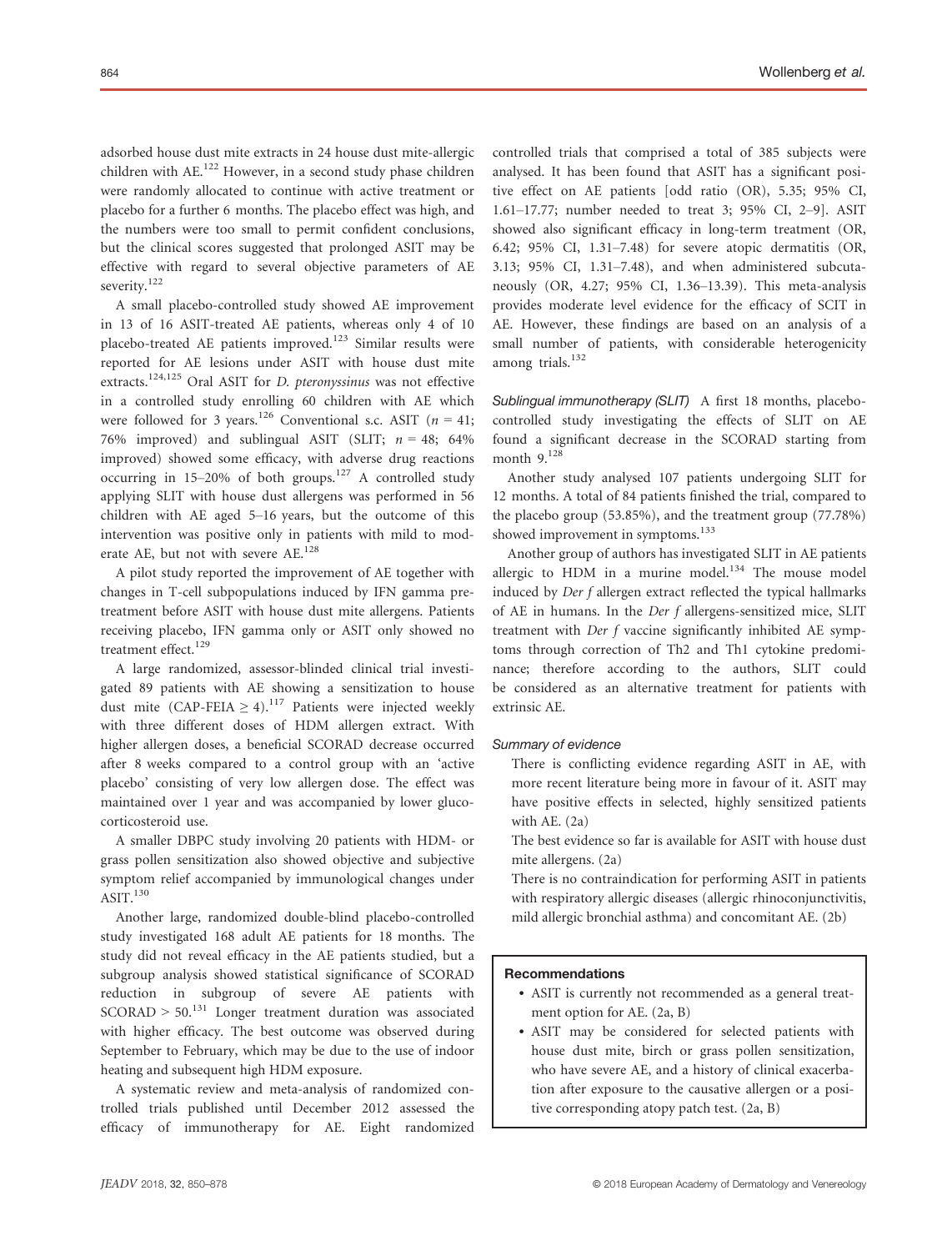adsorbed house dust mite extracts in 24 house dust mite-allergic children with AE.[122] However, in a second study phase children were randomly allocated to continue with active treatment or placebo for a further 6 months. The placebo effect was high, and the numbers were too small to permit confident conclusions, but the clinical scores suggested that prolonged ASIT may be effective with regard to several objective parameters of AE severity.[122]

A small placebo-controlled study showed AE improvement in 13 of 16 ASIT-treated AE patients, whereas only 4 of 10 placebo-treated AE patients improved.[123] Similar results were reported for AE lesions under ASIT with house dust mite extracts.[124,125] Oral ASIT for *D. pteronyssinus* was not effective in a controlled study enrolling 60 children with AE which were followed for 3 years.[126] Conventional s.c. ASIT ($n = 41$; 76% improved) and sublingual ASIT (SLIT; $n = 48$; 64% improved) showed some efficacy, with adverse drug reactions occurring in 15–20% of both groups.[127] A controlled study applying SLIT with house dust allergens was performed in 56 children with AE aged 5–16 years, but the outcome of this intervention was positive only in patients with mild to moderate AE, but not with severe AE.[128]

A pilot study reported the improvement of AE together with changes in T-cell subpopulations induced by IFN gamma pretreatment before ASIT with house dust mite allergens. Patients receiving placebo, IFN gamma only or ASIT only showed no treatment effect.[129]

A large randomized, assessor-blinded clinical trial investigated 89 patients with AE showing a sensitization to house dust mite (CAP-FEIA $\geq 4$).[117] Patients were injected weekly with three different doses of HDM allergen extract. With higher allergen doses, a beneficial SCORAD decrease occurred after 8 weeks compared to a control group with an 'active placebo' consisting of very low allergen dose. The effect was maintained over 1 year and was accompanied by lower glucocorticosteroid use.

A smaller DBPC study involving 20 patients with HDM- or grass pollen sensitization also showed objective and subjective symptom relief accompanied by immunological changes under ASIT.[130]

Another large, randomized double-blind placebo-controlled study investigated 168 adult AE patients for 18 months. The study did not reveal efficacy in the AE patients studied, but a subgroup analysis showed statistical significance of SCORAD reduction in subgroup of severe AE patients with SCORAD > 50.[131] Longer treatment duration was associated with higher efficacy. The best outcome was observed during September to February, which may be due to the use of indoor heating and subsequent high HDM exposure.

A systematic review and meta-analysis of randomized controlled trials published until December 2012 assessed the efficacy of immunotherapy for AE. Eight randomized controlled trials that comprised a total of 385 subjects were analysed. It has been found that ASIT has a significant positive effect on AE patients [odd ratio (OR), 5.35; 95% CI, 1.61–17.77; number needed to treat 3; 95% CI, 2–9]. ASIT showed also significant efficacy in long-term treatment (OR, 6.42; 95% CI, 1.31–7.48) for severe atopic dermatitis (OR, 3.13; 95% CI, 1.31–7.48), and when administered subcutaneously (OR, 4.27; 95% CI, 1.36–13.39). This meta-analysis provides moderate level evidence for the efficacy of SCIT in AE. However, these findings are based on an analysis of a small number of patients, with considerable heterogenicity among trials.[132]

*Sublingual immunotherapy (SLIT)* A first 18 months, placebo-controlled study investigating the effects of SLIT on AE found a significant decrease in the SCORAD starting from month 9.[128]

Another study analysed 107 patients undergoing SLIT for 12 months. A total of 84 patients finished the trial, compared to the placebo group (53.85%), and the treatment group (77.78%) showed improvement in symptoms.[133]

Another group of authors has investigated SLIT in AE patients allergic to HDM in a murine model.[134] The mouse model induced by *Der f* allergen extract reflected the typical hallmarks of AE in humans. In the *Der f* allergens-sensitized mice, SLIT treatment with *Der f* vaccine significantly inhibited AE symptoms through correction of Th2 and Th1 cytokine predominance; therefore according to the authors, SLIT could be considered as an alternative treatment for patients with extrinsic AE.

*Summary of evidence*

There is conflicting evidence regarding ASIT in AE, with more recent literature being more in favour of it. ASIT may have positive effects in selected, highly sensitized patients with AE. (2a)

The best evidence so far is available for ASIT with house dust mite allergens. (2a)

There is no contraindication for performing ASIT in patients with respiratory allergic diseases (allergic rhinoconjunctivitis, mild allergic bronchial asthma) and concomitant AE. (2b)

**Recommendations**

- ASIT is currently not recommended as a general treatment option for AE. (2a, B)
- ASIT may be considered for selected patients with house dust mite, birch or grass pollen sensitization, who have severe AE, and a history of clinical exacerbation after exposure to the causative allergen or a positive corresponding atopy patch test. (2a, B)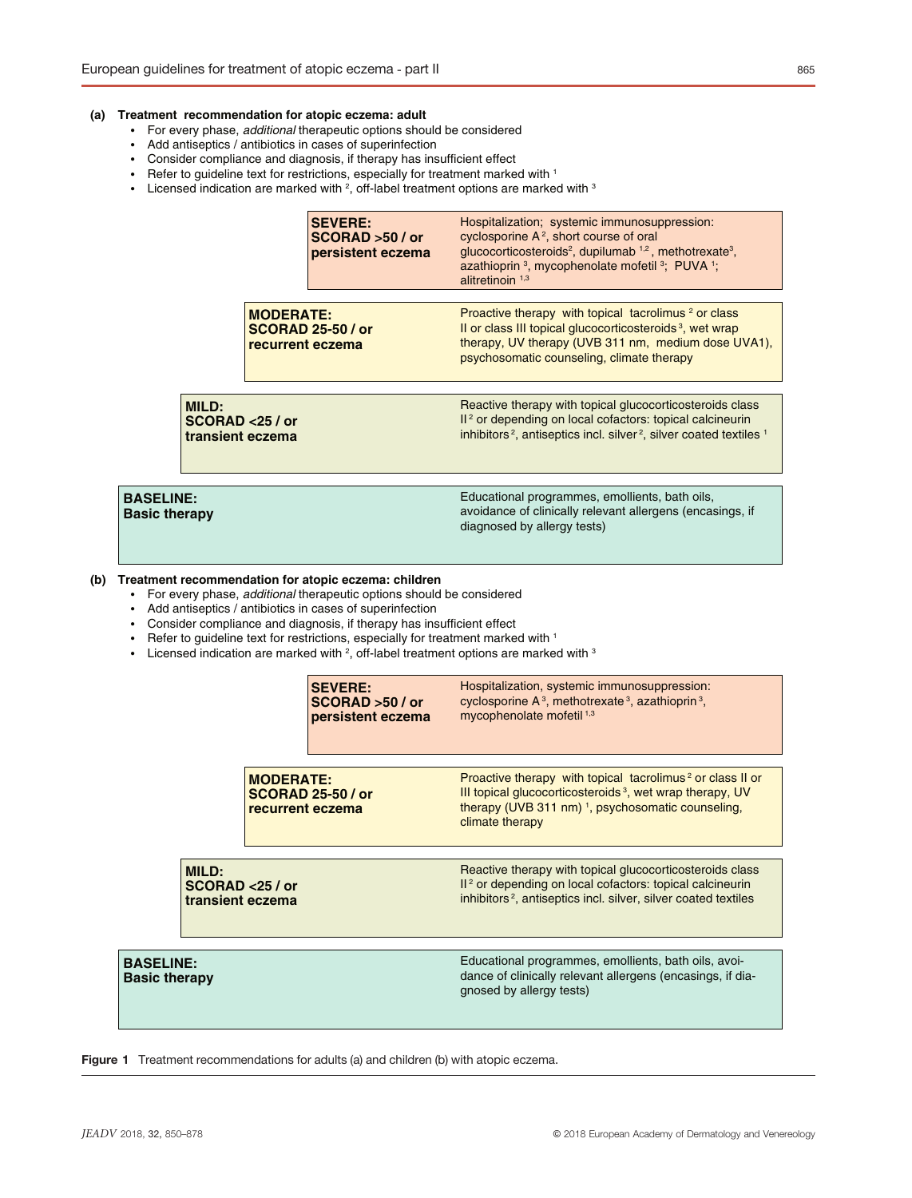**(a) Treatment recommendation for atopic eczema: adult**

- For every phase, *additional* therapeutic options should be considered
- Add antiseptics / antibiotics in cases of superinfection
- Consider compliance and diagnosis, if therapy has insufficient effect
- Refer to guideline text for restrictions, especially for treatment marked with [1]
- Licensed indication are marked with [2], off-label treatment options are marked with [3]

| | |
|---|---|
| **SEVERE: SCORAD >50 / or persistent eczema** | Hospitalization; systemic immunosuppression: cyclosporine A [2], short course of oral glucocorticosteroids[2], dupilumab [1,2], methotrexate[3], azathioprin [3], mycophenolate mofetil [3]; PUVA [1]; alitretinoin [1,3] |
| **MODERATE: SCORAD 25-50 / or recurrent eczema** | Proactive therapy with topical tacrolimus [2] or class II or class III topical glucocorticosteroids [3], wet wrap therapy, UV therapy (UVB 311 nm, medium dose UVA1), psychosomatic counseling, climate therapy |
| **MILD: SCORAD <25 / or transient eczema** | Reactive therapy with topical glucocorticosteroids class II [2] or depending on local cofactors: topical calcineurin inhibitors [2], antiseptics incl. silver [2], silver coated textiles [1] |
| **BASELINE: Basic therapy** | Educational programmes, emollients, bath oils, avoidance of clinically relevant allergens (encasings, if diagnosed by allergy tests) |

**(b) Treatment recommendation for atopic eczema: children**

- For every phase, *additional* therapeutic options should be considered
- Add antiseptics / antibiotics in cases of superinfection
- Consider compliance and diagnosis, if therapy has insufficient effect
- Refer to guideline text for restrictions, especially for treatment marked with [1]
- Licensed indication are marked with [2], off-label treatment options are marked with [3]

| | |
|---|---|
| **SEVERE: SCORAD >50 / or persistent eczema** | Hospitalization, systemic immunosuppression: cyclosporine A [3], methotrexate [3], azathioprin [3], mycophenolate mofetil [1,3] |
| **MODERATE: SCORAD 25-50 / or recurrent eczema** | Proactive therapy with topical tacrolimus [2] or class II or III topical glucocorticosteroids [3], wet wrap therapy, UV therapy (UVB 311 nm) [1], psychosomatic counseling, climate therapy |
| **MILD: SCORAD <25 / or transient eczema** | Reactive therapy with topical glucocorticosteroids class II [2] or depending on local cofactors: topical calcineurin inhibitors [2], antiseptics incl. silver, silver coated textiles |
| **BASELINE: Basic therapy** | Educational programmes, emollients, bath oils, avoidance of clinically relevant allergens (encasings, if diagnosed by allergy tests) |

**Figure 1** Treatment recommendations for adults (a) and children (b) with atopic eczema.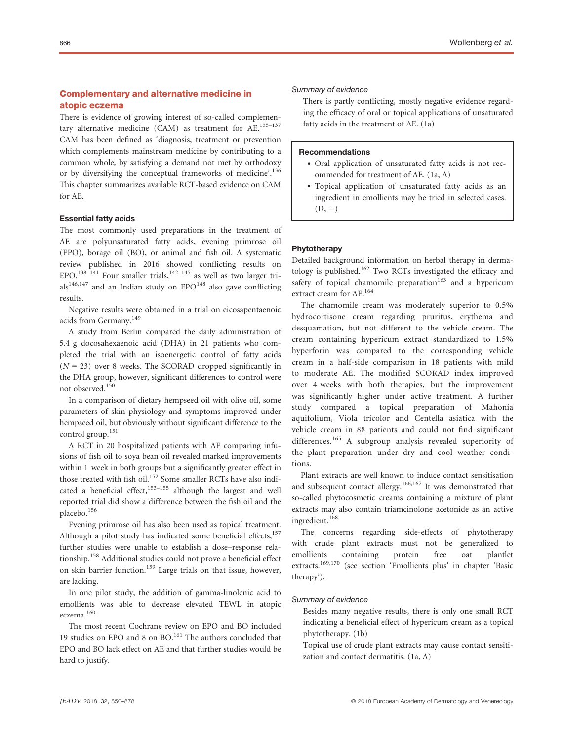## Complementary and alternative medicine in atopic eczema

There is evidence of growing interest of so-called complementary alternative medicine (CAM) as treatment for AE.[135–137] CAM has been defined as 'diagnosis, treatment or prevention which complements mainstream medicine by contributing to a common whole, by satisfying a demand not met by orthodoxy or by diversifying the conceptual frameworks of medicine'.[136] This chapter summarizes available RCT-based evidence on CAM for AE.

### Essential fatty acids

The most commonly used preparations in the treatment of AE are polyunsaturated fatty acids, evening primrose oil (EPO), borage oil (BO), or animal and fish oil. A systematic review published in 2016 showed conflicting results on EPO.[138–141] Four smaller trials,[142–145] as well as two larger trials[146,147] and an Indian study on EPO[148] also gave conflicting results.

Negative results were obtained in a trial on eicosapentaenoic acids from Germany.[149]

A study from Berlin compared the daily administration of 5.4 g docosahexaenoic acid (DHA) in 21 patients who completed the trial with an isoenergetic control of fatty acids ($N = 23$) over 8 weeks. The SCORAD dropped significantly in the DHA group, however, significant differences to control were not observed.[150]

In a comparison of dietary hempseed oil with olive oil, some parameters of skin physiology and symptoms improved under hempseed oil, but obviously without significant difference to the control group.[151]

A RCT in 20 hospitalized patients with AE comparing infusions of fish oil to soya bean oil revealed marked improvements within 1 week in both groups but a significantly greater effect in those treated with fish oil.[152] Some smaller RCTs have also indicated a beneficial effect,[153–155] although the largest and well reported trial did show a difference between the fish oil and the placebo.[156]

Evening primrose oil has also been used as topical treatment. Although a pilot study has indicated some beneficial effects,[157] further studies were unable to establish a dose–response relationship.[158] Additional studies could not prove a beneficial effect on skin barrier function.[159] Large trials on that issue, however, are lacking.

In one pilot study, the addition of gamma-linolenic acid to emollients was able to decrease elevated TEWL in atopic eczema.[160]

The most recent Cochrane review on EPO and BO included 19 studies on EPO and 8 on BO.[161] The authors concluded that EPO and BO lack effect on AE and that further studies would be hard to justify.

*Summary of evidence*

There is partly conflicting, mostly negative evidence regarding the efficacy of oral or topical applications of unsaturated fatty acids in the treatment of AE. (1a)

**Recommendations**

- Oral application of unsaturated fatty acids is not recommended for treatment of AE. (1a, A)
- Topical application of unsaturated fatty acids as an ingredient in emollients may be tried in selected cases. (D, −)

### Phytotherapy

Detailed background information on herbal therapy in dermatology is published.[162] Two RCTs investigated the efficacy and safety of topical chamomile preparation[163] and a hypericum extract cream for AE.[164]

The chamomile cream was moderately superior to 0.5% hydrocortisone cream regarding pruritus, erythema and desquamation, but not different to the vehicle cream. The cream containing hypericum extract standardized to 1.5% hyperforin was compared to the corresponding vehicle cream in a half-side comparison in 18 patients with mild to moderate AE. The modified SCORAD index improved over 4 weeks with both therapies, but the improvement was significantly higher under active treatment. A further study compared a topical preparation of Mahonia aquifolium, Viola tricolor and Centella asiatica with the vehicle cream in 88 patients and could not find significant differences.[165] A subgroup analysis revealed superiority of the plant preparation under dry and cool weather conditions.

Plant extracts are well known to induce contact sensitisation and subsequent contact allergy.[166,167] It was demonstrated that so-called phytocosmetic creams containing a mixture of plant extracts may also contain triamcinolone acetonide as an active ingredient.[168]

The concerns regarding side-effects of phytotherapy with crude plant extracts must not be generalized to emollients containing protein free oat plantlet extracts.[169,170] (see section 'Emollients plus' in chapter 'Basic therapy').

*Summary of evidence*

Besides many negative results, there is only one small RCT indicating a beneficial effect of hypericum cream as a topical phytotherapy. (1b)

Topical use of crude plant extracts may cause contact sensitization and contact dermatitis. (1a, A)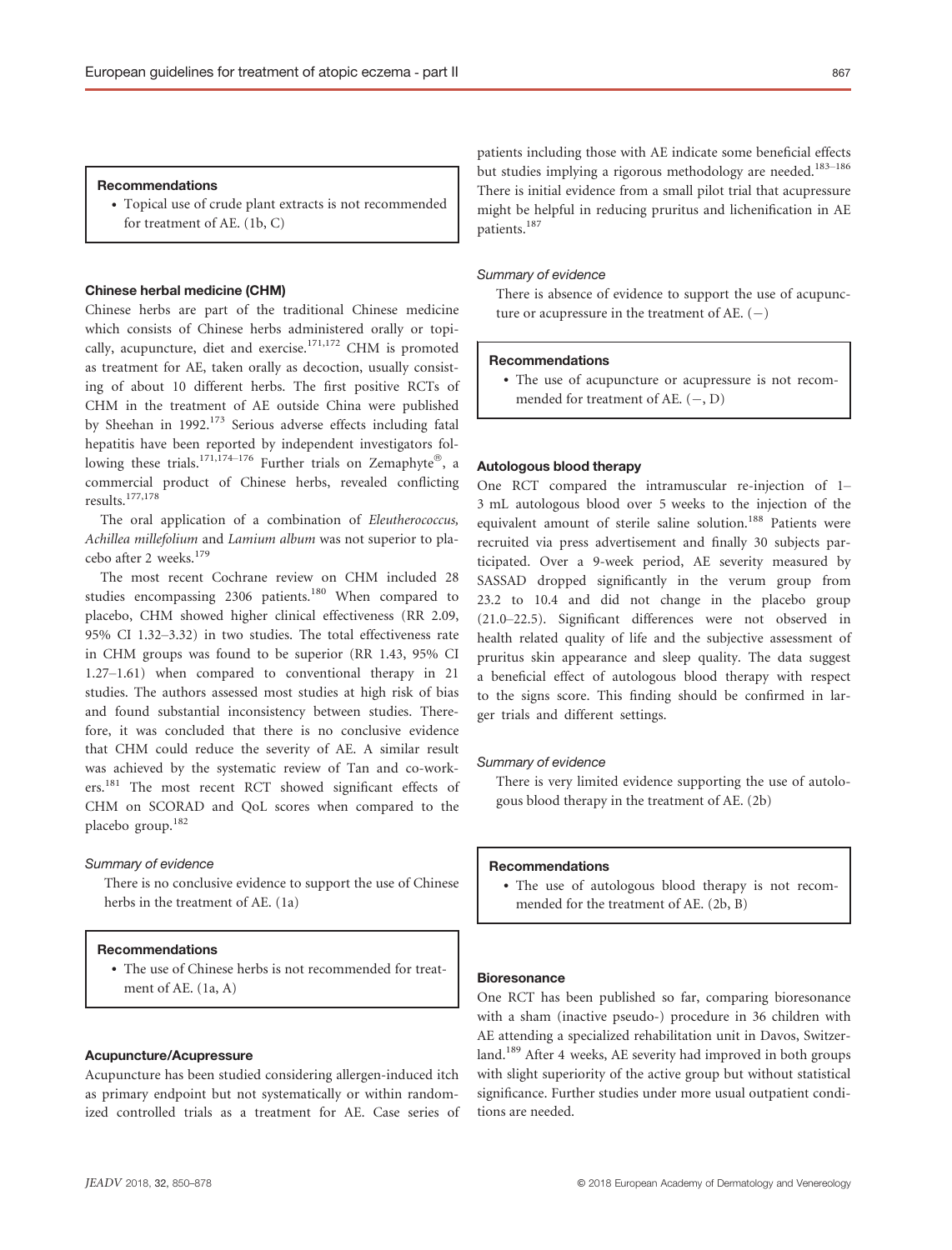## Recommendations

- Topical use of crude plant extracts is not recommended for treatment of AE. (1b, C)

### Chinese herbal medicine (CHM)

Chinese herbs are part of the traditional Chinese medicine which consists of Chinese herbs administered orally or topically, acupuncture, diet and exercise.[171,172] CHM is promoted as treatment for AE, taken orally as decoction, usually consisting of about 10 different herbs. The first positive RCTs of CHM in the treatment of AE outside China were published by Sheehan in 1992.[173] Serious adverse effects including fatal hepatitis have been reported by independent investigators following these trials.[171,174–176] Further trials on Zemaphyte®, a commercial product of Chinese herbs, revealed conflicting results.[177,178]

The oral application of a combination of *Eleutherococcus, Achillea millefolium* and *Lamium album* was not superior to placebo after 2 weeks.[179]

The most recent Cochrane review on CHM included 28 studies encompassing 2306 patients.[180] When compared to placebo, CHM showed higher clinical effectiveness (RR 2.09, 95% CI 1.32–3.32) in two studies. The total effectiveness rate in CHM groups was found to be superior (RR 1.43, 95% CI 1.27–1.61) when compared to conventional therapy in 21 studies. The authors assessed most studies at high risk of bias and found substantial inconsistency between studies. Therefore, it was concluded that there is no conclusive evidence that CHM could reduce the severity of AE. A similar result was achieved by the systematic review of Tan and co-workers.[181] The most recent RCT showed significant effects of CHM on SCORAD and QoL scores when compared to the placebo group.[182]

*Summary of evidence*

There is no conclusive evidence to support the use of Chinese herbs in the treatment of AE. (1a)

## Recommendations

- The use of Chinese herbs is not recommended for treatment of AE. (1a, A)

### Acupuncture/Acupressure

Acupuncture has been studied considering allergen-induced itch as primary endpoint but not systematically or within randomized controlled trials as a treatment for AE. Case series of patients including those with AE indicate some beneficial effects but studies implying a rigorous methodology are needed.[183–186] There is initial evidence from a small pilot trial that acupressure might be helpful in reducing pruritus and lichenification in AE patients.[187]

*Summary of evidence*

There is absence of evidence to support the use of acupuncture or acupressure in the treatment of AE. (−)

## Recommendations

- The use of acupuncture or acupressure is not recommended for treatment of AE. (−, D)

### Autologous blood therapy

One RCT compared the intramuscular re-injection of 1–3 mL autologous blood over 5 weeks to the injection of the equivalent amount of sterile saline solution.[188] Patients were recruited via press advertisement and finally 30 subjects participated. Over a 9-week period, AE severity measured by SASSAD dropped significantly in the verum group from 23.2 to 10.4 and did not change in the placebo group (21.0–22.5). Significant differences were not observed in health related quality of life and the subjective assessment of pruritus skin appearance and sleep quality. The data suggest a beneficial effect of autologous blood therapy with respect to the signs score. This finding should be confirmed in larger trials and different settings.

*Summary of evidence*

There is very limited evidence supporting the use of autologous blood therapy in the treatment of AE. (2b)

## Recommendations

- The use of autologous blood therapy is not recommended for the treatment of AE. (2b, B)

### Bioresonance

One RCT has been published so far, comparing bioresonance with a sham (inactive pseudo-) procedure in 36 children with AE attending a specialized rehabilitation unit in Davos, Switzerland.[189] After 4 weeks, AE severity had improved in both groups with slight superiority of the active group but without statistical significance. Further studies under more usual outpatient conditions are needed.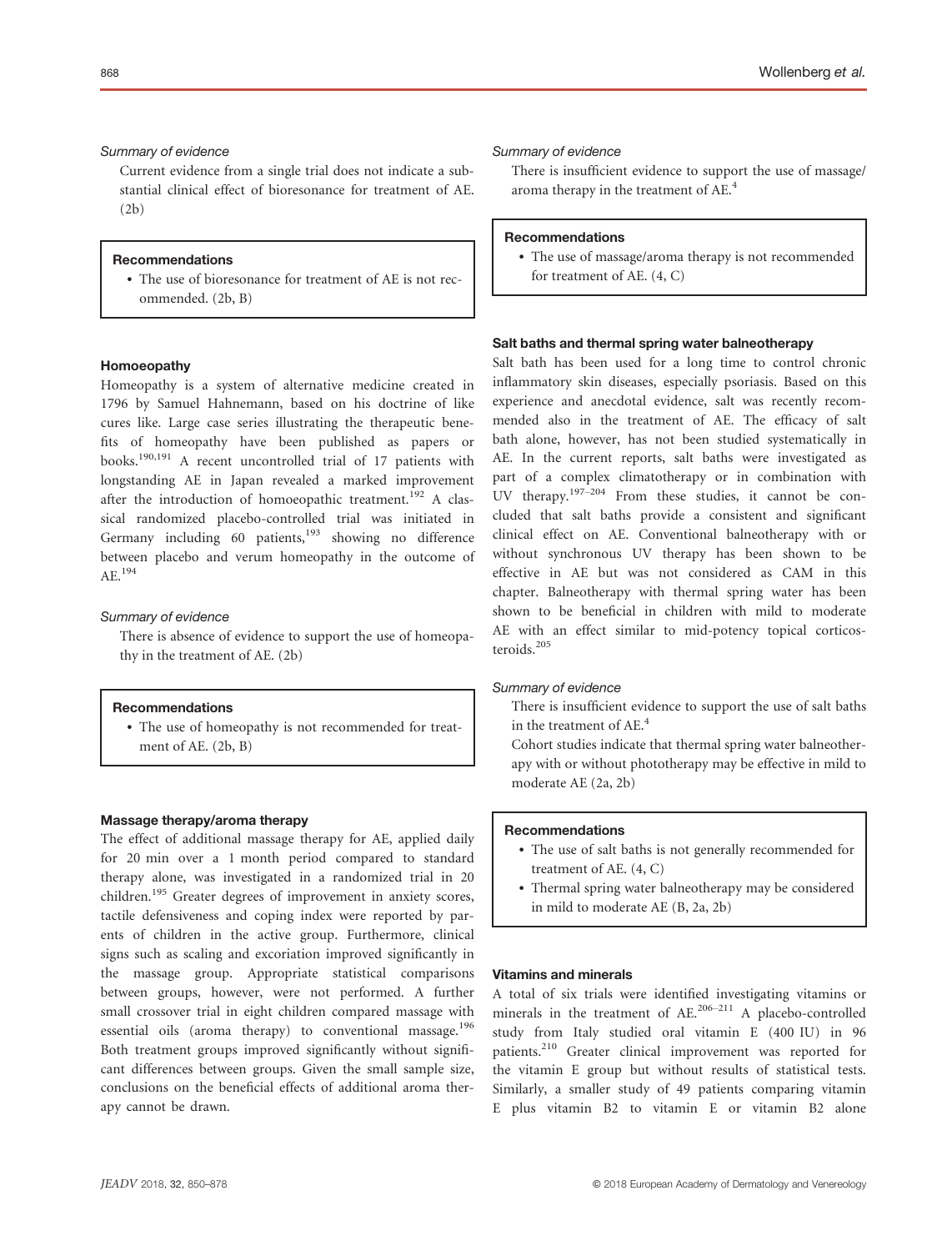*Summary of evidence*

Current evidence from a single trial does not indicate a substantial clinical effect of bioresonance for treatment of AE. (2b)

**Recommendations**

- The use of bioresonance for treatment of AE is not recommended. (2b, B)

### Homoeopathy

Homeopathy is a system of alternative medicine created in 1796 by Samuel Hahnemann, based on his doctrine of like cures like. Large case series illustrating the therapeutic benefits of homeopathy have been published as papers or books.[190,191] A recent uncontrolled trial of 17 patients with longstanding AE in Japan revealed a marked improvement after the introduction of homoeopathic treatment.[192] A classical randomized placebo-controlled trial was initiated in Germany including 60 patients,[193] showing no difference between placebo and verum homeopathy in the outcome of AE.[194]

*Summary of evidence*

There is absence of evidence to support the use of homeopathy in the treatment of AE. (2b)

**Recommendations**

- The use of homeopathy is not recommended for treatment of AE. (2b, B)

### Massage therapy/aroma therapy

The effect of additional massage therapy for AE, applied daily for 20 min over a 1 month period compared to standard therapy alone, was investigated in a randomized trial in 20 children.[195] Greater degrees of improvement in anxiety scores, tactile defensiveness and coping index were reported by parents of children in the active group. Furthermore, clinical signs such as scaling and excoriation improved significantly in the massage group. Appropriate statistical comparisons between groups, however, were not performed. A further small crossover trial in eight children compared massage with essential oils (aroma therapy) to conventional massage.[196] Both treatment groups improved significantly without significant differences between groups. Given the small sample size, conclusions on the beneficial effects of additional aroma therapy cannot be drawn.

*Summary of evidence*

There is insufficient evidence to support the use of massage/aroma therapy in the treatment of AE.[4]

**Recommendations**

- The use of massage/aroma therapy is not recommended for treatment of AE. (4, C)

### Salt baths and thermal spring water balneotherapy

Salt bath has been used for a long time to control chronic inflammatory skin diseases, especially psoriasis. Based on this experience and anecdotal evidence, salt was recently recommended also in the treatment of AE. The efficacy of salt bath alone, however, has not been studied systematically in AE. In the current reports, salt baths were investigated as part of a complex climatotherapy or in combination with UV therapy.[197–204] From these studies, it cannot be concluded that salt baths provide a consistent and significant clinical effect on AE. Conventional balneotherapy with or without synchronous UV therapy has been shown to be effective in AE but was not considered as CAM in this chapter. Balneotherapy with thermal spring water has been shown to be beneficial in children with mild to moderate AE with an effect similar to mid-potency topical corticosteroids.[205]

*Summary of evidence*

There is insufficient evidence to support the use of salt baths in the treatment of AE.[4]

Cohort studies indicate that thermal spring water balneotherapy with or without phototherapy may be effective in mild to moderate AE (2a, 2b)

**Recommendations**

- The use of salt baths is not generally recommended for treatment of AE. (4, C)
- Thermal spring water balneotherapy may be considered in mild to moderate AE (B, 2a, 2b)

### Vitamins and minerals

A total of six trials were identified investigating vitamins or minerals in the treatment of AE.[206–211] A placebo-controlled study from Italy studied oral vitamin E (400 IU) in 96 patients.[210] Greater clinical improvement was reported for the vitamin E group but without results of statistical tests. Similarly, a smaller study of 49 patients comparing vitamin E plus vitamin B2 to vitamin E or vitamin B2 alone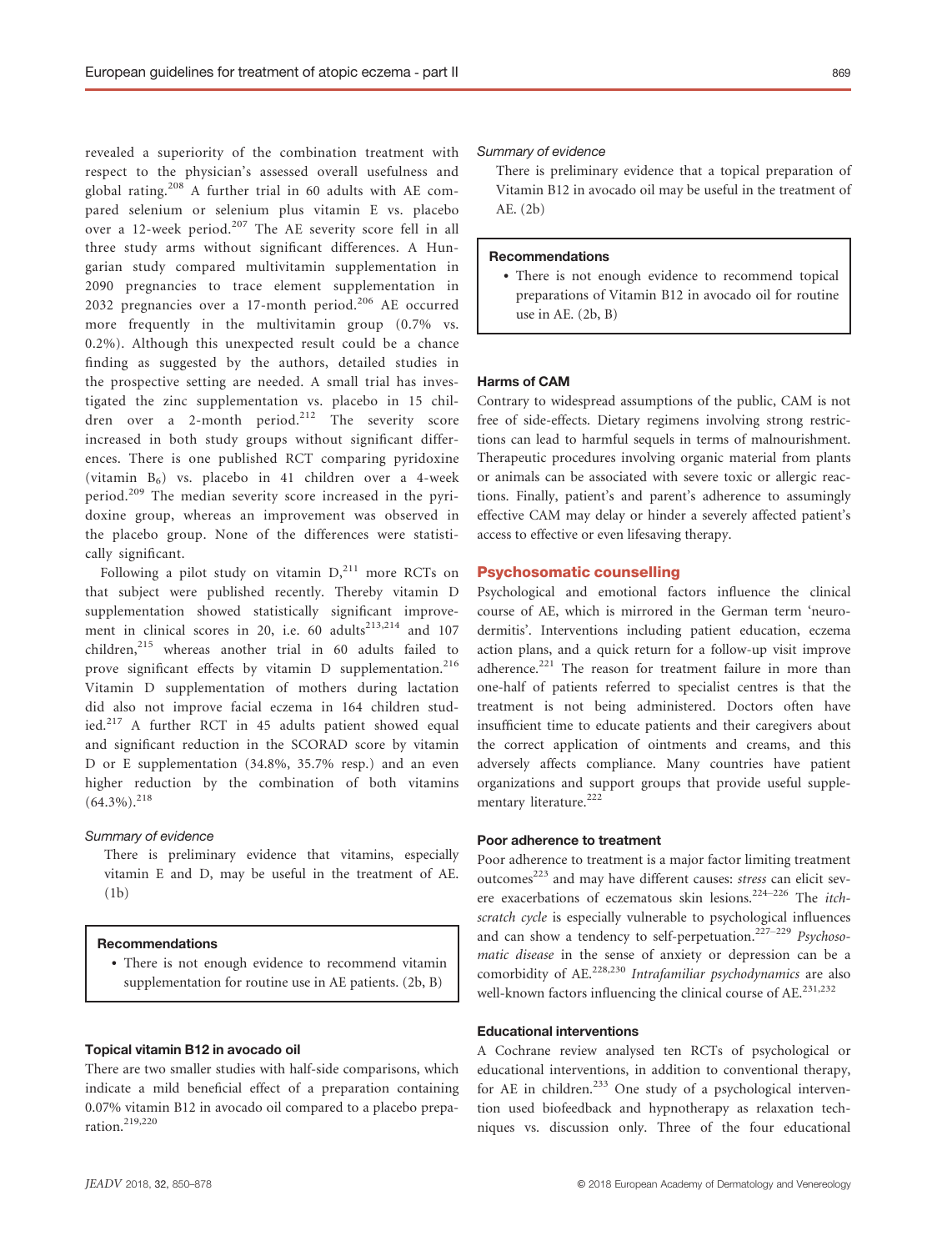revealed a superiority of the combination treatment with respect to the physician's assessed overall usefulness and global rating.[208] A further trial in 60 adults with AE compared selenium or selenium plus vitamin E vs. placebo over a 12-week period.[207] The AE severity score fell in all three study arms without significant differences. A Hungarian study compared multivitamin supplementation in 2090 pregnancies to trace element supplementation in 2032 pregnancies over a 17-month period.[206] AE occurred more frequently in the multivitamin group (0.7% vs. 0.2%). Although this unexpected result could be a chance finding as suggested by the authors, detailed studies in the prospective setting are needed. A small trial has investigated the zinc supplementation vs. placebo in 15 children over a 2-month period.[212] The severity score increased in both study groups without significant differences. There is one published RCT comparing pyridoxine (vitamin $B_6$) vs. placebo in 41 children over a 4-week period.[209] The median severity score increased in the pyridoxine group, whereas an improvement was observed in the placebo group. None of the differences were statistically significant.

Following a pilot study on vitamin D,[211] more RCTs on that subject were published recently. Thereby vitamin D supplementation showed statistically significant improvement in clinical scores in 20, i.e. 60 adults[213,214] and 107 children,[215] whereas another trial in 60 adults failed to prove significant effects by vitamin D supplementation.[216] Vitamin D supplementation of mothers during lactation did also not improve facial eczema in 164 children studied.[217] A further RCT in 45 adults patient showed equal and significant reduction in the SCORAD score by vitamin D or E supplementation (34.8%, 35.7% resp.) and an even higher reduction by the combination of both vitamins (64.3%).[218]

*Summary of evidence*

There is preliminary evidence that vitamins, especially vitamin E and D, may be useful in the treatment of AE. (1b)

**Recommendations**

- There is not enough evidence to recommend vitamin supplementation for routine use in AE patients. (2b, B)

### Topical vitamin B12 in avocado oil

There are two smaller studies with half-side comparisons, which indicate a mild beneficial effect of a preparation containing 0.07% vitamin B12 in avocado oil compared to a placebo preparation.[219,220]

*Summary of evidence*

There is preliminary evidence that a topical preparation of Vitamin B12 in avocado oil may be useful in the treatment of AE. (2b)

**Recommendations**

- There is not enough evidence to recommend topical preparations of Vitamin B12 in avocado oil for routine use in AE. (2b, B)

### Harms of CAM

Contrary to widespread assumptions of the public, CAM is not free of side-effects. Dietary regimens involving strong restrictions can lead to harmful sequels in terms of malnourishment. Therapeutic procedures involving organic material from plants or animals can be associated with severe toxic or allergic reactions. Finally, patient's and parent's adherence to assumingly effective CAM may delay or hinder a severely affected patient's access to effective or even lifesaving therapy.

## Psychosomatic counselling

Psychological and emotional factors influence the clinical course of AE, which is mirrored in the German term 'neurodermitis'. Interventions including patient education, eczema action plans, and a quick return for a follow-up visit improve adherence.[221] The reason for treatment failure in more than one-half of patients referred to specialist centres is that the treatment is not being administered. Doctors often have insufficient time to educate patients and their caregivers about the correct application of ointments and creams, and this adversely affects compliance. Many countries have patient organizations and support groups that provide useful supplementary literature.[222]

### Poor adherence to treatment

Poor adherence to treatment is a major factor limiting treatment outcomes[223] and may have different causes: *stress* can elicit severe exacerbations of eczematous skin lesions.[224–226] The *itch-scratch cycle* is especially vulnerable to psychological influences and can show a tendency to self-perpetuation.[227–229] *Psychosomatic disease* in the sense of anxiety or depression can be a comorbidity of AE.[228,230] *Intrafamiliar psychodynamics* are also well-known factors influencing the clinical course of AE.[231,232]

### Educational interventions

A Cochrane review analysed ten RCTs of psychological or educational interventions, in addition to conventional therapy, for AE in children.[233] One study of a psychological intervention used biofeedback and hypnotherapy as relaxation techniques vs. discussion only. Three of the four educational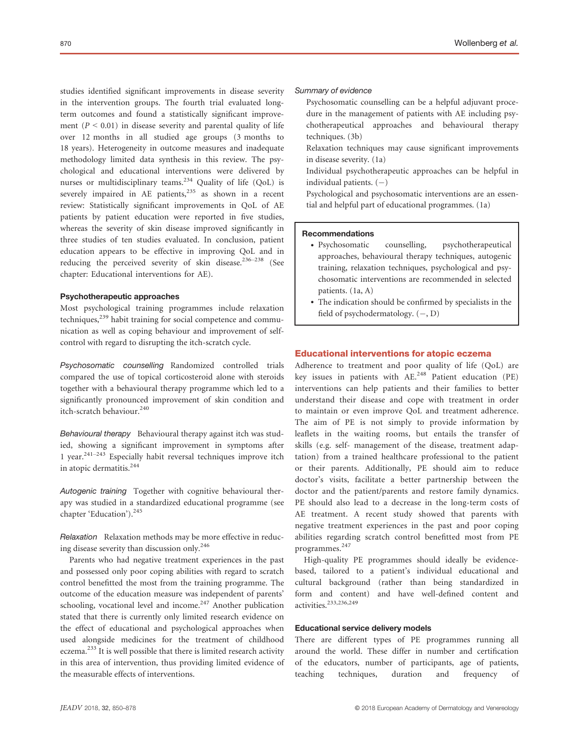studies identified significant improvements in disease severity in the intervention groups. The fourth trial evaluated long-term outcomes and found a statistically significant improvement ($P < 0.01$) in disease severity and parental quality of life over 12 months in all studied age groups (3 months to 18 years). Heterogeneity in outcome measures and inadequate methodology limited data synthesis in this review. The psychological and educational interventions were delivered by nurses or multidisciplinary teams.[234] Quality of life (QoL) is severely impaired in AE patients,[235] as shown in a recent review: Statistically significant improvements in QoL of AE patients by patient education were reported in five studies, whereas the severity of skin disease improved significantly in three studies of ten studies evaluated. In conclusion, patient education appears to be effective in improving QoL and in reducing the perceived severity of skin disease.[236–238] (See chapter: Educational interventions for AE).

### Psychotherapeutic approaches

Most psychological training programmes include relaxation techniques,[239] habit training for social competence and communication as well as coping behaviour and improvement of self-control with regard to disrupting the itch-scratch cycle.

*Psychosomatic counselling* Randomized controlled trials compared the use of topical corticosteroid alone with steroids together with a behavioural therapy programme which led to a significantly pronounced improvement of skin condition and itch-scratch behaviour.[240]

*Behavioural therapy* Behavioural therapy against itch was studied, showing a significant improvement in symptoms after 1 year.[241–243] Especially habit reversal techniques improve itch in atopic dermatitis.[244]

*Autogenic training* Together with cognitive behavioural therapy was studied in a standardized educational programme (see chapter 'Education').[245]

*Relaxation* Relaxation methods may be more effective in reducing disease severity than discussion only.[246]

Parents who had negative treatment experiences in the past and possessed only poor coping abilities with regard to scratch control benefitted the most from the training programme. The outcome of the education measure was independent of parents' schooling, vocational level and income.[247] Another publication stated that there is currently only limited research evidence on the effect of educational and psychological approaches when used alongside medicines for the treatment of childhood eczema.[233] It is well possible that there is limited research activity in this area of intervention, thus providing limited evidence of the measurable effects of interventions.

*Summary of evidence*

Psychosomatic counselling can be a helpful adjuvant procedure in the management of patients with AE including psychotherapeutical approaches and behavioural therapy techniques. (3b)

Relaxation techniques may cause significant improvements in disease severity. (1a)

Individual psychotherapeutic approaches can be helpful in individual patients. (−)

Psychological and psychosomatic interventions are an essential and helpful part of educational programmes. (1a)

**Recommendations**

- Psychosomatic counselling, psychotherapeutical approaches, behavioural therapy techniques, autogenic training, relaxation techniques, psychological and psychosomatic interventions are recommended in selected patients. (1a, A)
- The indication should be confirmed by specialists in the field of psychodermatology. (−, D)

## Educational interventions for atopic eczema

Adherence to treatment and poor quality of life (QoL) are key issues in patients with AE.[248] Patient education (PE) interventions can help patients and their families to better understand their disease and cope with treatment in order to maintain or even improve QoL and treatment adherence. The aim of PE is not simply to provide information by leaflets in the waiting rooms, but entails the transfer of skills (e.g. self- management of the disease, treatment adaptation) from a trained healthcare professional to the patient or their parents. Additionally, PE should aim to reduce doctor's visits, facilitate a better partnership between the doctor and the patient/parents and restore family dynamics. PE should also lead to a decrease in the long-term costs of AE treatment. A recent study showed that parents with negative treatment experiences in the past and poor coping abilities regarding scratch control benefitted most from PE programmes.[247]

High-quality PE programmes should ideally be evidence-based, tailored to a patient's individual educational and cultural background (rather than being standardized in form and content) and have well-defined content and activities.[233,236,249]

### Educational service delivery models

There are different types of PE programmes running all around the world. These differ in number and certification of the educators, number of participants, age of patients, teaching techniques, duration and frequency of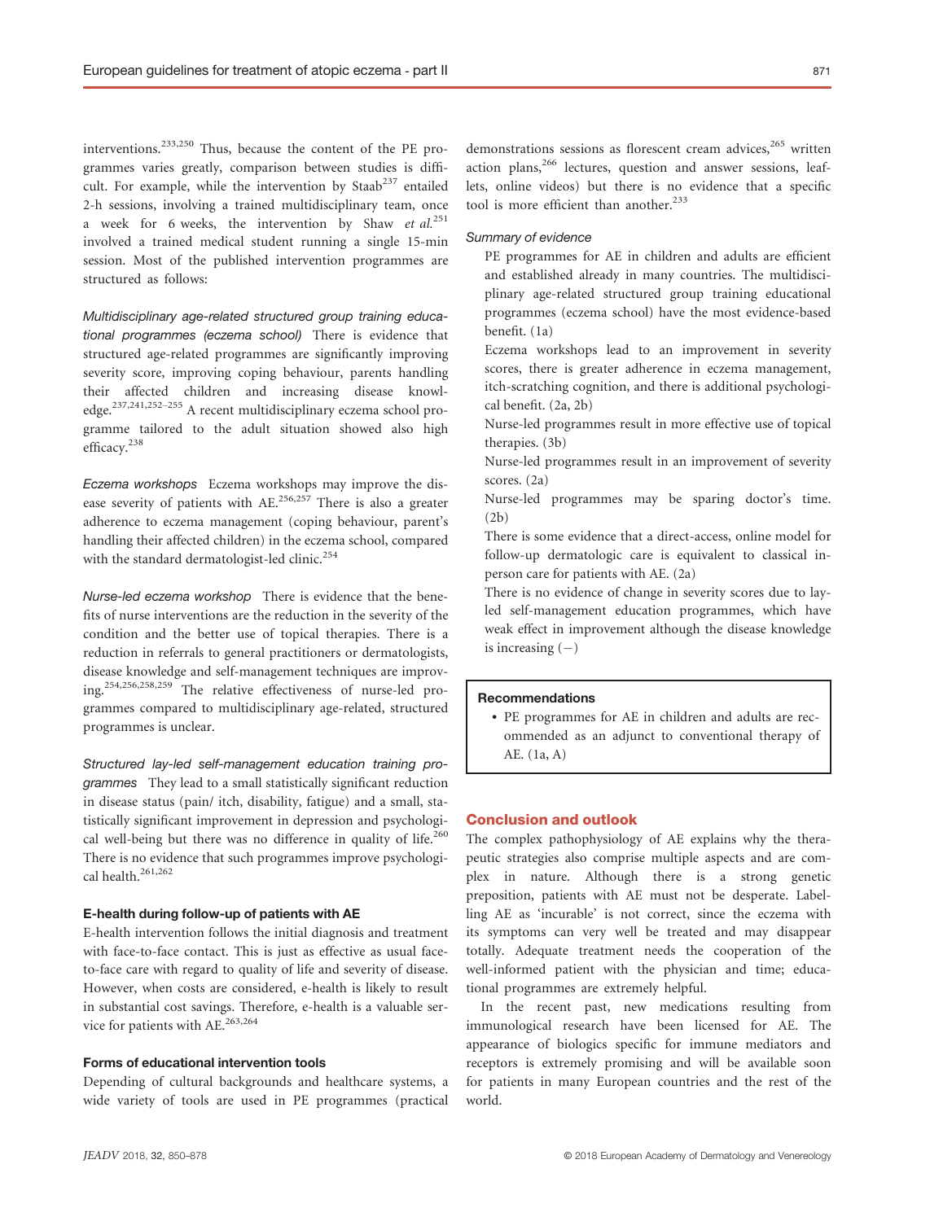interventions.[233,250] Thus, because the content of the PE programmes varies greatly, comparison between studies is difficult. For example, while the intervention by Staab[237] entailed 2-h sessions, involving a trained multidisciplinary team, once a week for 6 weeks, the intervention by Shaw *et al.*[251] involved a trained medical student running a single 15-min session. Most of the published intervention programmes are structured as follows:

*Multidisciplinary age-related structured group training educational programmes (eczema school)* There is evidence that structured age-related programmes are significantly improving severity score, improving coping behaviour, parents handling their affected children and increasing disease knowledge.[237,241,252–255] A recent multidisciplinary eczema school programme tailored to the adult situation showed also high efficacy.[238]

*Eczema workshops* Eczema workshops may improve the disease severity of patients with AE.[256,257] There is also a greater adherence to eczema management (coping behaviour, parent's handling their affected children) in the eczema school, compared with the standard dermatologist-led clinic.[254]

*Nurse-led eczema workshop* There is evidence that the benefits of nurse interventions are the reduction in the severity of the condition and the better use of topical therapies. There is a reduction in referrals to general practitioners or dermatologists, disease knowledge and self-management techniques are improving.[254,256,258,259] The relative effectiveness of nurse-led programmes compared to multidisciplinary age-related, structured programmes is unclear.

*Structured lay-led self-management education training programmes* They lead to a small statistically significant reduction in disease status (pain/ itch, disability, fatigue) and a small, statistically significant improvement in depression and psychological well-being but there was no difference in quality of life.[260] There is no evidence that such programmes improve psychological health.[261,262]

#### E-health during follow-up of patients with AE

E-health intervention follows the initial diagnosis and treatment with face-to-face contact. This is just as effective as usual face-to-face care with regard to quality of life and severity of disease. However, when costs are considered, e-health is likely to result in substantial cost savings. Therefore, e-health is a valuable service for patients with AE.[263,264]

#### Forms of educational intervention tools

Depending of cultural backgrounds and healthcare systems, a wide variety of tools are used in PE programmes (practical demonstrations sessions as florescent cream advices,[265] written action plans,[266] lectures, question and answer sessions, leaflets, online videos) but there is no evidence that a specific tool is more efficient than another.[233]

*Summary of evidence*

PE programmes for AE in children and adults are efficient and established already in many countries. The multidisciplinary age-related structured group training educational programmes (eczema school) have the most evidence-based benefit. (1a)

Eczema workshops lead to an improvement in severity scores, there is greater adherence in eczema management, itch-scratching cognition, and there is additional psychological benefit. (2a, 2b)

Nurse-led programmes result in more effective use of topical therapies. (3b)

Nurse-led programmes result in an improvement of severity scores. (2a)

Nurse-led programmes may be sparing doctor's time. (2b)

There is some evidence that a direct-access, online model for follow-up dermatologic care is equivalent to classical in-person care for patients with AE. (2a)

There is no evidence of change in severity scores due to lay-led self-management education programmes, which have weak effect in improvement although the disease knowledge is increasing (−)

**Recommendations**

- PE programmes for AE in children and adults are recommended as an adjunct to conventional therapy of AE. (1a, A)

## Conclusion and outlook

The complex pathophysiology of AE explains why the therapeutic strategies also comprise multiple aspects and are complex in nature. Although there is a strong genetic preposition, patients with AE must not be desperate. Labelling AE as 'incurable' is not correct, since the eczema with its symptoms can very well be treated and may disappear totally. Adequate treatment needs the cooperation of the well-informed patient with the physician and time; educational programmes are extremely helpful.

In the recent past, new medications resulting from immunological research have been licensed for AE. The appearance of biologics specific for immune mediators and receptors is extremely promising and will be available soon for patients in many European countries and the rest of the world.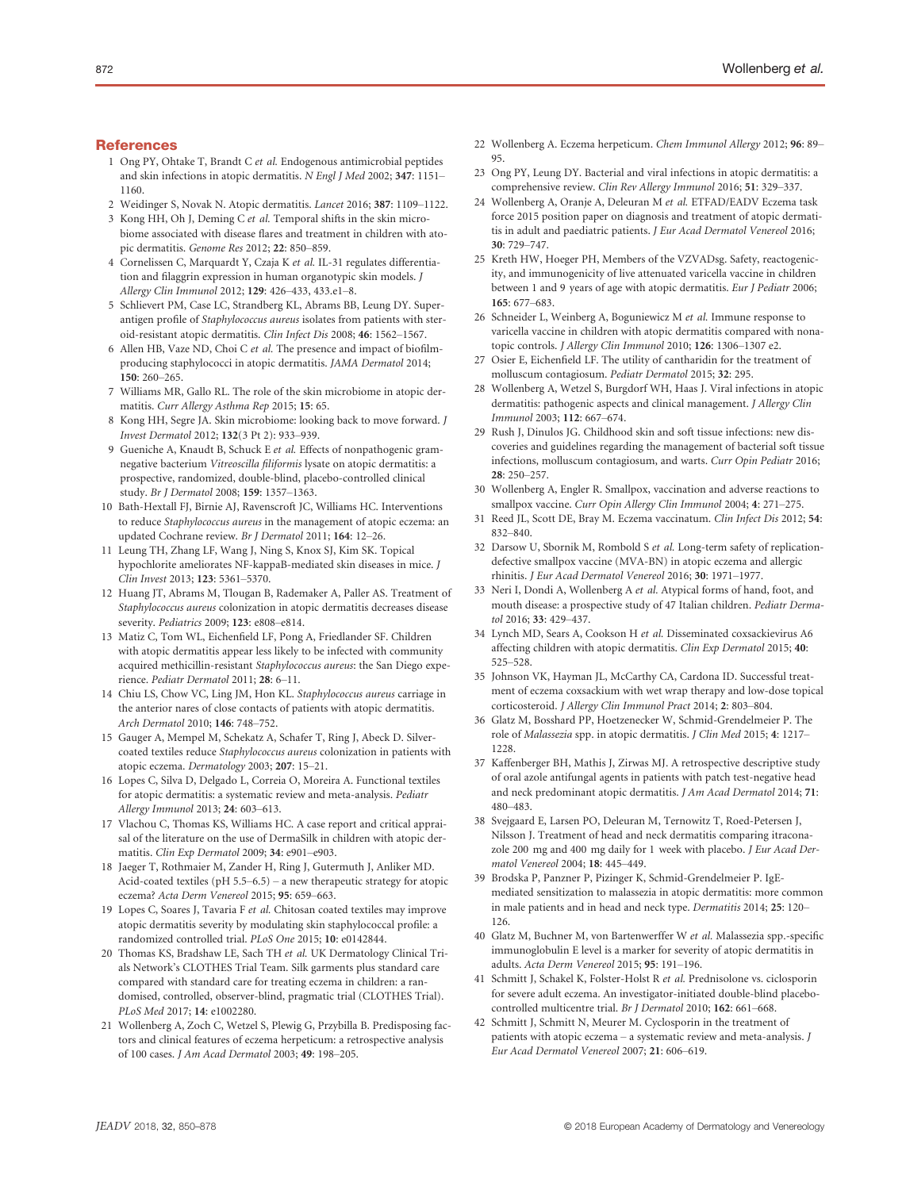## References

1. Ong PY, Ohtake T, Brandt C *et al.* Endogenous antimicrobial peptides and skin infections in atopic dermatitis. *N Engl J Med* 2002; **347**: 1151–1160.
2. Weidinger S, Novak N. Atopic dermatitis. *Lancet* 2016; **387**: 1109–1122.
3. Kong HH, Oh J, Deming C *et al.* Temporal shifts in the skin microbiome associated with disease flares and treatment in children with atopic dermatitis. *Genome Res* 2012; **22**: 850–859.
4. Cornelissen C, Marquardt Y, Czaja K *et al.* IL-31 regulates differentiation and filaggrin expression in human organotypic skin models. *J Allergy Clin Immunol* 2012; **129**: 426–433, 433.e1–8.
5. Schlievert PM, Case LC, Strandberg KL, Abrams BB, Leung DY. Superantigen profile of *Staphylococcus aureus* isolates from patients with steroid-resistant atopic dermatitis. *Clin Infect Dis* 2008; **46**: 1562–1567.
6. Allen HB, Vaze ND, Choi C *et al.* The presence and impact of biofilm-producing staphylococci in atopic dermatitis. *JAMA Dermatol* 2014; **150**: 260–265.
7. Williams MR, Gallo RL. The role of the skin microbiome in atopic dermatitis. *Curr Allergy Asthma Rep* 2015; **15**: 65.
8. Kong HH, Segre JA. Skin microbiome: looking back to move forward. *J Invest Dermatol* 2012; **132**(3 Pt 2): 933–939.
9. Gueniche A, Knaudt B, Schuck E *et al.* Effects of nonpathogenic gram-negative bacterium *Vitreoscilla filiformis* lysate on atopic dermatitis: a prospective, randomized, double-blind, placebo-controlled clinical study. *Br J Dermatol* 2008; **159**: 1357–1363.
10. Bath-Hextall FJ, Birnie AJ, Ravenscroft JC, Williams HC. Interventions to reduce *Staphylococcus aureus* in the management of atopic eczema: an updated Cochrane review. *Br J Dermatol* 2011; **164**: 12–26.
11. Leung TH, Zhang LF, Wang J, Ning S, Knox SJ, Kim SK. Topical hypochlorite ameliorates NF-kappaB-mediated skin diseases in mice. *J Clin Invest* 2013; **123**: 5361–5370.
12. Huang JT, Abrams M, Tlougan B, Rademaker A, Paller AS. Treatment of *Staphylococcus aureus* colonization in atopic dermatitis decreases disease severity. *Pediatrics* 2009; **123**: e808–e814.
13. Matiz C, Tom WL, Eichenfield LF, Pong A, Friedlander SF. Children with atopic dermatitis appear less likely to be infected with community acquired methicillin-resistant *Staphylococcus aureus*: the San Diego experience. *Pediatr Dermatol* 2011; **28**: 6–11.
14. Chiu LS, Chow VC, Ling JM, Hon KL. *Staphylococcus aureus* carriage in the anterior nares of close contacts of patients with atopic dermatitis. *Arch Dermatol* 2010; **146**: 748–752.
15. Gauger A, Mempel M, Schekatz A, Schafer T, Ring J, Abeck D. Silver-coated textiles reduce *Staphylococcus aureus* colonization in patients with atopic eczema. *Dermatology* 2003; **207**: 15–21.
16. Lopes C, Silva D, Delgado L, Correia O, Moreira A. Functional textiles for atopic dermatitis: a systematic review and meta-analysis. *Pediatr Allergy Immunol* 2013; **24**: 603–613.
17. Vlachou C, Thomas KS, Williams HC. A case report and critical appraisal of the literature on the use of DermaSilk in children with atopic dermatitis. *Clin Exp Dermatol* 2009; **34**: e901–e903.
18. Jaeger T, Rothmaier M, Zander H, Ring J, Gutermuth J, Anliker MD. Acid-coated textiles (pH 5.5–6.5) – a new therapeutic strategy for atopic eczema? *Acta Derm Venereol* 2015; **95**: 659–663.
19. Lopes C, Soares J, Tavaria F *et al.* Chitosan coated textiles may improve atopic dermatitis severity by modulating skin staphylococcal profile: a randomized controlled trial. *PLoS One* 2015; **10**: e0142844.
20. Thomas KS, Bradshaw LE, Sach TH *et al.* UK Dermatology Clinical Trials Network's CLOTHES Trial Team. Silk garments plus standard care compared with standard care for treating eczema in children: a randomised, controlled, observer-blind, pragmatic trial (CLOTHES Trial). *PLoS Med* 2017; **14**: e1002280.
21. Wollenberg A, Zoch C, Wetzel S, Plewig G, Przybilla B. Predisposing factors and clinical features of eczema herpeticum: a retrospective analysis of 100 cases. *J Am Acad Dermatol* 2003; **49**: 198–205.
22. Wollenberg A. Eczema herpeticum. *Chem Immunol Allergy* 2012; **96**: 89–95.
23. Ong PY, Leung DY. Bacterial and viral infections in atopic dermatitis: a comprehensive review. *Clin Rev Allergy Immunol* 2016; **51**: 329–337.
24. Wollenberg A, Oranje A, Deleuran M *et al.* ETFAD/EADV Eczema task force 2015 position paper on diagnosis and treatment of atopic dermatitis in adult and paediatric patients. *J Eur Acad Dermatol Venereol* 2016; **30**: 729–747.
25. Kreth HW, Hoeger PH, Members of the VZVADsg. Safety, reactogenicity, and immunogenicity of live attenuated varicella vaccine in children between 1 and 9 years of age with atopic dermatitis. *Eur J Pediatr* 2006; **165**: 677–683.
26. Schneider L, Weinberg A, Boguniewicz M *et al.* Immune response to varicella vaccine in children with atopic dermatitis compared with nonatopic controls. *J Allergy Clin Immunol* 2010; **126**: 1306–1307 e2.
27. Osier E, Eichenfield LF. The utility of cantharidin for the treatment of molluscum contagiosum. *Pediatr Dermatol* 2015; **32**: 295.
28. Wollenberg A, Wetzel S, Burgdorf WH, Haas J. Viral infections in atopic dermatitis: pathogenic aspects and clinical management. *J Allergy Clin Immunol* 2003; **112**: 667–674.
29. Rush J, Dinulos JG. Childhood skin and soft tissue infections: new discoveries and guidelines regarding the management of bacterial soft tissue infections, molluscum contagiosum, and warts. *Curr Opin Pediatr* 2016; **28**: 250–257.
30. Wollenberg A, Engler R. Smallpox, vaccination and adverse reactions to smallpox vaccine. *Curr Opin Allergy Clin Immunol* 2004; **4**: 271–275.
31. Reed JL, Scott DE, Bray M. Eczema vaccinatum. *Clin Infect Dis* 2012; **54**: 832–840.
32. Darsow U, Sbornik M, Rombold S *et al.* Long-term safety of replication-defective smallpox vaccine (MVA-BN) in atopic eczema and allergic rhinitis. *J Eur Acad Dermatol Venereol* 2016; **30**: 1971–1977.
33. Neri I, Dondi A, Wollenberg A *et al.* Atypical forms of hand, foot, and mouth disease: a prospective study of 47 Italian children. *Pediatr Dermatol* 2016; **33**: 429–437.
34. Lynch MD, Sears A, Cookson H *et al.* Disseminated coxsackievirus A6 affecting children with atopic dermatitis. *Clin Exp Dermatol* 2015; **40**: 525–528.
35. Johnson VK, Hayman JL, McCarthy CA, Cardona ID. Successful treatment of eczema coxsackium with wet wrap therapy and low-dose topical corticosteroid. *J Allergy Clin Immunol Pract* 2014; **2**: 803–804.
36. Glatz M, Bosshard PP, Hoetzenecker W, Schmid-Grendelmeier P. The role of *Malassezia* spp. in atopic dermatitis. *J Clin Med* 2015; **4**: 1217–1228.
37. Kaffenberger BH, Mathis J, Zirwas MJ. A retrospective descriptive study of oral azole antifungal agents in patients with patch test-negative head and neck predominant atopic dermatitis. *J Am Acad Dermatol* 2014; **71**: 480–483.
38. Svejgaard E, Larsen PO, Deleuran M, Ternowitz T, Roed-Petersen J, Nilsson J. Treatment of head and neck dermatitis comparing itraconazole 200 mg and 400 mg daily for 1 week with placebo. *J Eur Acad Dermatol Venereol* 2004; **18**: 445–449.
39. Brodska P, Panzner P, Pizinger K, Schmid-Grendelmeier P. IgE-mediated sensitization to malassezia in atopic dermatitis: more common in male patients and in head and neck type. *Dermatitis* 2014; **25**: 120–126.
40. Glatz M, Buchner M, von Bartenwerffer W *et al.* Malassezia spp.-specific immunoglobulin E level is a marker for severity of atopic dermatitis in adults. *Acta Derm Venereol* 2015; **95**: 191–196.
41. Schmitt J, Schakel K, Folster-Holst R *et al.* Prednisolone vs. ciclosporin for severe adult eczema. An investigator-initiated double-blind placebo-controlled multicentre trial. *Br J Dermatol* 2010; **162**: 661–668.
42. Schmitt J, Schmitt N, Meurer M. Cyclosporin in the treatment of patients with atopic eczema – a systematic review and meta-analysis. *J Eur Acad Dermatol Venereol* 2007; **21**: 606–619.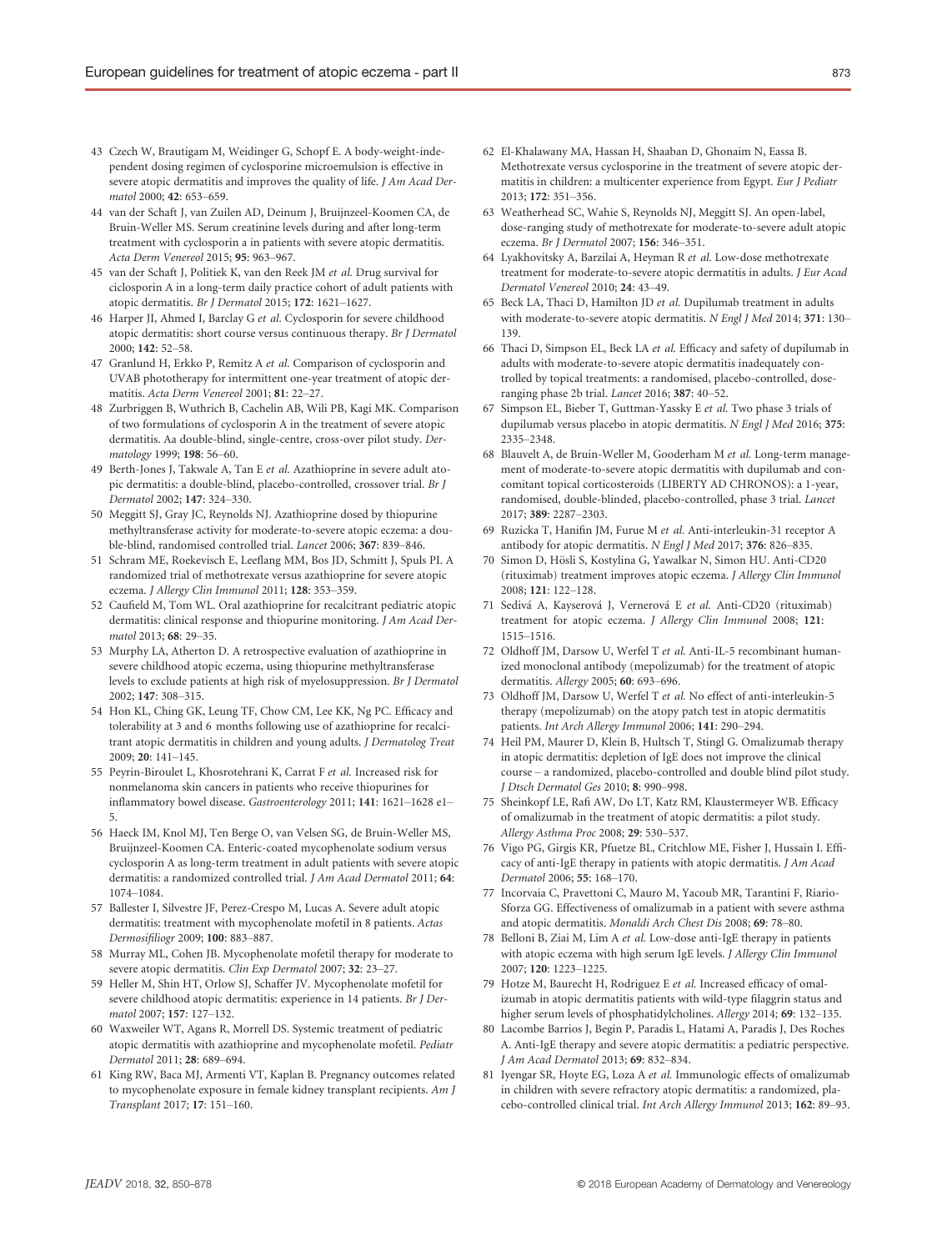43 Czech W, Brautigam M, Weidinger G, Schopf E. A body-weight-independent dosing regimen of cyclosporine microemulsion is effective in severe atopic dermatitis and improves the quality of life. *J Am Acad Dermatol* 2000; **42**: 653–659.

44 van der Schaft J, van Zuilen AD, Deinum J, Bruijnzeel-Koomen CA, de Bruin-Weller MS. Serum creatinine levels during and after long-term treatment with cyclosporin a in patients with severe atopic dermatitis. *Acta Derm Venereol* 2015; **95**: 963–967.

45 van der Schaft J, Politiek K, van den Reek JM *et al.* Drug survival for ciclosporin A in a long-term daily practice cohort of adult patients with atopic dermatitis. *Br J Dermatol* 2015; **172**: 1621–1627.

46 Harper JI, Ahmed I, Barclay G *et al.* Cyclosporin for severe childhood atopic dermatitis: short course versus continuous therapy. *Br J Dermatol* 2000; **142**: 52–58.

47 Granlund H, Erkko P, Remitz A *et al.* Comparison of cyclosporin and UVAB phototherapy for intermittent one-year treatment of atopic dermatitis. *Acta Derm Venereol* 2001; **81**: 22–27.

48 Zurbriggen B, Wuthrich B, Cachelin AB, Wili PB, Kagi MK. Comparison of two formulations of cyclosporin A in the treatment of severe atopic dermatitis. Aa double-blind, single-centre, cross-over pilot study. *Dermatology* 1999; **198**: 56–60.

49 Berth-Jones J, Takwale A, Tan E *et al.* Azathioprine in severe adult atopic dermatitis: a double-blind, placebo-controlled, crossover trial. *Br J Dermatol* 2002; **147**: 324–330.

50 Meggitt SJ, Gray JC, Reynolds NJ. Azathioprine dosed by thiopurine methyltransferase activity for moderate-to-severe atopic eczema: a double-blind, randomised controlled trial. *Lancet* 2006; **367**: 839–846.

51 Schram ME, Roekevisch E, Leeflang MM, Bos JD, Schmitt J, Spuls PI. A randomized trial of methotrexate versus azathioprine for severe atopic eczema. *J Allergy Clin Immunol* 2011; **128**: 353–359.

52 Caufield M, Tom WL. Oral azathioprine for recalcitrant pediatric atopic dermatitis: clinical response and thiopurine monitoring. *J Am Acad Dermatol* 2013; **68**: 29–35.

53 Murphy LA, Atherton D. A retrospective evaluation of azathioprine in severe childhood atopic eczema, using thiopurine methyltransferase levels to exclude patients at high risk of myelosuppression. *Br J Dermatol* 2002; **147**: 308–315.

54 Hon KL, Ching GK, Leung TF, Chow CM, Lee KK, Ng PC. Efficacy and tolerability at 3 and 6 months following use of azathioprine for recalcitrant atopic dermatitis in children and young adults. *J Dermatolog Treat* 2009; **20**: 141–145.

55 Peyrin-Biroulet L, Khosrotehrani K, Carrat F *et al.* Increased risk for nonmelanoma skin cancers in patients who receive thiopurines for inflammatory bowel disease. *Gastroenterology* 2011; **141**: 1621–1628 e1–5.

56 Haeck IM, Knol MJ, Ten Berge O, van Velsen SG, de Bruin-Weller MS, Bruijnzeel-Koomen CA. Enteric-coated mycophenolate sodium versus cyclosporin A as long-term treatment in adult patients with severe atopic dermatitis: a randomized controlled trial. *J Am Acad Dermatol* 2011; **64**: 1074–1084.

57 Ballester I, Silvestre JF, Perez-Crespo M, Lucas A. Severe adult atopic dermatitis: treatment with mycophenolate mofetil in 8 patients. *Actas Dermosifiliogr* 2009; **100**: 883–887.

58 Murray ML, Cohen JB. Mycophenolate mofetil therapy for moderate to severe atopic dermatitis. *Clin Exp Dermatol* 2007; **32**: 23–27.

59 Heller M, Shin HT, Orlow SJ, Schaffer JV. Mycophenolate mofetil for severe childhood atopic dermatitis: experience in 14 patients. *Br J Dermatol* 2007; **157**: 127–132.

60 Waxweiler WT, Agans R, Morrell DS. Systemic treatment of pediatric atopic dermatitis with azathioprine and mycophenolate mofetil. *Pediatr Dermatol* 2011; **28**: 689–694.

61 King RW, Baca MJ, Armenti VT, Kaplan B. Pregnancy outcomes related to mycophenolate exposure in female kidney transplant recipients. *Am J Transplant* 2017; **17**: 151–160.

62 El-Khalawany MA, Hassan H, Shaaban D, Ghonaim N, Eassa B. Methotrexate versus cyclosporine in the treatment of severe atopic dermatitis in children: a multicenter experience from Egypt. *Eur J Pediatr* 2013; **172**: 351–356.

63 Weatherhead SC, Wahie S, Reynolds NJ, Meggitt SJ. An open-label, dose-ranging study of methotrexate for moderate-to-severe adult atopic eczema. *Br J Dermatol* 2007; **156**: 346–351.

64 Lyakhovitsky A, Barzilai A, Heyman R *et al.* Low-dose methotrexate treatment for moderate-to-severe atopic dermatitis in adults. *J Eur Acad Dermatol Venereol* 2010; **24**: 43–49.

65 Beck LA, Thaci D, Hamilton JD *et al.* Dupilumab treatment in adults with moderate-to-severe atopic dermatitis. *N Engl J Med* 2014; **371**: 130–139.

66 Thaci D, Simpson EL, Beck LA *et al.* Efficacy and safety of dupilumab in adults with moderate-to-severe atopic dermatitis inadequately controlled by topical treatments: a randomised, placebo-controlled, dose-ranging phase 2b trial. *Lancet* 2016; **387**: 40–52.

67 Simpson EL, Bieber T, Guttman-Yassky E *et al.* Two phase 3 trials of dupilumab versus placebo in atopic dermatitis. *N Engl J Med* 2016; **375**: 2335–2348.

68 Blauvelt A, de Bruin-Weller M, Gooderham M *et al.* Long-term management of moderate-to-severe atopic dermatitis with dupilumab and concomitant topical corticosteroids (LIBERTY AD CHRONOS): a 1-year, randomised, double-blinded, placebo-controlled, phase 3 trial. *Lancet* 2017; **389**: 2287–2303.

69 Ruzicka T, Hanifin JM, Furue M *et al.* Anti-interleukin-31 receptor A antibody for atopic dermatitis. *N Engl J Med* 2017; **376**: 826–835.

70 Simon D, Hösli S, Kostylina G, Yawalkar N, Simon HU. Anti-CD20 (rituximab) treatment improves atopic eczema. *J Allergy Clin Immunol* 2008; **121**: 122–128.

71 Sedivá A, Kayserová J, Vernerová E *et al.* Anti-CD20 (rituximab) treatment for atopic eczema. *J Allergy Clin Immunol* 2008; **121**: 1515–1516.

72 Oldhoff JM, Darsow U, Werfel T *et al.* Anti-IL-5 recombinant humanized monoclonal antibody (mepolizumab) for the treatment of atopic dermatitis. *Allergy* 2005; **60**: 693–696.

73 Oldhoff JM, Darsow U, Werfel T *et al.* No effect of anti-interleukin-5 therapy (mepolizumab) on the atopy patch test in atopic dermatitis patients. *Int Arch Allergy Immunol* 2006; **141**: 290–294.

74 Heil PM, Maurer D, Klein B, Hultsch T, Stingl G. Omalizumab therapy in atopic dermatitis: depletion of IgE does not improve the clinical course – a randomized, placebo-controlled and double blind pilot study. *J Dtsch Dermatol Ges* 2010; **8**: 990–998.

75 Sheinkopf LE, Rafi AW, Do LT, Katz RM, Klaustermeyer WB. Efficacy of omalizumab in the treatment of atopic dermatitis: a pilot study. *Allergy Asthma Proc* 2008; **29**: 530–537.

76 Vigo PG, Girgis KR, Pfuetze BL, Critchlow ME, Fisher J, Hussain I. Efficacy of anti-IgE therapy in patients with atopic dermatitis. *J Am Acad Dermatol* 2006; **55**: 168–170.

77 Incorvaia C, Pravettoni C, Mauro M, Yacoub MR, Tarantini F, Riario-Sforza GG. Effectiveness of omalizumab in a patient with severe asthma and atopic dermatitis. *Monaldi Arch Chest Dis* 2008; **69**: 78–80.

78 Belloni B, Ziai M, Lim A *et al.* Low-dose anti-IgE therapy in patients with atopic eczema with high serum IgE levels. *J Allergy Clin Immunol* 2007; **120**: 1223–1225.

79 Hotze M, Baurecht H, Rodriguez E *et al.* Increased efficacy of omalizumab in atopic dermatitis patients with wild-type filaggrin status and higher serum levels of phosphatidylcholines. *Allergy* 2014; **69**: 132–135.

80 Lacombe Barrios J, Begin P, Paradis L, Hatami A, Paradis J, Des Roches A. Anti-IgE therapy and severe atopic dermatitis: a pediatric perspective. *J Am Acad Dermatol* 2013; **69**: 832–834.

81 Iyengar SR, Hoyte EG, Loza A *et al.* Immunologic effects of omalizumab in children with severe refractory atopic dermatitis: a randomized, placebo-controlled clinical trial. *Int Arch Allergy Immunol* 2013; **162**: 89–93.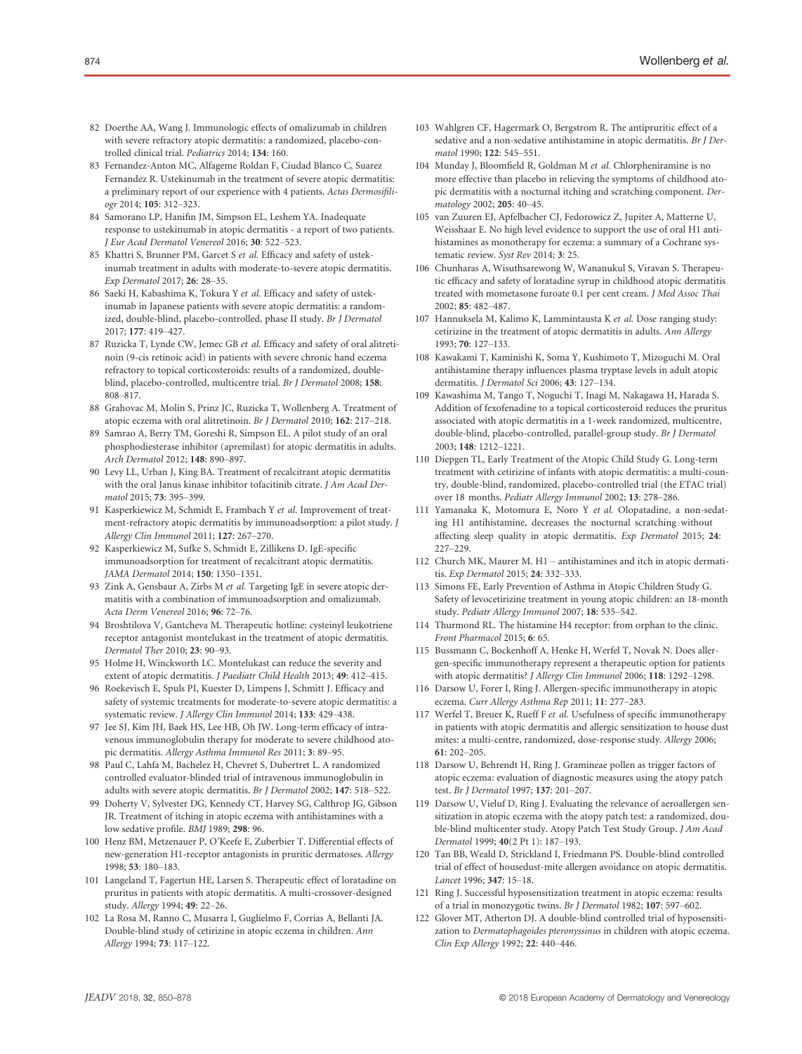82 Doerthe AA, Wang J. Immunologic effects of omalizumab in children with severe refractory atopic dermatitis: a randomized, placebo-controlled clinical trial. *Pediatrics* 2014; **134**: 160.

83 Fernandez-Anton MC, Alfageme Roldan F, Ciudad Blanco C, Suarez Fernandez R. Ustekinumab in the treatment of severe atopic dermatitis: a preliminary report of our experience with 4 patients. *Actas Dermosifiliogr* 2014; **105**: 312–323.

84 Samorano LP, Hanifin JM, Simpson EL, Leshem YA. Inadequate response to ustekinumab in atopic dermatitis - a report of two patients. *J Eur Acad Dermatol Venereol* 2016; **30**: 522–523.

85 Khattri S, Brunner PM, Garcet S *et al.* Efficacy and safety of ustekinumab treatment in adults with moderate-to-severe atopic dermatitis. *Exp Dermatol* 2017; **26**: 28–35.

86 Saeki H, Kabashima K, Tokura Y *et al.* Efficacy and safety of ustekinumab in Japanese patients with severe atopic dermatitis: a randomized, double-blind, placebo-controlled, phase II study. *Br J Dermatol* 2017; **177**: 419–427.

87 Ruzicka T, Lynde CW, Jemec GB *et al.* Efficacy and safety of oral alitretinoin (9-cis retinoic acid) in patients with severe chronic hand eczema refractory to topical corticosteroids: results of a randomized, double-blind, placebo-controlled, multicentre trial. *Br J Dermatol* 2008; **158**: 808–817.

88 Grahovac M, Molin S, Prinz JC, Ruzicka T, Wollenberg A. Treatment of atopic eczema with oral alitretinoin. *Br J Dermatol* 2010; **162**: 217–218.

89 Samrao A, Berry TM, Goreshi R, Simpson EL. A pilot study of an oral phosphodiesterase inhibitor (apremilast) for atopic dermatitis in adults. *Arch Dermatol* 2012; **148**: 890–897.

90 Levy LL, Urban J, King BA. Treatment of recalcitrant atopic dermatitis with the oral Janus kinase inhibitor tofacitinib citrate. *J Am Acad Dermatol* 2015; **73**: 395–399.

91 Kasperkiewicz M, Schmidt E, Frambach Y *et al.* Improvement of treatment-refractory atopic dermatitis by immunoadsorption: a pilot study. *J Allergy Clin Immunol* 2011; **127**: 267–270.

92 Kasperkiewicz M, Sufke S, Schmidt E, Zillikens D. IgE-specific immunoadsorption for treatment of recalcitrant atopic dermatitis. *JAMA Dermatol* 2014; **150**: 1350–1351.

93 Zink A, Gensbaur A, Zirbs M *et al.* Targeting IgE in severe atopic dermatitis with a combination of immunoadsorption and omalizumab. *Acta Derm Venereol* 2016; **96**: 72–76.

94 Broshtilova V, Gantcheva M. Therapeutic hotline: cysteinyl leukotriene receptor antagonist montelukast in the treatment of atopic dermatitis. *Dermatol Ther* 2010; **23**: 90–93.

95 Holme H, Winckworth LC. Montelukast can reduce the severity and extent of atopic dermatitis. *J Paediatr Child Health* 2013; **49**: 412–415.

96 Roekevisch E, Spuls PI, Kuester D, Limpens J, Schmitt J. Efficacy and safety of systemic treatments for moderate-to-severe atopic dermatitis: a systematic review. *J Allergy Clin Immunol* 2014; **133**: 429–438.

97 Jee SJ, Kim JH, Baek HS, Lee HB, Oh JW. Long-term efficacy of intravenous immunoglobulin therapy for moderate to severe childhood atopic dermatitis. *Allergy Asthma Immunol Res* 2011; **3**: 89–95.

98 Paul C, Lahfa M, Bachelez H, Chevret S, Dubertret L. A randomized controlled evaluator-blinded trial of intravenous immunoglobulin in adults with severe atopic dermatitis. *Br J Dermatol* 2002; **147**: 518–522.

99 Doherty V, Sylvester DG, Kennedy CT, Harvey SG, Calthrop JG, Gibson JR. Treatment of itching in atopic eczema with antihistamines with a low sedative profile. *BMJ* 1989; **298**: 96.

100 Henz BM, Metzenauer P, O'Keefe E, Zuberbier T. Differential effects of new-generation H1-receptor antagonists in pruritic dermatoses. *Allergy* 1998; **53**: 180–183.

101 Langeland T, Fagertun HE, Larsen S. Therapeutic effect of loratadine on pruritus in patients with atopic dermatitis. A multi-crossover-designed study. *Allergy* 1994; **49**: 22–26.

102 La Rosa M, Ranno C, Musarra I, Guglielmo F, Corrias A, Bellanti JA. Double-blind study of cetirizine in atopic eczema in children. *Ann Allergy* 1994; **73**: 117–122.

103 Wahlgren CF, Hagermark O, Bergstrom R. The antipruritic effect of a sedative and a non-sedative antihistamine in atopic dermatitis. *Br J Dermatol* 1990; **122**: 545–551.

104 Munday J, Bloomfield R, Goldman M *et al.* Chlorpheniramine is no more effective than placebo in relieving the symptoms of childhood atopic dermatitis with a nocturnal itching and scratching component. *Dermatology* 2002; **205**: 40–45.

105 van Zuuren EJ, Apfelbacher CJ, Fedorowicz Z, Jupiter A, Matterne U, Weisshaar E. No high level evidence to support the use of oral H1 antihistamines as monotherapy for eczema: a summary of a Cochrane systematic review. *Syst Rev* 2014; **3**: 25.

106 Chunharas A, Wisuthsarewong W, Wananukul S, Viravan S. Therapeutic efficacy and safety of loratadine syrup in childhood atopic dermatitis treated with mometasone furoate 0.1 per cent cream. *J Med Assoc Thai* 2002; **85**: 482–487.

107 Hannuksela M, Kalimo K, Lammintausta K *et al.* Dose ranging study: cetirizine in the treatment of atopic dermatitis in adults. *Ann Allergy* 1993; **70**: 127–133.

108 Kawakami T, Kaminishi K, Soma Y, Kushimoto T, Mizoguchi M. Oral antihistamine therapy influences plasma tryptase levels in adult atopic dermatitis. *J Dermatol Sci* 2006; **43**: 127–134.

109 Kawashima M, Tango T, Noguchi T, Inagi M, Nakagawa H, Harada S. Addition of fexofenadine to a topical corticosteroid reduces the pruritus associated with atopic dermatitis in a 1-week randomized, multicentre, double-blind, placebo-controlled, parallel-group study. *Br J Dermatol* 2003; **148**: 1212–1221.

110 Diepgen TL, Early Treatment of the Atopic Child Study G. Long-term treatment with cetirizine of infants with atopic dermatitis: a multi-country, double-blind, randomized, placebo-controlled trial (the ETAC trial) over 18 months. *Pediatr Allergy Immunol* 2002; **13**: 278–286.

111 Yamanaka K, Motomura E, Noro Y *et al.* Olopatadine, a non-sedating H1 antihistamine, decreases the nocturnal scratching without affecting sleep quality in atopic dermatitis. *Exp Dermatol* 2015; **24**: 227–229.

112 Church MK, Maurer M. H1 – antihistamines and itch in atopic dermatitis. *Exp Dermatol* 2015; **24**: 332–333.

113 Simons FE, Early Prevention of Asthma in Atopic Children Study G. Safety of levocetirizine treatment in young atopic children: an 18-month study. *Pediatr Allergy Immunol* 2007; **18**: 535–542.

114 Thurmond RL. The histamine H4 receptor: from orphan to the clinic. *Front Pharmacol* 2015; **6**: 65.

115 Bussmann C, Bockenhoff A, Henke H, Werfel T, Novak N. Does allergen-specific immunotherapy represent a therapeutic option for patients with atopic dermatitis? *J Allergy Clin Immunol* 2006; **118**: 1292–1298.

116 Darsow U, Forer I, Ring J. Allergen-specific immunotherapy in atopic eczema. *Curr Allergy Asthma Rep* 2011; **11**: 277–283.

117 Werfel T, Breuer K, Rueff F *et al.* Usefulness of specific immunotherapy in patients with atopic dermatitis and allergic sensitization to house dust mites: a multi-centre, randomized, dose-response study. *Allergy* 2006; **61**: 202–205.

118 Darsow U, Behrendt H, Ring J. Gramineae pollen as trigger factors of atopic eczema: evaluation of diagnostic measures using the atopy patch test. *Br J Dermatol* 1997; **137**: 201–207.

119 Darsow U, Vieluf D, Ring J. Evaluating the relevance of aeroallergen sensitization in atopic eczema with the atopy patch test: a randomized, double-blind multicenter study. Atopy Patch Test Study Group. *J Am Acad Dermatol* 1999; **40**(2 Pt 1): 187–193.

120 Tan BB, Weald D, Strickland I, Friedmann PS. Double-blind controlled trial of effect of housedust-mite allergen avoidance on atopic dermatitis. *Lancet* 1996; **347**: 15–18.

121 Ring J. Successful hyposensitization treatment in atopic eczema: results of a trial in monozygotic twins. *Br J Dermatol* 1982; **107**: 597–602.

122 Glover MT, Atherton DJ. A double-blind controlled trial of hyposensitization to *Dermatophagoides pteronyssinus* in children with atopic eczema. *Clin Exp Allergy* 1992; **22**: 440–446.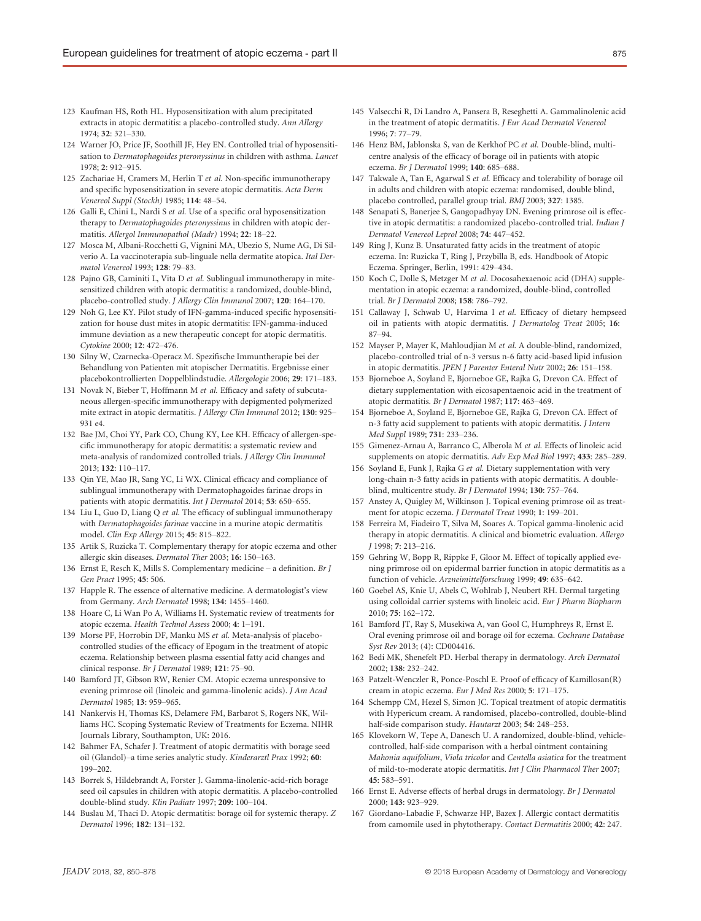123 Kaufman HS, Roth HL. Hyposensitization with alum precipitated extracts in atopic dermatitis: a placebo-controlled study. *Ann Allergy* 1974; **32**: 321–330.

124 Warner JO, Price JF, Soothill JF, Hey EN. Controlled trial of hyposensitisation to *Dermatophagoides pteronyssinus* in children with asthma. *Lancet* 1978; **2**: 912–915.

125 Zachariae H, Cramers M, Herlin T *et al.* Non-specific immunotherapy and specific hyposensitization in severe atopic dermatitis. *Acta Derm Venereol Suppl (Stockh)* 1985; **114**: 48–54.

126 Galli E, Chini L, Nardi S *et al.* Use of a specific oral hyposensitization therapy to *Dermatophagoides pteronyssinus* in children with atopic dermatitis. *Allergol Immunopathol (Madr)* 1994; **22**: 18–22.

127 Mosca M, Albani-Rocchetti G, Vignini MA, Ubezio S, Nume AG, Di Silverio A. La vaccinoterapia sub-linguale nella dermatite atopica. *Ital Dermatol Venereol* 1993; **128**: 79–83.

128 Pajno GB, Caminiti L, Vita D *et al.* Sublingual immunotherapy in mite-sensitized children with atopic dermatitis: a randomized, double-blind, placebo-controlled study. *J Allergy Clin Immunol* 2007; **120**: 164–170.

129 Noh G, Lee KY. Pilot study of IFN-gamma-induced specific hyposensitization for house dust mites in atopic dermatitis: IFN-gamma-induced immune deviation as a new therapeutic concept for atopic dermatitis. *Cytokine* 2000; **12**: 472–476.

130 Silny W, Czarnecka-Operacz M. Spezifische Immuntherapie bei der Behandlung von Patienten mit atopischer Dermatitis. Ergebnisse einer placebokontrollierten Doppelblindstudie. *Allergologie* 2006; **29**: 171–183.

131 Novak N, Bieber T, Hoffmann M *et al.* Efficacy and safety of subcutaneous allergen-specific immunotherapy with depigmented polymerized mite extract in atopic dermatitis. *J Allergy Clin Immunol* 2012; **130**: 925–931 e4.

132 Bae JM, Choi YY, Park CO, Chung KY, Lee KH. Efficacy of allergen-specific immunotherapy for atopic dermatitis: a systematic review and meta-analysis of randomized controlled trials. *J Allergy Clin Immunol* 2013; **132**: 110–117.

133 Qin YE, Mao JR, Sang YC, Li WX. Clinical efficacy and compliance of sublingual immunotherapy with Dermatophagoides farinae drops in patients with atopic dermatitis. *Int J Dermatol* 2014; **53**: 650–655.

134 Liu L, Guo D, Liang Q *et al.* The efficacy of sublingual immunotherapy with *Dermatophagoides farinae* vaccine in a murine atopic dermatitis model. *Clin Exp Allergy* 2015; **45**: 815–822.

135 Artik S, Ruzicka T. Complementary therapy for atopic eczema and other allergic skin diseases. *Dermatol Ther* 2003; **16**: 150–163.

136 Ernst E, Resch K, Mills S. Complementary medicine – a definition. *Br J Gen Pract* 1995; **45**: 506.

137 Happle R. The essence of alternative medicine. A dermatologist's view from Germany. *Arch Dermatol* 1998; **134**: 1455–1460.

138 Hoare C, Li Wan Po A, Williams H. Systematic review of treatments for atopic eczema. *Health Technol Assess* 2000; **4**: 1–191.

139 Morse PF, Horrobin DF, Manku MS *et al.* Meta-analysis of placebo-controlled studies of the efficacy of Epogam in the treatment of atopic eczema. Relationship between plasma essential fatty acid changes and clinical response. *Br J Dermatol* 1989; **121**: 75–90.

140 Bamford JT, Gibson RW, Renier CM. Atopic eczema unresponsive to evening primrose oil (linoleic and gamma-linolenic acids). *J Am Acad Dermatol* 1985; **13**: 959–965.

141 Nankervis H, Thomas KS, Delamere FM, Barbarot S, Rogers NK, Williams HC. Scoping Systematic Review of Treatments for Eczema. NIHR Journals Library, Southampton, UK: 2016.

142 Bahmer FA, Schafer J. Treatment of atopic dermatitis with borage seed oil (Glandol)–a time series analytic study. *Kinderarztl Prax* 1992; **60**: 199–202.

143 Borrek S, Hildebrandt A, Forster J. Gamma-linolenic-acid-rich borage seed oil capsules in children with atopic dermatitis. A placebo-controlled double-blind study. *Klin Padiatr* 1997; **209**: 100–104.

144 Buslau M, Thaci D. Atopic dermatitis: borage oil for systemic therapy. *Z Dermatol* 1996; **182**: 131–132.

145 Valsecchi R, Di Landro A, Pansera B, Reseghetti A. Gammalinolenic acid in the treatment of atopic dermatitis. *J Eur Acad Dermatol Venereol* 1996; **7**: 77–79.

146 Henz BM, Jablonska S, van de Kerkhof PC *et al.* Double-blind, multicentre analysis of the efficacy of borage oil in patients with atopic eczema. *Br J Dermatol* 1999; **140**: 685–688.

147 Takwale A, Tan E, Agarwal S *et al.* Efficacy and tolerability of borage oil in adults and children with atopic eczema: randomised, double blind, placebo controlled, parallel group trial. *BMJ* 2003; **327**: 1385.

148 Senapati S, Banerjee S, Gangopadhyay DN. Evening primrose oil is effective in atopic dermatitis: a randomized placebo-controlled trial. *Indian J Dermatol Venereol Leprol* 2008; **74**: 447–452.

149 Ring J, Kunz B. Unsaturated fatty acids in the treatment of atopic eczema. In: Ruzicka T, Ring J, Przybilla B, eds. Handbook of Atopic Eczema. Springer, Berlin, 1991: 429–434.

150 Koch C, Dolle S, Metzger M *et al.* Docosahexaenoic acid (DHA) supplementation in atopic eczema: a randomized, double-blind, controlled trial. *Br J Dermatol* 2008; **158**: 786–792.

151 Callaway J, Schwab U, Harvima I *et al.* Efficacy of dietary hempseed oil in patients with atopic dermatitis. *J Dermatolog Treat* 2005; **16**: 87–94.

152 Mayser P, Mayer K, Mahloudjian M *et al.* A double-blind, randomized, placebo-controlled trial of n-3 versus n-6 fatty acid-based lipid infusion in atopic dermatitis. *JPEN J Parenter Enteral Nutr* 2002; **26**: 151–158.

153 Bjorneboe A, Soyland E, Bjorneboe GE, Rajka G, Drevon CA. Effect of dietary supplementation with eicosapentaenoic acid in the treatment of atopic dermatitis. *Br J Dermatol* 1987; **117**: 463–469.

154 Bjorneboe A, Soyland E, Bjorneboe GE, Rajka G, Drevon CA. Effect of n-3 fatty acid supplement to patients with atopic dermatitis. *J Intern Med Suppl* 1989; **731**: 233–236.

155 Gimenez-Arnau A, Barranco C, Alberola M *et al.* Effects of linoleic acid supplements on atopic dermatitis. *Adv Exp Med Biol* 1997; **433**: 285–289.

156 Soyland E, Funk J, Rajka G *et al.* Dietary supplementation with very long-chain n-3 fatty acids in patients with atopic dermatitis. A double-blind, multicentre study. *Br J Dermatol* 1994; **130**: 757–764.

157 Anstey A, Quigley M, Wilkinson J. Topical evening primrose oil as treatment for atopic eczema. *J Dermatol Treat* 1990; **1**: 199–201.

158 Ferreira M, Fiadeiro T, Silva M, Soares A. Topical gamma-linolenic acid therapy in atopic dermatitis. A clinical and biometric evaluation. *Allergo J* 1998; **7**: 213–216.

159 Gehring W, Bopp R, Rippke F, Gloor M. Effect of topically applied evening primrose oil on epidermal barrier function in atopic dermatitis as a function of vehicle. *Arzneimittelforschung* 1999; **49**: 635–642.

160 Goebel AS, Knie U, Abels C, Wohlrab J, Neubert RH. Dermal targeting using colloidal carrier systems with linoleic acid. *Eur J Pharm Biopharm* 2010; **75**: 162–172.

161 Bamford JT, Ray S, Musekiwa A, van Gool C, Humphreys R, Ernst E. Oral evening primrose oil and borage oil for eczema. *Cochrane Database Syst Rev* 2013; (4): CD004416.

162 Bedi MK, Shenefelt PD. Herbal therapy in dermatology. *Arch Dermatol* 2002; **138**: 232–242.

163 Patzelt-Wenczler R, Ponce-Poschl E. Proof of efficacy of Kamillosan(R) cream in atopic eczema. *Eur J Med Res* 2000; **5**: 171–175.

164 Schempp CM, Hezel S, Simon JC. Topical treatment of atopic dermatitis with Hypericum cream. A randomised, placebo-controlled, double-blind half-side comparison study. *Hautarzt* 2003; **54**: 248–253.

165 Klovekorn W, Tepe A, Danesch U. A randomized, double-blind, vehicle-controlled, half-side comparison with a herbal ointment containing *Mahonia aquifolium*, *Viola tricolor* and *Centella asiatica* for the treatment of mild-to-moderate atopic dermatitis. *Int J Clin Pharmacol Ther* 2007; **45**: 583–591.

166 Ernst E. Adverse effects of herbal drugs in dermatology. *Br J Dermatol* 2000; **143**: 923–929.

167 Giordano-Labadie F, Schwarze HP, Bazex J. Allergic contact dermatitis from camomile used in phytotherapy. *Contact Dermatitis* 2000; **42**: 247.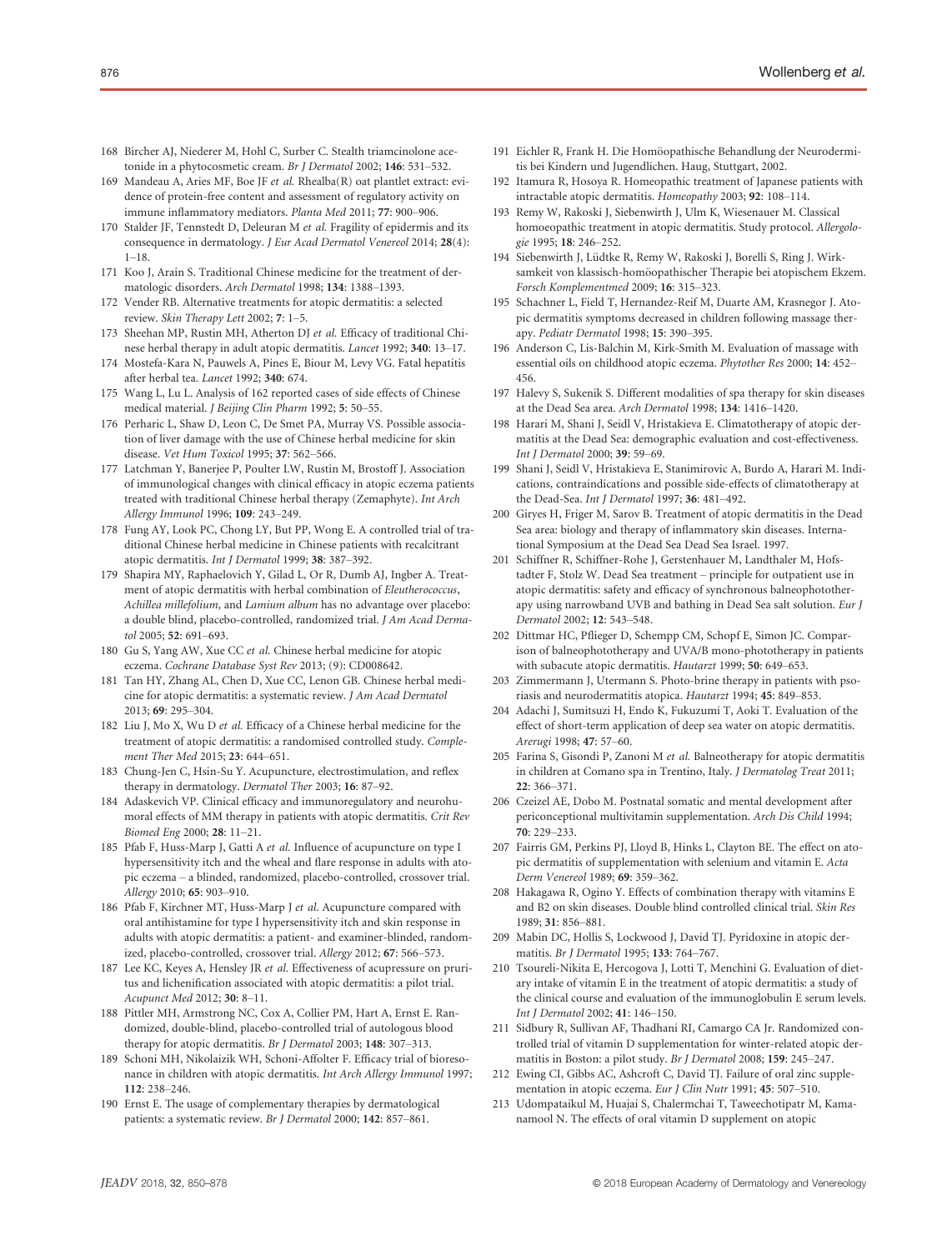168 Bircher AJ, Niederer M, Hohl C, Surber C. Stealth triamcinolone acetonide in a phytocosmetic cream. *Br J Dermatol* 2002; **146**: 531–532.

169 Mandeau A, Aries MF, Boe JF *et al.* Rhealba(R) oat plantlet extract: evidence of protein-free content and assessment of regulatory activity on immune inflammatory mediators. *Planta Med* 2011; **77**: 900–906.

170 Stalder JF, Tennstedt D, Deleuran M *et al.* Fragility of epidermis and its consequence in dermatology. *J Eur Acad Dermatol Venereol* 2014; **28**(4): 1–18.

171 Koo J, Arain S. Traditional Chinese medicine for the treatment of dermatologic disorders. *Arch Dermatol* 1998; **134**: 1388–1393.

172 Vender RB. Alternative treatments for atopic dermatitis: a selected review. *Skin Therapy Lett* 2002; **7**: 1–5.

173 Sheehan MP, Rustin MH, Atherton DJ *et al.* Efficacy of traditional Chinese herbal therapy in adult atopic dermatitis. *Lancet* 1992; **340**: 13–17.

174 Mostefa-Kara N, Pauwels A, Pines E, Biour M, Levy VG. Fatal hepatitis after herbal tea. *Lancet* 1992; **340**: 674.

175 Wang L, Lu L. Analysis of 162 reported cases of side effects of Chinese medical material. *J Beijing Clin Pharm* 1992; **5**: 50–55.

176 Perharic L, Shaw D, Leon C, De Smet PA, Murray VS. Possible association of liver damage with the use of Chinese herbal medicine for skin disease. *Vet Hum Toxicol* 1995; **37**: 562–566.

177 Latchman Y, Banerjee P, Poulter LW, Rustin M, Brostoff J. Association of immunological changes with clinical efficacy in atopic eczema patients treated with traditional Chinese herbal therapy (Zemaphyte). *Int Arch Allergy Immunol* 1996; **109**: 243–249.

178 Fung AY, Look PC, Chong LY, But PP, Wong E. A controlled trial of traditional Chinese herbal medicine in Chinese patients with recalcitrant atopic dermatitis. *Int J Dermatol* 1999; **38**: 387–392.

179 Shapira MY, Raphaelovich Y, Gilad L, Or R, Dumb AJ, Ingber A. Treatment of atopic dermatitis with herbal combination of *Eleutherococcus*, *Achillea millefolium*, and *Lamium album* has no advantage over placebo: a double blind, placebo-controlled, randomized trial. *J Am Acad Dermatol* 2005; **52**: 691–693.

180 Gu S, Yang AW, Xue CC *et al.* Chinese herbal medicine for atopic eczema. *Cochrane Database Syst Rev* 2013; (9): CD008642.

181 Tan HY, Zhang AL, Chen D, Xue CC, Lenon GB. Chinese herbal medicine for atopic dermatitis: a systematic review. *J Am Acad Dermatol* 2013; **69**: 295–304.

182 Liu J, Mo X, Wu D *et al.* Efficacy of a Chinese herbal medicine for the treatment of atopic dermatitis: a randomised controlled study. *Complement Ther Med* 2015; **23**: 644–651.

183 Chung-Jen C, Hsin-Su Y. Acupuncture, electrostimulation, and reflex therapy in dermatology. *Dermatol Ther* 2003; **16**: 87–92.

184 Adaskevich VP. Clinical efficacy and immunoregulatory and neurohumoral effects of MM therapy in patients with atopic dermatitis. *Crit Rev Biomed Eng* 2000; **28**: 11–21.

185 Pfab F, Huss-Marp J, Gatti A *et al.* Influence of acupuncture on type I hypersensitivity itch and the wheal and flare response in adults with atopic eczema – a blinded, randomized, placebo-controlled, crossover trial. *Allergy* 2010; **65**: 903–910.

186 Pfab F, Kirchner MT, Huss-Marp J *et al.* Acupuncture compared with oral antihistamine for type I hypersensitivity itch and skin response in adults with atopic dermatitis: a patient- and examiner-blinded, randomized, placebo-controlled, crossover trial. *Allergy* 2012; **67**: 566–573.

187 Lee KC, Keyes A, Hensley JR *et al.* Effectiveness of acupressure on pruritus and lichenification associated with atopic dermatitis: a pilot trial. *Acupunct Med* 2012; **30**: 8–11.

188 Pittler MH, Armstrong NC, Cox A, Collier PM, Hart A, Ernst E. Randomized, double-blind, placebo-controlled trial of autologous blood therapy for atopic dermatitis. *Br J Dermatol* 2003; **148**: 307–313.

189 Schoni MH, Nikolaizik WH, Schoni-Affolter F. Efficacy trial of bioresonance in children with atopic dermatitis. *Int Arch Allergy Immunol* 1997; **112**: 238–246.

190 Ernst E. The usage of complementary therapies by dermatological patients: a systematic review. *Br J Dermatol* 2000; **142**: 857–861.

191 Eichler R, Frank H. Die Homöopathische Behandlung der Neurodermitis bei Kindern und Jugendlichen. Haug, Stuttgart, 2002.

192 Itamura R, Hosoya R. Homeopathic treatment of Japanese patients with intractable atopic dermatitis. *Homeopathy* 2003; **92**: 108–114.

193 Remy W, Rakoski J, Siebenwirth J, Ulm K, Wiesenauer M. Classical homoeopathic treatment in atopic dermatitis. Study protocol. *Allergologie* 1995; **18**: 246–252.

194 Siebenwirth J, Lüdtke R, Remy W, Rakoski J, Borelli S, Ring J. Wirksamkeit von klassisch-homöopathischer Therapie bei atopischem Ekzem. *Forsch Komplementmed* 2009; **16**: 315–323.

195 Schachner L, Field T, Hernandez-Reif M, Duarte AM, Krasnegor J. Atopic dermatitis symptoms decreased in children following massage therapy. *Pediatr Dermatol* 1998; **15**: 390–395.

196 Anderson C, Lis-Balchin M, Kirk-Smith M. Evaluation of massage with essential oils on childhood atopic eczema. *Phytother Res* 2000; **14**: 452–456.

197 Halevy S, Sukenik S. Different modalities of spa therapy for skin diseases at the Dead Sea area. *Arch Dermatol* 1998; **134**: 1416–1420.

198 Harari M, Shani J, Seidl V, Hristakieva E. Climatotherapy of atopic dermatitis at the Dead Sea: demographic evaluation and cost-effectiveness. *Int J Dermatol* 2000; **39**: 59–69.

199 Shani J, Seidl V, Hristakieva E, Stanimirovic A, Burdo A, Harari M. Indications, contraindications and possible side-effects of climatotherapy at the Dead-Sea. *Int J Dermatol* 1997; **36**: 481–492.

200 Giryes H, Friger M, Sarov B. Treatment of atopic dermatitis in the Dead Sea area: biology and therapy of inflammatory skin diseases. International Symposium at the Dead Sea Dead Sea Israel. 1997.

201 Schiffner R, Schiffner-Rohe J, Gerstenhauer M, Landthaler M, Hofstadter F, Stolz W. Dead Sea treatment – principle for outpatient use in atopic dermatitis: safety and efficacy of synchronous balneophototherapy using narrowband UVB and bathing in Dead Sea salt solution. *Eur J Dermatol* 2002; **12**: 543–548.

202 Dittmar HC, Pflieger D, Schempp CM, Schopf E, Simon JC. Comparison of balneophototherapy and UVA/B mono-phototherapy in patients with subacute atopic dermatitis. *Hautarzt* 1999; **50**: 649–653.

203 Zimmermann J, Utermann S. Photo-brine therapy in patients with psoriasis and neurodermatitis atopica. *Hautarzt* 1994; **45**: 849–853.

204 Adachi J, Sumitsuzi H, Endo K, Fukuzumi T, Aoki T. Evaluation of the effect of short-term application of deep sea water on atopic dermatitis. *Arerugi* 1998; **47**: 57–60.

205 Farina S, Gisondi P, Zanoni M *et al.* Balneotherapy for atopic dermatitis in children at Comano spa in Trentino, Italy. *J Dermatolog Treat* 2011; **22**: 366–371.

206 Czeizel AE, Dobo M. Postnatal somatic and mental development after periconceptional multivitamin supplementation. *Arch Dis Child* 1994; **70**: 229–233.

207 Fairris GM, Perkins PJ, Lloyd B, Hinks L, Clayton BE. The effect on atopic dermatitis of supplementation with selenium and vitamin E. *Acta Derm Venereol* 1989; **69**: 359–362.

208 Hakagawa R, Ogino Y. Effects of combination therapy with vitamins E and B2 on skin diseases. Double blind controlled clinical trial. *Skin Res* 1989; **31**: 856–881.

209 Mabin DC, Hollis S, Lockwood J, David TJ. Pyridoxine in atopic dermatitis. *Br J Dermatol* 1995; **133**: 764–767.

210 Tsoureli-Nikita E, Hercogova J, Lotti T, Menchini G. Evaluation of dietary intake of vitamin E in the treatment of atopic dermatitis: a study of the clinical course and evaluation of the immunoglobulin E serum levels. *Int J Dermatol* 2002; **41**: 146–150.

211 Sidbury R, Sullivan AF, Thadhani RI, Camargo CA Jr. Randomized controlled trial of vitamin D supplementation for winter-related atopic dermatitis in Boston: a pilot study. *Br J Dermatol* 2008; **159**: 245–247.

212 Ewing CI, Gibbs AC, Ashcroft C, David TJ. Failure of oral zinc supplementation in atopic eczema. *Eur J Clin Nutr* 1991; **45**: 507–510.

213 Udompataikul M, Huajai S, Chalermchai T, Taweechotipatr M, Kamanamool N. The effects of oral vitamin D supplement on atopic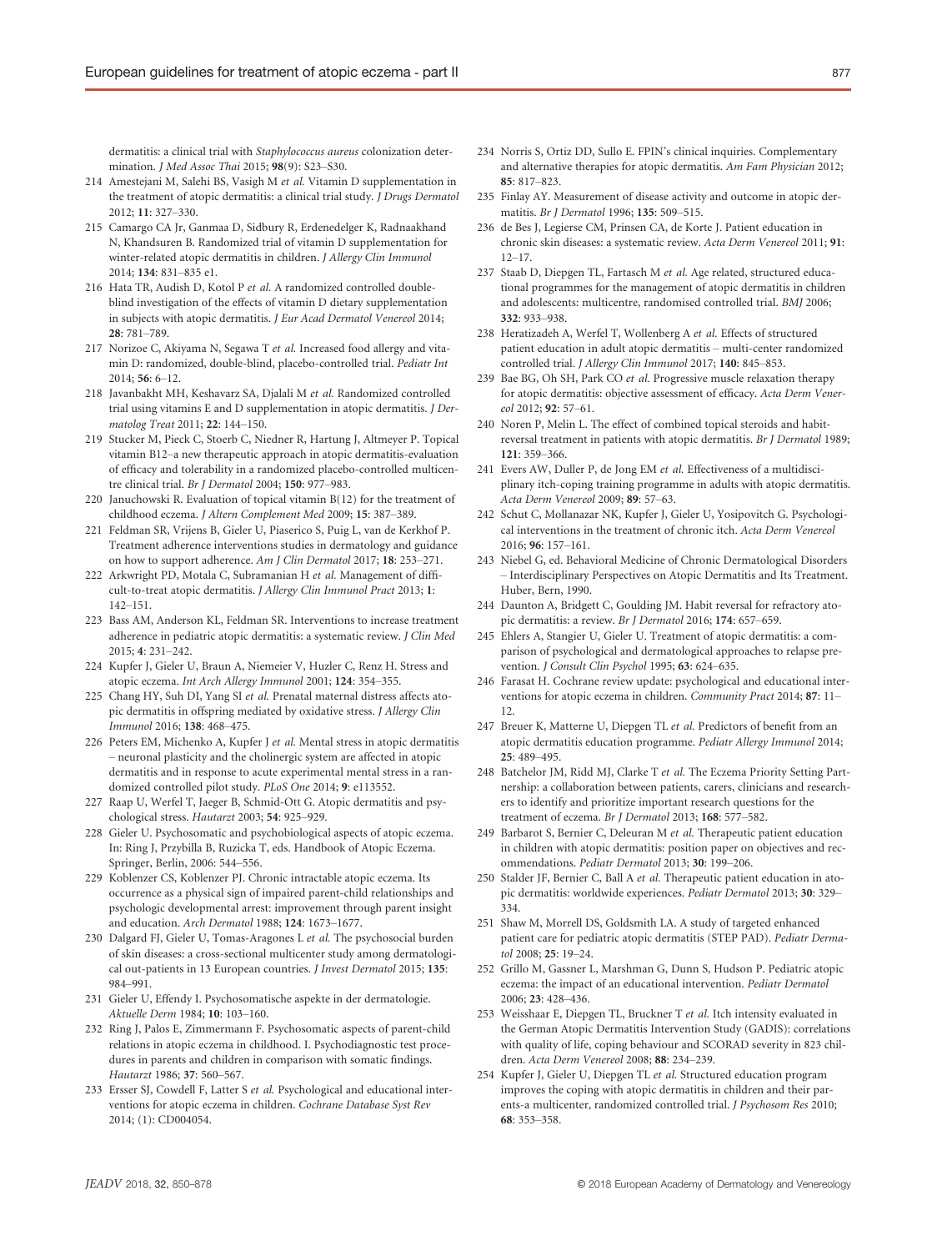dermatitis: a clinical trial with *Staphylococcus aureus* colonization determination. *J Med Assoc Thai* 2015; **98**(9): S23–S30.

214 Amestejani M, Salehi BS, Vasigh M *et al.* Vitamin D supplementation in the treatment of atopic dermatitis: a clinical trial study. *J Drugs Dermatol* 2012; **11**: 327–330.

215 Camargo CA Jr, Ganmaa D, Sidbury R, Erdenedelger K, Radnaakhand N, Khandsuren B. Randomized trial of vitamin D supplementation for winter-related atopic dermatitis in children. *J Allergy Clin Immunol* 2014; **134**: 831–835 e1.

216 Hata TR, Audish D, Kotol P *et al.* A randomized controlled double-blind investigation of the effects of vitamin D dietary supplementation in subjects with atopic dermatitis. *J Eur Acad Dermatol Venereol* 2014; **28**: 781–789.

217 Norizoe C, Akiyama N, Segawa T *et al.* Increased food allergy and vitamin D: randomized, double-blind, placebo-controlled trial. *Pediatr Int* 2014; **56**: 6–12.

218 Javanbakht MH, Keshavarz SA, Djalali M *et al.* Randomized controlled trial using vitamins E and D supplementation in atopic dermatitis. *J Dermatolog Treat* 2011; **22**: 144–150.

219 Stucker M, Pieck C, Stoerb C, Niedner R, Hartung J, Altmeyer P. Topical vitamin B12–a new therapeutic approach in atopic dermatitis-evaluation of efficacy and tolerability in a randomized placebo-controlled multicentre clinical trial. *Br J Dermatol* 2004; **150**: 977–983.

220 Januchowski R. Evaluation of topical vitamin B(12) for the treatment of childhood eczema. *J Altern Complement Med* 2009; **15**: 387–389.

221 Feldman SR, Vrijens B, Gieler U, Piaserico S, Puig L, van de Kerkhof P. Treatment adherence interventions studies in dermatology and guidance on how to support adherence. *Am J Clin Dermatol* 2017; **18**: 253–271.

222 Arkwright PD, Motala C, Subramanian H *et al.* Management of difficult-to-treat atopic dermatitis. *J Allergy Clin Immunol Pract* 2013; **1**: 142–151.

223 Bass AM, Anderson KL, Feldman SR. Interventions to increase treatment adherence in pediatric atopic dermatitis: a systematic review. *J Clin Med* 2015; **4**: 231–242.

224 Kupfer J, Gieler U, Braun A, Niemeier V, Huzler C, Renz H. Stress and atopic eczema. *Int Arch Allergy Immunol* 2001; **124**: 354–355.

225 Chang HY, Suh DI, Yang SI *et al.* Prenatal maternal distress affects atopic dermatitis in offspring mediated by oxidative stress. *J Allergy Clin Immunol* 2016; **138**: 468–475.

226 Peters EM, Michenko A, Kupfer J *et al.* Mental stress in atopic dermatitis – neuronal plasticity and the cholinergic system are affected in atopic dermatitis and in response to acute experimental mental stress in a randomized controlled pilot study. *PLoS One* 2014; **9**: e113552.

227 Raap U, Werfel T, Jaeger B, Schmid-Ott G. Atopic dermatitis and psychological stress. *Hautarzt* 2003; **54**: 925–929.

228 Gieler U. Psychosomatic and psychobiological aspects of atopic eczema. In: Ring J, Przybilla B, Ruzicka T, eds. Handbook of Atopic Eczema. Springer, Berlin, 2006: 544–556.

229 Koblenzer CS, Koblenzer PJ. Chronic intractable atopic eczema. Its occurrence as a physical sign of impaired parent-child relationships and psychologic developmental arrest: improvement through parent insight and education. *Arch Dermatol* 1988; **124**: 1673–1677.

230 Dalgard FJ, Gieler U, Tomas-Aragones L *et al.* The psychosocial burden of skin diseases: a cross-sectional multicenter study among dermatological out-patients in 13 European countries. *J Invest Dermatol* 2015; **135**: 984–991.

231 Gieler U, Effendy I. Psychosomatische aspekte in der dermatologie. *Aktuelle Derm* 1984; **10**: 103–160.

232 Ring J, Palos E, Zimmermann F. Psychosomatic aspects of parent-child relations in atopic eczema in childhood. I. Psychodiagnostic test procedures in parents and children in comparison with somatic findings. *Hautarzt* 1986; **37**: 560–567.

233 Ersser SJ, Cowdell F, Latter S *et al.* Psychological and educational interventions for atopic eczema in children. *Cochrane Database Syst Rev* 2014; (1): CD004054.

234 Norris S, Ortiz DD, Sullo E. FPIN's clinical inquiries. Complementary and alternative therapies for atopic dermatitis. *Am Fam Physician* 2012; **85**: 817–823.

235 Finlay AY. Measurement of disease activity and outcome in atopic dermatitis. *Br J Dermatol* 1996; **135**: 509–515.

236 de Bes J, Legierse CM, Prinsen CA, de Korte J. Patient education in chronic skin diseases: a systematic review. *Acta Derm Venereol* 2011; **91**: 12–17.

237 Staab D, Diepgen TL, Fartasch M *et al.* Age related, structured educational programmes for the management of atopic dermatitis in children and adolescents: multicentre, randomised controlled trial. *BMJ* 2006; **332**: 933–938.

238 Heratizadeh A, Werfel T, Wollenberg A *et al.* Effects of structured patient education in adult atopic dermatitis – multi-center randomized controlled trial. *J Allergy Clin Immunol* 2017; **140**: 845–853.

239 Bae BG, Oh SH, Park CO *et al.* Progressive muscle relaxation therapy for atopic dermatitis: objective assessment of efficacy. *Acta Derm Venereol* 2012; **92**: 57–61.

240 Noren P, Melin L. The effect of combined topical steroids and habit-reversal treatment in patients with atopic dermatitis. *Br J Dermatol* 1989; **121**: 359–366.

241 Evers AW, Duller P, de Jong EM *et al.* Effectiveness of a multidisciplinary itch-coping training programme in adults with atopic dermatitis. *Acta Derm Venereol* 2009; **89**: 57–63.

242 Schut C, Mollanazar NK, Kupfer J, Gieler U, Yosipovitch G. Psychological interventions in the treatment of chronic itch. *Acta Derm Venereol* 2016; **96**: 157–161.

243 Niebel G, ed. Behavioral Medicine of Chronic Dermatological Disorders – Interdisciplinary Perspectives on Atopic Dermatitis and Its Treatment. Huber, Bern, 1990.

244 Daunton A, Bridgett C, Goulding JM. Habit reversal for refractory atopic dermatitis: a review. *Br J Dermatol* 2016; **174**: 657–659.

245 Ehlers A, Stangier U, Gieler U. Treatment of atopic dermatitis: a comparison of psychological and dermatological approaches to relapse prevention. *J Consult Clin Psychol* 1995; **63**: 624–635.

246 Farasat H. Cochrane review update: psychological and educational interventions for atopic eczema in children. *Community Pract* 2014; **87**: 11–12.

247 Breuer K, Matterne U, Diepgen TL *et al.* Predictors of benefit from an atopic dermatitis education programme. *Pediatr Allergy Immunol* 2014; **25**: 489–495.

248 Batchelor JM, Ridd MJ, Clarke T *et al.* The Eczema Priority Setting Partnership: a collaboration between patients, carers, clinicians and researchers to identify and prioritize important research questions for the treatment of eczema. *Br J Dermatol* 2013; **168**: 577–582.

249 Barbarot S, Bernier C, Deleuran M *et al.* Therapeutic patient education in children with atopic dermatitis: position paper on objectives and recommendations. *Pediatr Dermatol* 2013; **30**: 199–206.

250 Stalder JF, Bernier C, Ball A *et al.* Therapeutic patient education in atopic dermatitis: worldwide experiences. *Pediatr Dermatol* 2013; **30**: 329–334.

251 Shaw M, Morrell DS, Goldsmith LA. A study of targeted enhanced patient care for pediatric atopic dermatitis (STEP PAD). *Pediatr Dermatol* 2008; **25**: 19–24.

252 Grillo M, Gassner L, Marshman G, Dunn S, Hudson P. Pediatric atopic eczema: the impact of an educational intervention. *Pediatr Dermatol* 2006; **23**: 428–436.

253 Weisshaar E, Diepgen TL, Bruckner T *et al.* Itch intensity evaluated in the German Atopic Dermatitis Intervention Study (GADIS): correlations with quality of life, coping behaviour and SCORAD severity in 823 children. *Acta Derm Venereol* 2008; **88**: 234–239.

254 Kupfer J, Gieler U, Diepgen TL *et al.* Structured education program improves the coping with atopic dermatitis in children and their parents-a multicenter, randomized controlled trial. *J Psychosom Res* 2010; **68**: 353–358.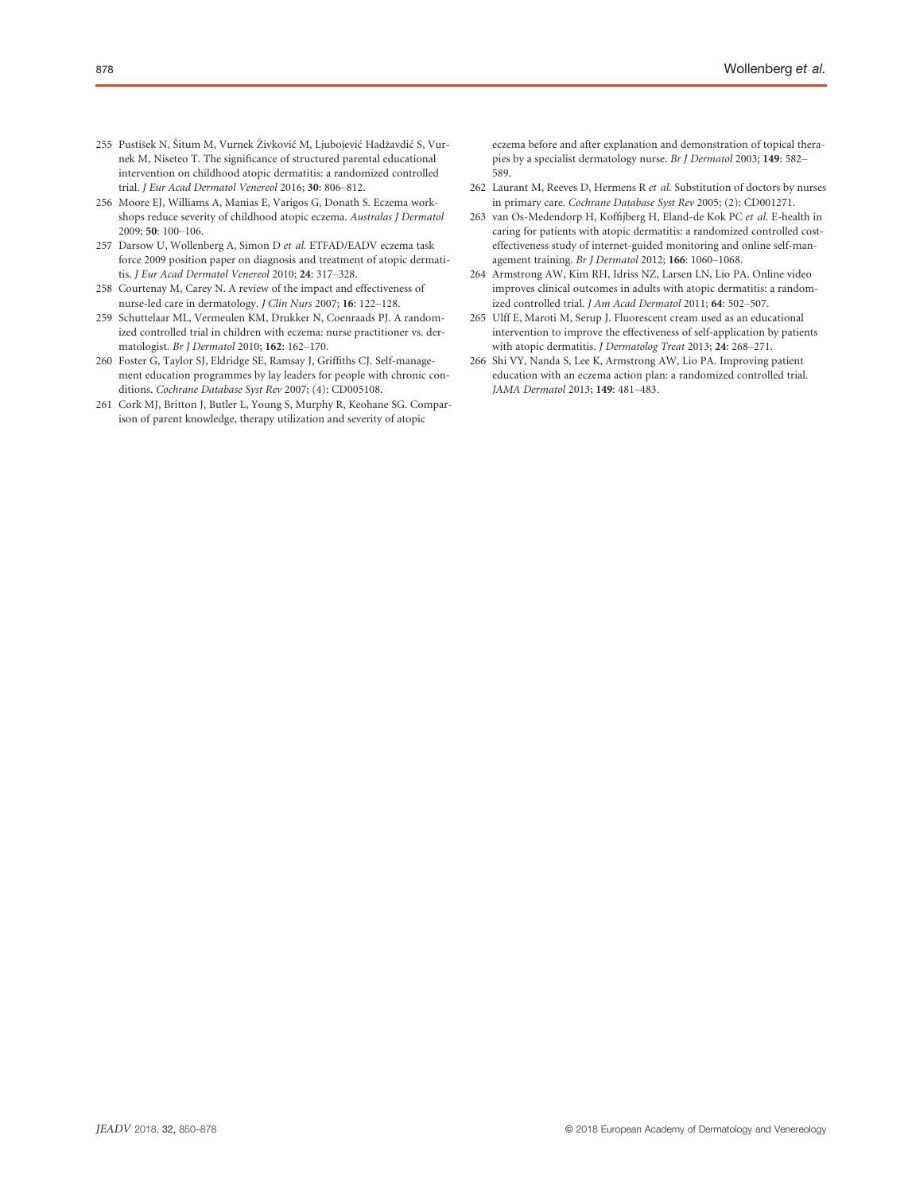255 Pustišek N, Šitum M, Vurnek Živković M, Ljubojević Hadžavdić S, Vurnek M, Niseteo T. The significance of structured parental educational intervention on childhood atopic dermatitis: a randomized controlled trial. *J Eur Acad Dermatol Venereol* 2016; **30**: 806–812.

256 Moore EJ, Williams A, Manias E, Varigos G, Donath S. Eczema workshops reduce severity of childhood atopic eczema. *Australas J Dermatol* 2009; **50**: 100–106.

257 Darsow U, Wollenberg A, Simon D *et al.* ETFAD/EADV eczema task force 2009 position paper on diagnosis and treatment of atopic dermatitis. *J Eur Acad Dermatol Venereol* 2010; **24**: 317–328.

258 Courtenay M, Carey N. A review of the impact and effectiveness of nurse-led care in dermatology. *J Clin Nurs* 2007; **16**: 122–128.

259 Schuttelaar ML, Vermeulen KM, Drukker N, Coenraads PJ. A randomized controlled trial in children with eczema: nurse practitioner vs. dermatologist. *Br J Dermatol* 2010; **162**: 162–170.

260 Foster G, Taylor SJ, Eldridge SE, Ramsay J, Griffiths CJ. Self-management education programmes by lay leaders for people with chronic conditions. *Cochrane Database Syst Rev* 2007; (4): CD005108.

261 Cork MJ, Britton J, Butler L, Young S, Murphy R, Keohane SG. Comparison of parent knowledge, therapy utilization and severity of atopic eczema before and after explanation and demonstration of topical therapies by a specialist dermatology nurse. *Br J Dermatol* 2003; **149**: 582–589.

262 Laurant M, Reeves D, Hermens R *et al.* Substitution of doctors by nurses in primary care. *Cochrane Database Syst Rev* 2005; (2): CD001271.

263 van Os-Medendorp H, Koffijberg H, Eland-de Kok PC *et al.* E-health in caring for patients with atopic dermatitis: a randomized controlled cost-effectiveness study of internet-guided monitoring and online self-management training. *Br J Dermatol* 2012; **166**: 1060–1068.

264 Armstrong AW, Kim RH, Idriss NZ, Larsen LN, Lio PA. Online video improves clinical outcomes in adults with atopic dermatitis: a randomized controlled trial. *J Am Acad Dermatol* 2011; **64**: 502–507.

265 Ulff E, Maroti M, Serup J. Fluorescent cream used as an educational intervention to improve the effectiveness of self-application by patients with atopic dermatitis. *J Dermatolog Treat* 2013; **24**: 268–271.

266 Shi VY, Nanda S, Lee K, Armstrong AW, Lio PA. Improving patient education with an eczema action plan: a randomized controlled trial. *JAMA Dermatol* 2013; **149**: 481–483.